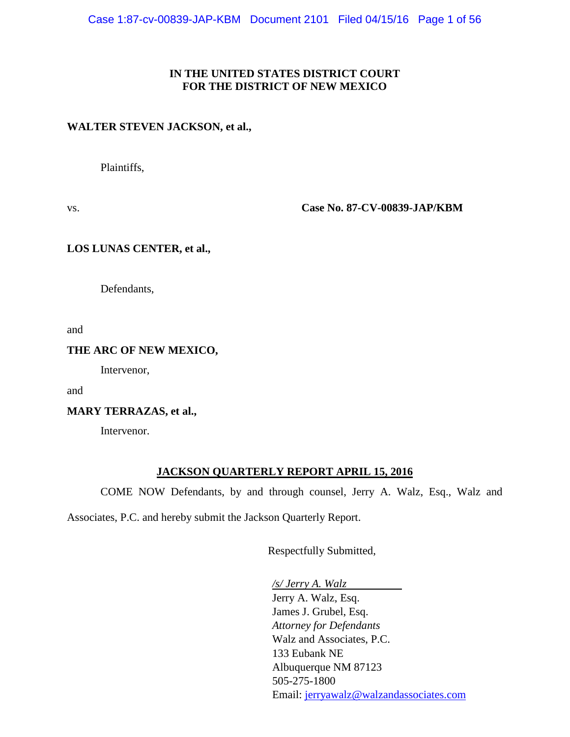**IN THE UNITED STATES DISTRICT COURT**
**FOR THE DISTRICT OF NEW MEXICO**

**WALTER STEVEN JACKSON, et al.,**

Plaintiffs,

vs. **Case No. 87-CV-00839-JAP/KBM**

**LOS LUNAS CENTER, et al.,**

Defendants,

and

**THE ARC OF NEW MEXICO,**

Intervenor,

and

**MARY TERRAZAS, et al.,**

Intervenor.

**JACKSON QUARTERLY REPORT APRIL 15, 2016**

COME NOW Defendants, by and through counsel, Jerry A. Walz, Esq., Walz and Associates, P.C. and hereby submit the Jackson Quarterly Report.

Respectfully Submitted,

*/s/ Jerry A. Walz*
Jerry A. Walz, Esq.
James J. Grubel, Esq.
*Attorney for Defendants*
Walz and Associates, P.C.
133 Eubank NE
Albuquerque NM 87123
505-275-1800
Email: jerryawalz@walzandassociates.com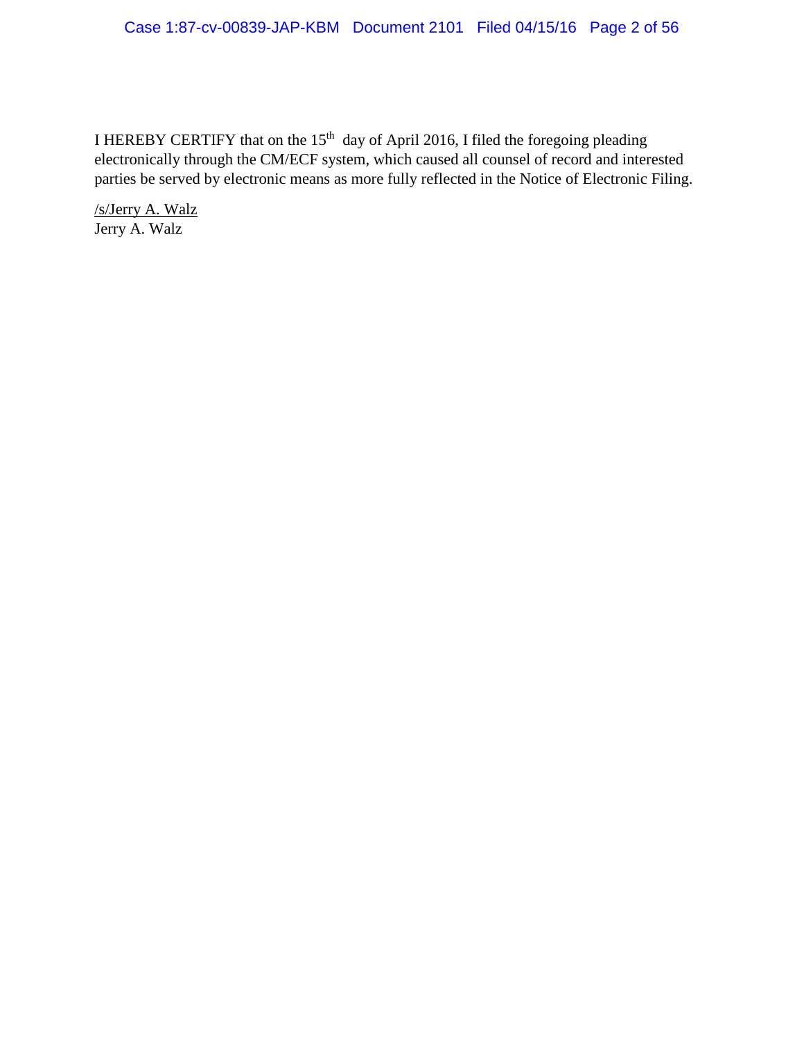I HEREBY CERTIFY that on the 15th day of April 2016, I filed the foregoing pleading electronically through the CM/ECF system, which caused all counsel of record and interested parties be served by electronic means as more fully reflected in the Notice of Electronic Filing.

/s/Jerry A. Walz
Jerry A. Walz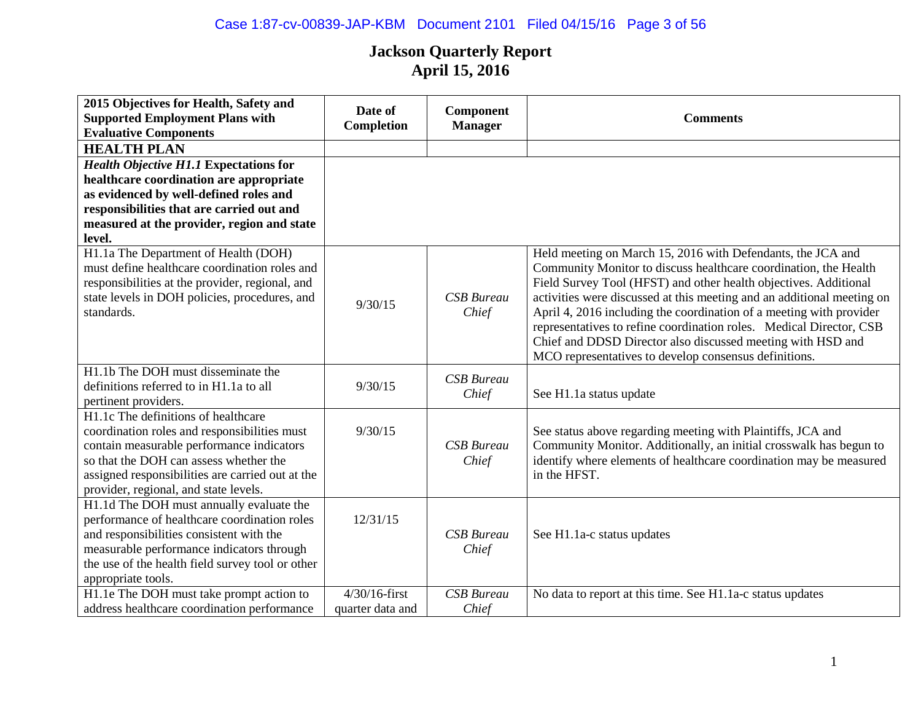# Jackson Quarterly Report
## April 15, 2016

| 2015 Objectives for Health, Safety and Supported Employment Plans with Evaluative Components | Date of Completion | Component Manager | Comments |
|---|---|---|---|
| **HEALTH PLAN** | | | |
| ***Health Objective H1.1*** **Expectations for healthcare coordination are appropriate as evidenced by well-defined roles and responsibilities that are carried out and measured at the provider, region and state level.** | | | |
| H1.1a The Department of Health (DOH) must define healthcare coordination roles and responsibilities at the provider, regional, and state levels in DOH policies, procedures, and standards. | 9/30/15 | *CSB Bureau Chief* | Held meeting on March 15, 2016 with Defendants, the JCA and Community Monitor to discuss healthcare coordination, the Health Field Survey Tool (HFST) and other health objectives. Additional activities were discussed at this meeting and an additional meeting on April 4, 2016 including the coordination of a meeting with provider representatives to refine coordination roles. Medical Director, CSB Chief and DDSD Director also discussed meeting with HSD and MCO representatives to develop consensus definitions. |
| H1.1b The DOH must disseminate the definitions referred to in H1.1a to all pertinent providers. | 9/30/15 | *CSB Bureau Chief* | See H1.1a status update |
| H1.1c The definitions of healthcare coordination roles and responsibilities must contain measurable performance indicators so that the DOH can assess whether the assigned responsibilities are carried out at the provider, regional, and state levels. | 9/30/15 | *CSB Bureau Chief* | See status above regarding meeting with Plaintiffs, JCA and Community Monitor. Additionally, an initial crosswalk has begun to identify where elements of healthcare coordination may be measured in the HFST. |
| H1.1d The DOH must annually evaluate the performance of healthcare coordination roles and responsibilities consistent with the measurable performance indicators through the use of the health field survey tool or other appropriate tools. | 12/31/15 | *CSB Bureau Chief* | See H1.1a-c status updates |
| H1.1e The DOH must take prompt action to address healthcare coordination performance | 4/30/16-first quarter data and | *CSB Bureau Chief* | No data to report at this time. See H1.1a-c status updates |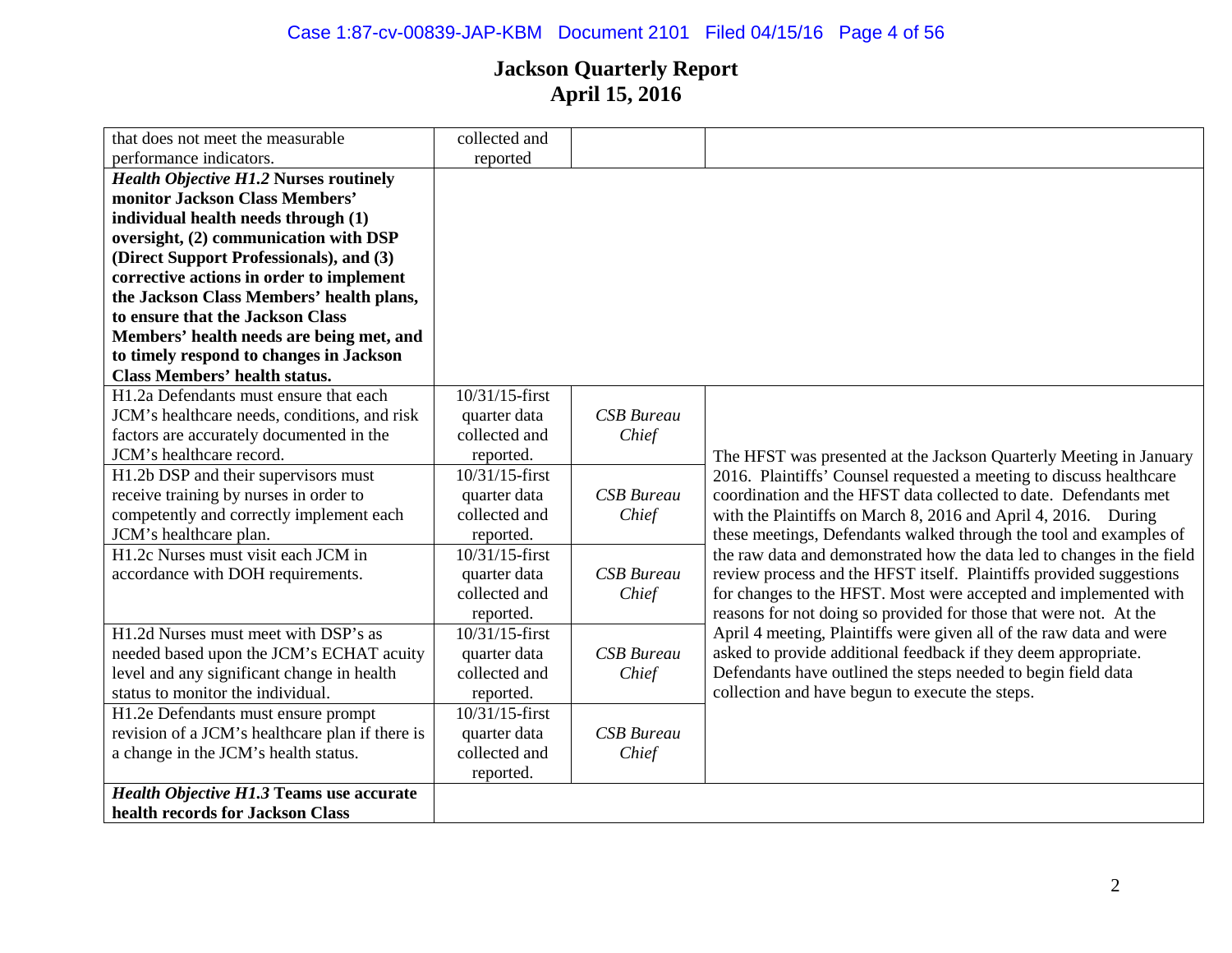# Jackson Quarterly Report
## April 15, 2016

| | | | |
|---|---|---|---|
| that does not meet the measurable performance indicators. | collected and reported | | |
| ***Health Objective H1.2* Nurses routinely monitor Jackson Class Members' individual health needs through (1) oversight, (2) communication with DSP (Direct Support Professionals), and (3) corrective actions in order to implement the Jackson Class Members' health plans, to ensure that the Jackson Class Members' health needs are being met, and to timely respond to changes in Jackson Class Members' health status.** | | | |
| H1.2a Defendants must ensure that each JCM's healthcare needs, conditions, and risk factors are accurately documented in the JCM's healthcare record. | 10/31/15-first quarter data collected and reported. | *CSB Bureau Chief* | The HFST was presented at the Jackson Quarterly Meeting in January 2016. Plaintiffs' Counsel requested a meeting to discuss healthcare coordination and the HFST data collected to date. Defendants met with the Plaintiffs on March 8, 2016 and April 4, 2016. During these meetings, Defendants walked through the tool and examples of the raw data and demonstrated how the data led to changes in the field review process and the HFST itself. Plaintiffs provided suggestions for changes to the HFST. Most were accepted and implemented with reasons for not doing so provided for those that were not. At the April 4 meeting, Plaintiffs were given all of the raw data and were asked to provide additional feedback if they deem appropriate. Defendants have outlined the steps needed to begin field data collection and have begun to execute the steps. |
| H1.2b DSP and their supervisors must receive training by nurses in order to competently and correctly implement each JCM's healthcare plan. | 10/31/15-first quarter data collected and reported. | *CSB Bureau Chief* | |
| H1.2c Nurses must visit each JCM in accordance with DOH requirements. | 10/31/15-first quarter data collected and reported. | *CSB Bureau Chief* | |
| H1.2d Nurses must meet with DSP's as needed based upon the JCM's ECHAT acuity level and any significant change in health status to monitor the individual. | 10/31/15-first quarter data collected and reported. | *CSB Bureau Chief* | |
| H1.2e Defendants must ensure prompt revision of a JCM's healthcare plan if there is a change in the JCM's health status. | 10/31/15-first quarter data collected and reported. | *CSB Bureau Chief* | |
| ***Health Objective H1.3* Teams use accurate health records for Jackson Class** | | | |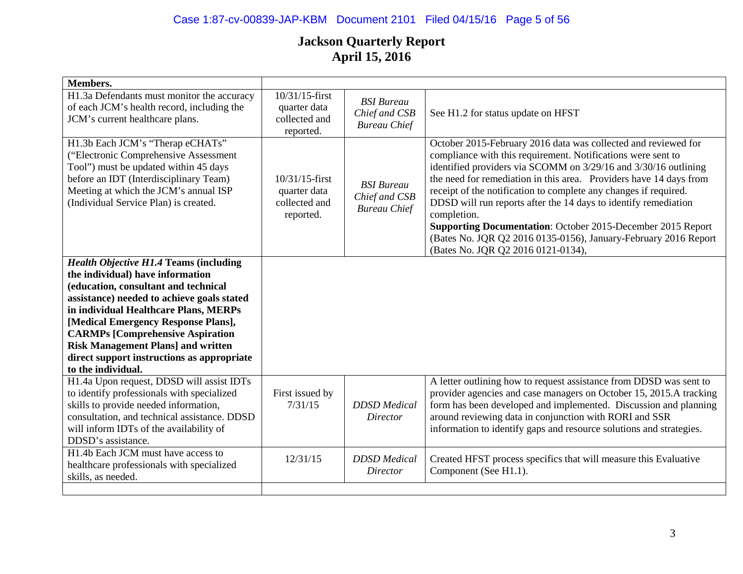# Jackson Quarterly Report
## April 15, 2016

| | | | |
|---|---|---|---|
| **Members.** | | | |
| H1.3a Defendants must monitor the accuracy of each JCM's health record, including the JCM's current healthcare plans. | 10/31/15-first quarter data collected and reported. | *BSI Bureau Chief and CSB Bureau Chief* | See H1.2 for status update on HFST |
| H1.3b Each JCM's "Therap eCHATs" ("Electronic Comprehensive Assessment Tool") must be updated within 45 days before an IDT (Interdisciplinary Team) Meeting at which the JCM's annual ISP (Individual Service Plan) is created. | 10/31/15-first quarter data collected and reported. | *BSI Bureau Chief and CSB Bureau Chief* | October 2015-February 2016 data was collected and reviewed for compliance with this requirement. Notifications were sent to identified providers via SCOMM on 3/29/16 and 3/30/16 outlining the need for remediation in this area. Providers have 14 days from receipt of the notification to complete any changes if required. DDSD will run reports after the 14 days to identify remediation completion. **Supporting Documentation**: October 2015-December 2015 Report (Bates No. JQR Q2 2016 0135-0156), January-February 2016 Report (Bates No. JQR Q2 2016 0121-0134), |
| ***Health Objective H1.4*** **Teams (including the individual) have information (education, consultant and technical assistance) needed to achieve goals stated in individual Healthcare Plans, MERPs [Medical Emergency Response Plans], CARMPs [Comprehensive Aspiration Risk Management Plans] and written direct support instructions as appropriate to the individual.** | | | |
| H1.4a Upon request, DDSD will assist IDTs to identify professionals with specialized skills to provide needed information, consultation, and technical assistance. DDSD will inform IDTs of the availability of DDSD's assistance. | First issued by 7/31/15 | *DDSD Medical Director* | A letter outlining how to request assistance from DDSD was sent to provider agencies and case managers on October 15, 2015.A tracking form has been developed and implemented. Discussion and planning around reviewing data in conjunction with RORI and SSR information to identify gaps and resource solutions and strategies. |
| H1.4b Each JCM must have access to healthcare professionals with specialized skills, as needed. | 12/31/15 | *DDSD Medical Director* | Created HFST process specifics that will measure this Evaluative Component (See H1.1). |
| | | | |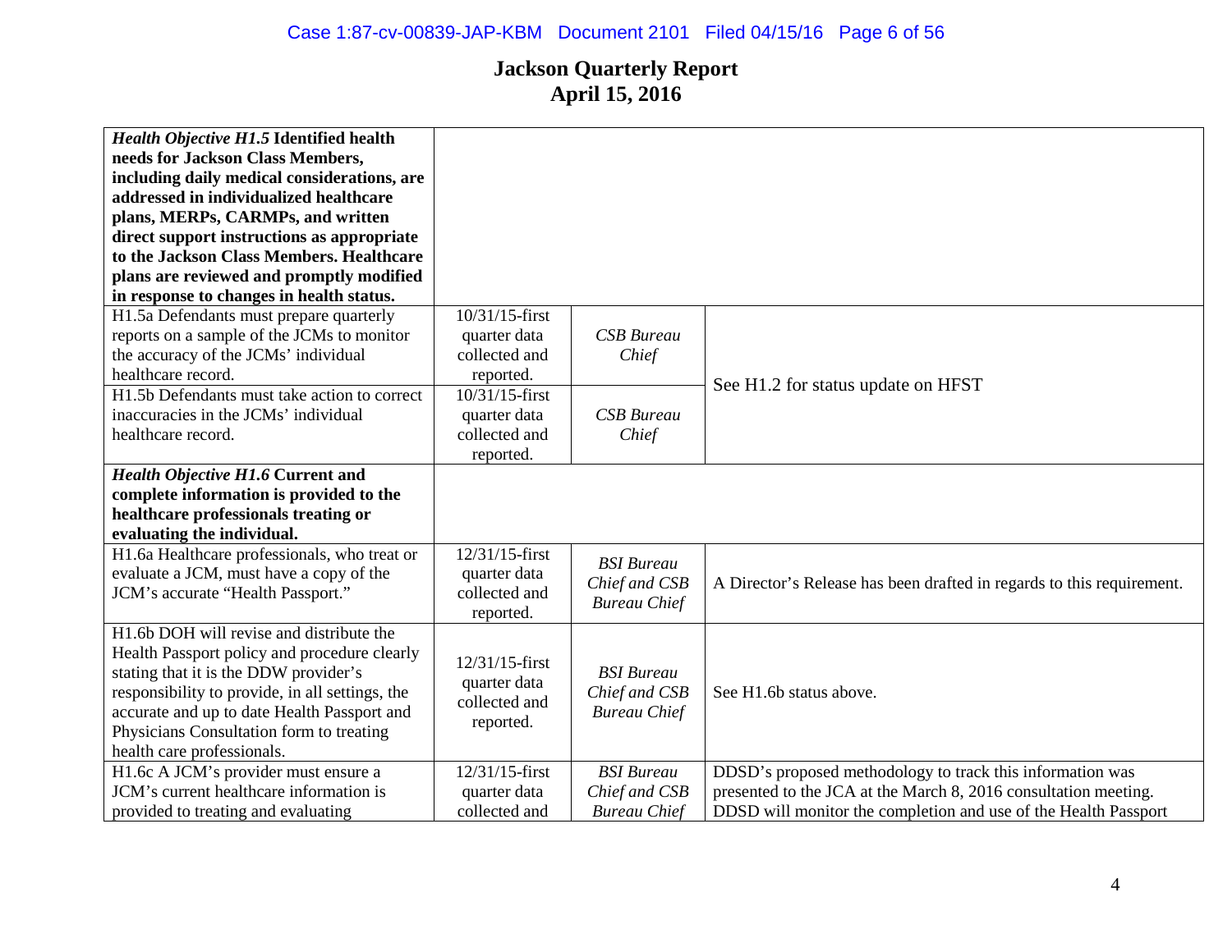# Jackson Quarterly Report
## April 15, 2016

| | | | |
|---|---|---|---|
| ***Health Objective H1.5*** **Identified health needs for Jackson Class Members, including daily medical considerations, are addressed in individualized healthcare plans, MERPs, CARMPs, and written direct support instructions as appropriate to the Jackson Class Members. Healthcare plans are reviewed and promptly modified in response to changes in health status.** | | | |
| H1.5a Defendants must prepare quarterly reports on a sample of the JCMs to monitor the accuracy of the JCMs' individual healthcare record. | 10/31/15-first quarter data collected and reported. | *CSB Bureau Chief* | See H1.2 for status update on HFST |
| H1.5b Defendants must take action to correct inaccuracies in the JCMs' individual healthcare record. | 10/31/15-first quarter data collected and reported. | *CSB Bureau Chief* | |
| ***Health Objective H1.6*** **Current and complete information is provided to the healthcare professionals treating or evaluating the individual.** | | | |
| H1.6a Healthcare professionals, who treat or evaluate a JCM, must have a copy of the JCM's accurate "Health Passport." | 12/31/15-first quarter data collected and reported. | *BSI Bureau Chief and CSB Bureau Chief* | A Director's Release has been drafted in regards to this requirement. |
| H1.6b DOH will revise and distribute the Health Passport policy and procedure clearly stating that it is the DDW provider's responsibility to provide, in all settings, the accurate and up to date Health Passport and Physicians Consultation form to treating health care professionals. | 12/31/15-first quarter data collected and reported. | *BSI Bureau Chief and CSB Bureau Chief* | See H1.6b status above. |
| H1.6c A JCM's provider must ensure a JCM's current healthcare information is provided to treating and evaluating | 12/31/15-first quarter data collected and | *BSI Bureau Chief and CSB Bureau Chief* | DDSD's proposed methodology to track this information was presented to the JCA at the March 8, 2016 consultation meeting. DDSD will monitor the completion and use of the Health Passport |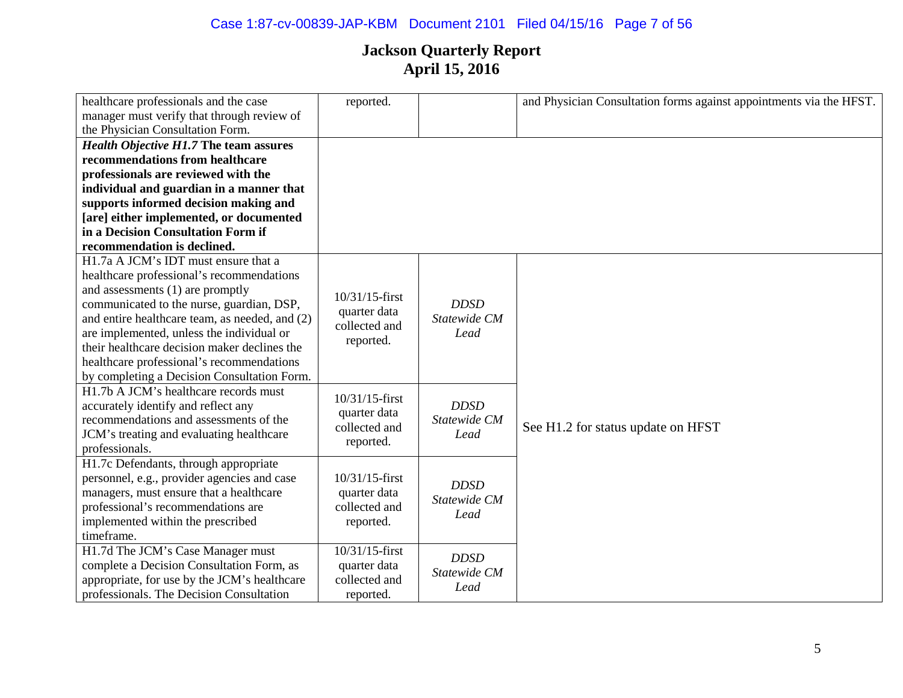# Jackson Quarterly Report
# April 15, 2016

| | | | |
|---|---|---|---|
| healthcare professionals and the case manager must verify that through review of the Physician Consultation Form. | reported. | | and Physician Consultation forms against appointments via the HFST. |
| ***Health Objective H1.7*** **The team assures recommendations from healthcare professionals are reviewed with the individual and guardian in a manner that supports informed decision making and [are] either implemented, or documented in a Decision Consultation Form if recommendation is declined.** | | | |
| H1.7a A JCM's IDT must ensure that a healthcare professional's recommendations and assessments (1) are promptly communicated to the nurse, guardian, DSP, and entire healthcare team, as needed, and (2) are implemented, unless the individual or their healthcare decision maker declines the healthcare professional's recommendations by completing a Decision Consultation Form. | 10/31/15-first quarter data collected and reported. | *DDSD Statewide CM Lead* | See H1.2 for status update on HFST |
| H1.7b A JCM's healthcare records must accurately identify and reflect any recommendations and assessments of the JCM's treating and evaluating healthcare professionals. | 10/31/15-first quarter data collected and reported. | *DDSD Statewide CM Lead* | |
| H1.7c Defendants, through appropriate personnel, e.g., provider agencies and case managers, must ensure that a healthcare professional's recommendations are implemented within the prescribed timeframe. | 10/31/15-first quarter data collected and reported. | *DDSD Statewide CM Lead* | |
| H1.7d The JCM's Case Manager must complete a Decision Consultation Form, as appropriate, for use by the JCM's healthcare professionals. The Decision Consultation | 10/31/15-first quarter data collected and reported. | *DDSD Statewide CM Lead* | |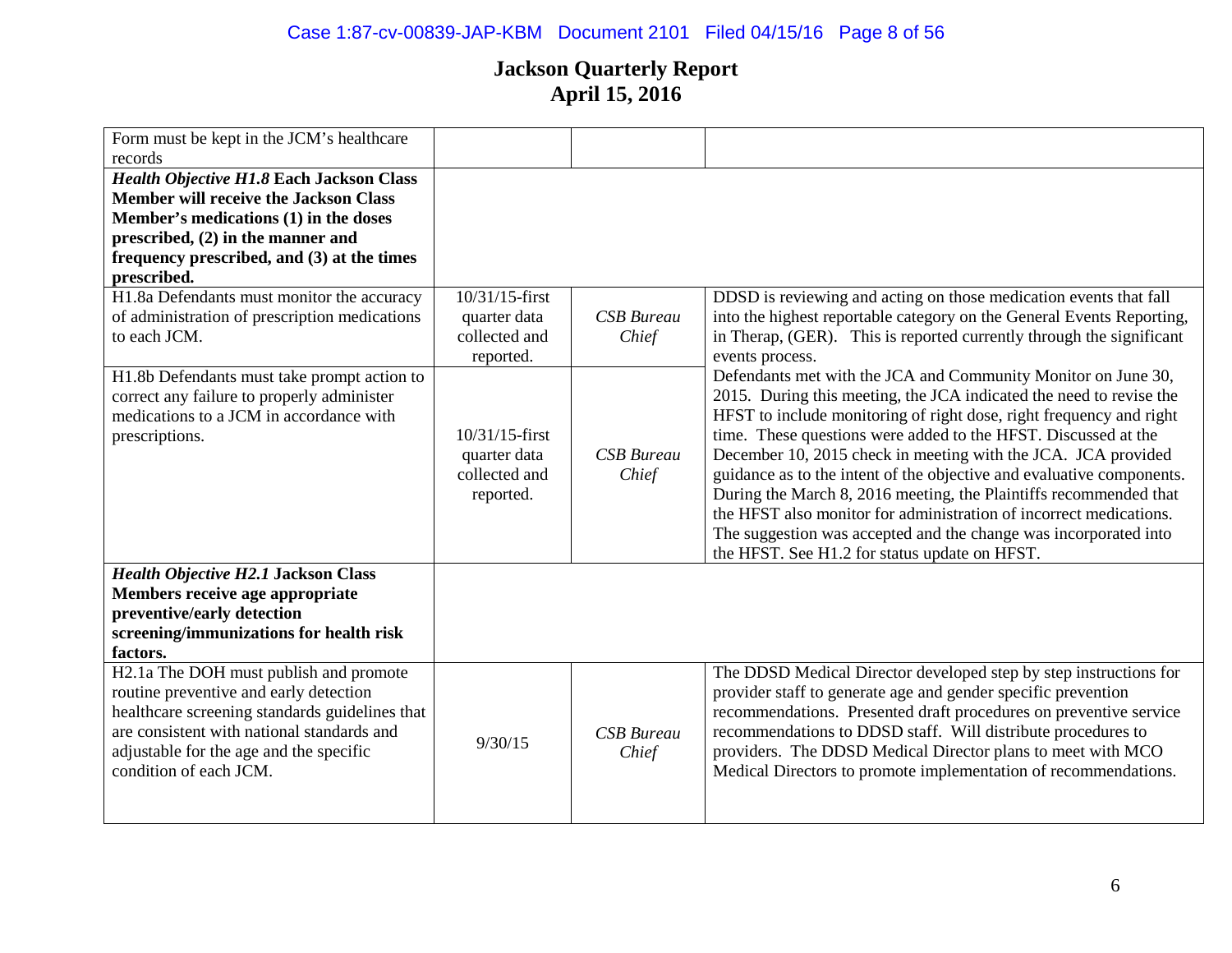# Jackson Quarterly Report
## April 15, 2016

| | | | |
|---|---|---|---|
| Form must be kept in the JCM's healthcare records | | | |
| ***Health Objective H1.8* Each Jackson Class Member will receive the Jackson Class Member's medications (1) in the doses prescribed, (2) in the manner and frequency prescribed, and (3) at the times prescribed.** | | | |
| H1.8a Defendants must monitor the accuracy of administration of prescription medications to each JCM. | 10/31/15-first quarter data collected and reported. | *CSB Bureau Chief* | DDSD is reviewing and acting on those medication events that fall into the highest reportable category on the General Events Reporting, in Therap, (GER). This is reported currently through the significant events process. Defendants met with the JCA and Community Monitor on June 30, 2015. During this meeting, the JCA indicated the need to revise the HFST to include monitoring of right dose, right frequency and right time. These questions were added to the HFST. Discussed at the December 10, 2015 check in meeting with the JCA. JCA provided guidance as to the intent of the objective and evaluative components. During the March 8, 2016 meeting, the Plaintiffs recommended that the HFST also monitor for administration of incorrect medications. The suggestion was accepted and the change was incorporated into the HFST. See H1.2 for status update on HFST. |
| H1.8b Defendants must take prompt action to correct any failure to properly administer medications to a JCM in accordance with prescriptions. | 10/31/15-first quarter data collected and reported. | *CSB Bureau Chief* | |
| ***Health Objective H2.1* Jackson Class Members receive age appropriate preventive/early detection screening/immunizations for health risk factors.** | | | |
| H2.1a The DOH must publish and promote routine preventive and early detection healthcare screening standards guidelines that are consistent with national standards and adjustable for the age and the specific condition of each JCM. | 9/30/15 | *CSB Bureau Chief* | The DDSD Medical Director developed step by step instructions for provider staff to generate age and gender specific prevention recommendations. Presented draft procedures on preventive service recommendations to DDSD staff. Will distribute procedures to providers. The DDSD Medical Director plans to meet with MCO Medical Directors to promote implementation of recommendations. |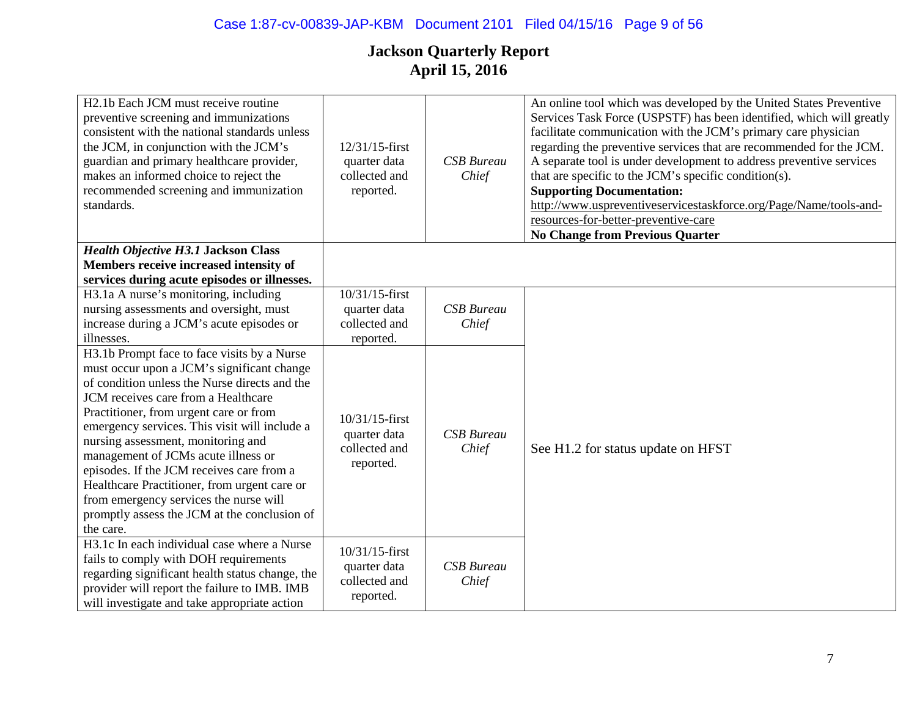**Jackson Quarterly Report**
**April 15, 2016**

| | | | |
|---|---|---|---|
| H2.1b Each JCM must receive routine preventive screening and immunizations consistent with the national standards unless the JCM, in conjunction with the JCM's guardian and primary healthcare provider, makes an informed choice to reject the recommended screening and immunization standards. | 12/31/15-first quarter data collected and reported. | *CSB Bureau Chief* | An online tool which was developed by the United States Preventive Services Task Force (USPSTF) has been identified, which will greatly facilitate communication with the JCM's primary care physician regarding the preventive services that are recommended for the JCM. A separate tool is under development to address preventive services that are specific to the JCM's specific condition(s). **Supporting Documentation:** http://www.uspreventiveservicestaskforce.org/Page/Name/tools-and-resources-for-better-preventive-care **No Change from Previous Quarter** |
| ***Health Objective H3.1* Jackson Class Members receive increased intensity of services during acute episodes or illnesses.** | | | |
| H3.1a A nurse's monitoring, including nursing assessments and oversight, must increase during a JCM's acute episodes or illnesses. | 10/31/15-first quarter data collected and reported. | *CSB Bureau Chief* | See H1.2 for status update on HFST |
| H3.1b Prompt face to face visits by a Nurse must occur upon a JCM's significant change of condition unless the Nurse directs and the JCM receives care from a Healthcare Practitioner, from urgent care or from emergency services. This visit will include a nursing assessment, monitoring and management of JCMs acute illness or episodes. If the JCM receives care from a Healthcare Practitioner, from urgent care or from emergency services the nurse will promptly assess the JCM at the conclusion of the care. | 10/31/15-first quarter data collected and reported. | *CSB Bureau Chief* | |
| H3.1c In each individual case where a Nurse fails to comply with DOH requirements regarding significant health status change, the provider will report the failure to IMB. IMB will investigate and take appropriate action | 10/31/15-first quarter data collected and reported. | *CSB Bureau Chief* | |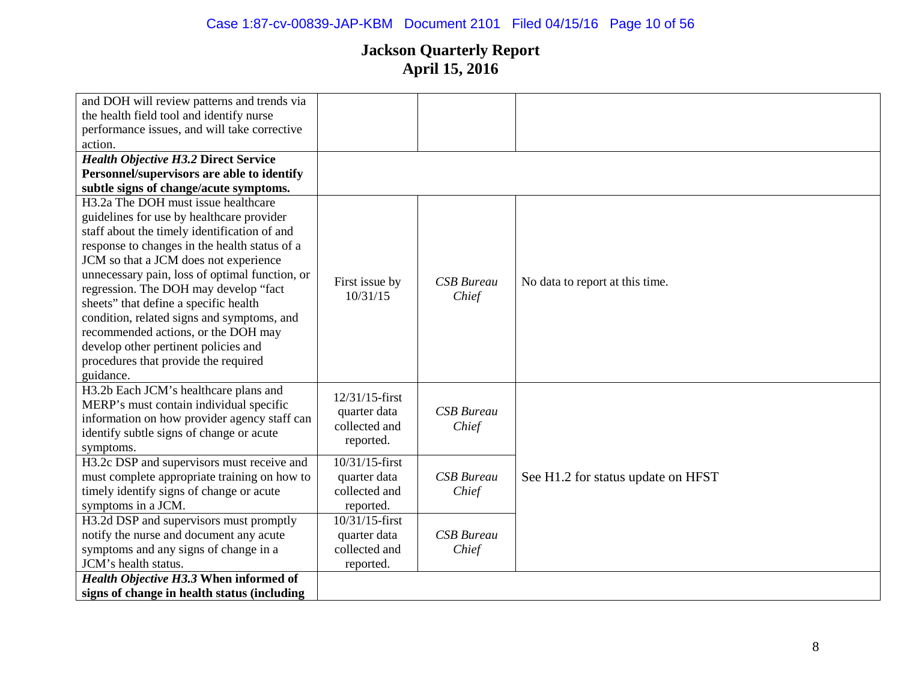# Jackson Quarterly Report
## April 15, 2016

| | | | |
|---|---|---|---|
| and DOH will review patterns and trends via the health field tool and identify nurse performance issues, and will take corrective action. | | | |
| ***Health Objective H3.2* Direct Service Personnel/supervisors are able to identify subtle signs of change/acute symptoms.** | | | |
| H3.2a The DOH must issue healthcare guidelines for use by healthcare provider staff about the timely identification of and response to changes in the health status of a JCM so that a JCM does not experience unnecessary pain, loss of optimal function, or regression. The DOH may develop "fact sheets" that define a specific health condition, related signs and symptoms, and recommended actions, or the DOH may develop other pertinent policies and procedures that provide the required guidance. | First issue by 10/31/15 | *CSB Bureau Chief* | No data to report at this time. |
| H3.2b Each JCM's healthcare plans and MERP's must contain individual specific information on how provider agency staff can identify subtle signs of change or acute symptoms. | 12/31/15-first quarter data collected and reported. | *CSB Bureau Chief* | See H1.2 for status update on HFST |
| H3.2c DSP and supervisors must receive and must complete appropriate training on how to timely identify signs of change or acute symptoms in a JCM. | 10/31/15-first quarter data collected and reported. | *CSB Bureau Chief* | |
| H3.2d DSP and supervisors must promptly notify the nurse and document any acute symptoms and any signs of change in a JCM's health status. | 10/31/15-first quarter data collected and reported. | *CSB Bureau Chief* | |
| ***Health Objective H3.3* When informed of signs of change in health status (including** | | | |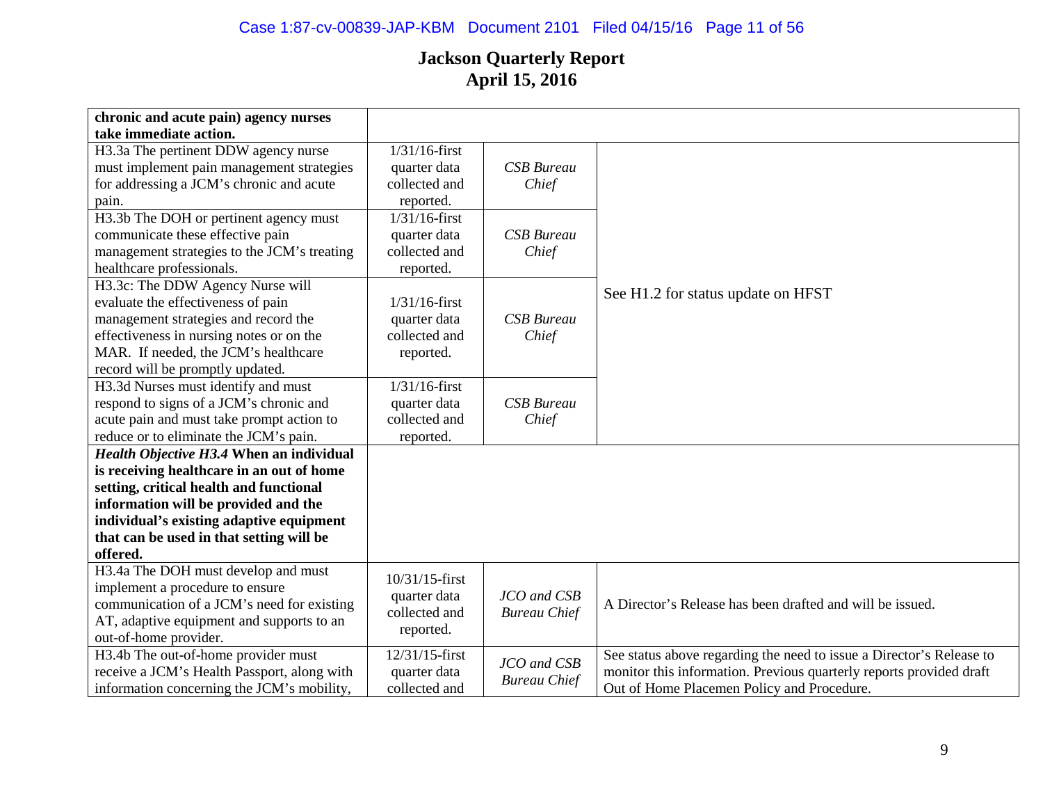# Jackson Quarterly Report
## April 15, 2016

| | | | |
|---|---|---|---|
| **chronic and acute pain) agency nurses take immediate action.** | | | |
| H3.3a The pertinent DDW agency nurse must implement pain management strategies for addressing a JCM's chronic and acute pain. | 1/31/16-first quarter data collected and reported. | *CSB Bureau Chief* | See H1.2 for status update on HFST |
| H3.3b The DOH or pertinent agency must communicate these effective pain management strategies to the JCM's treating healthcare professionals. | 1/31/16-first quarter data collected and reported. | *CSB Bureau Chief* | |
| H3.3c: The DDW Agency Nurse will evaluate the effectiveness of pain management strategies and record the effectiveness in nursing notes or on the MAR. If needed, the JCM's healthcare record will be promptly updated. | 1/31/16-first quarter data collected and reported. | *CSB Bureau Chief* | |
| H3.3d Nurses must identify and must respond to signs of a JCM's chronic and acute pain and must take prompt action to reduce or to eliminate the JCM's pain. | 1/31/16-first quarter data collected and reported. | *CSB Bureau Chief* | |
| ***Health Objective H3.4*** **When an individual is receiving healthcare in an out of home setting, critical health and functional information will be provided and the individual's existing adaptive equipment that can be used in that setting will be offered.** | | | |
| H3.4a The DOH must develop and must implement a procedure to ensure communication of a JCM's need for existing AT, adaptive equipment and supports to an out-of-home provider. | 10/31/15-first quarter data collected and reported. | *JCO and CSB Bureau Chief* | A Director's Release has been drafted and will be issued. |
| H3.4b The out-of-home provider must receive a JCM's Health Passport, along with information concerning the JCM's mobility, | 12/31/15-first quarter data collected and | *JCO and CSB Bureau Chief* | See status above regarding the need to issue a Director's Release to monitor this information. Previous quarterly reports provided draft Out of Home Placemen Policy and Procedure. |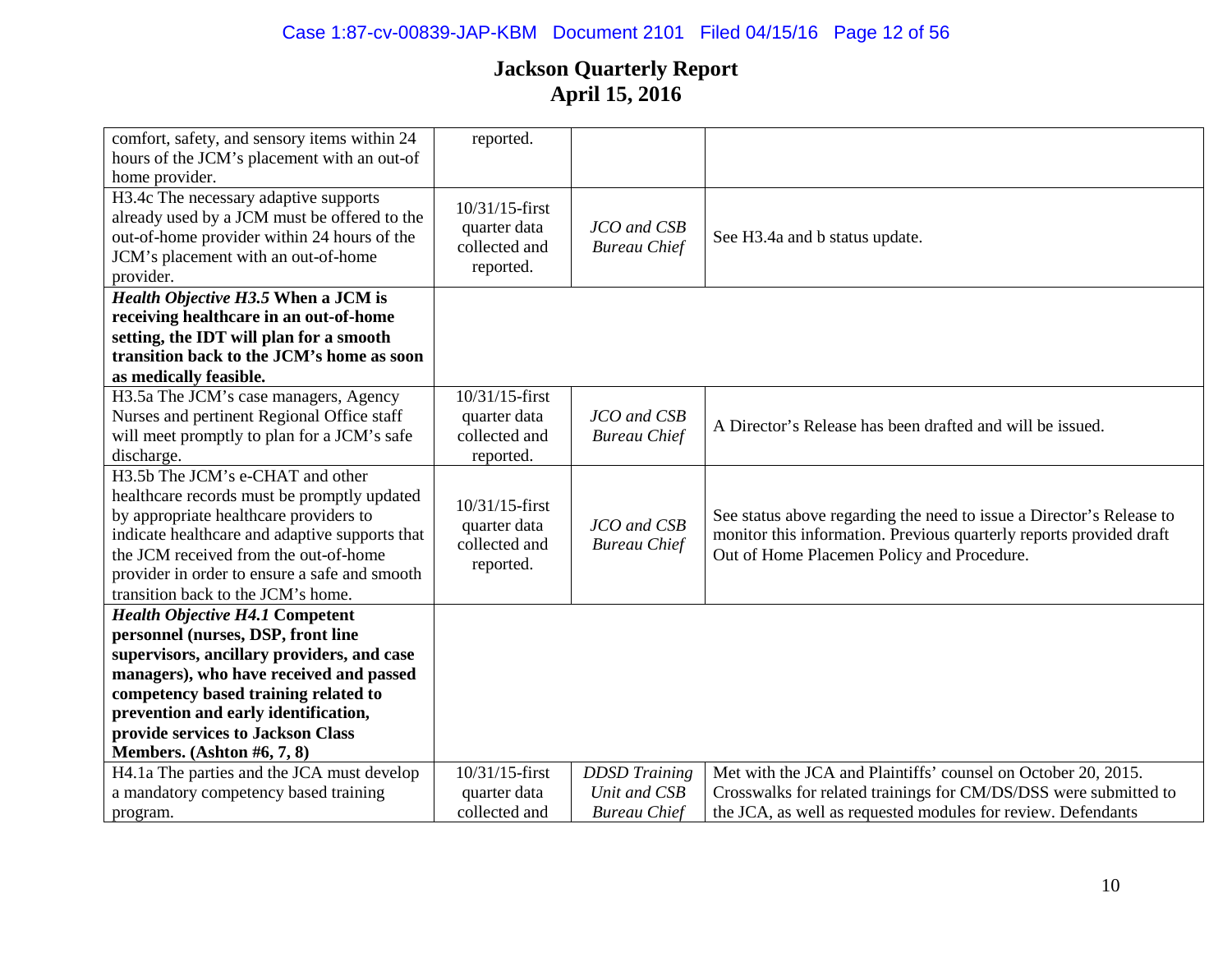# Jackson Quarterly Report
## April 15, 2016

| | | | |
|---|---|---|---|
| comfort, safety, and sensory items within 24 hours of the JCM's placement with an out-of home provider. | reported. | | |
| H3.4c The necessary adaptive supports already used by a JCM must be offered to the out-of-home provider within 24 hours of the JCM's placement with an out-of-home provider. | 10/31/15-first quarter data collected and reported. | *JCO and CSB Bureau Chief* | See H3.4a and b status update. |
| ***Health Objective H3.5*** **When a JCM is receiving healthcare in an out-of-home setting, the IDT will plan for a smooth transition back to the JCM's home as soon as medically feasible.** | | | |
| H3.5a The JCM's case managers, Agency Nurses and pertinent Regional Office staff will meet promptly to plan for a JCM's safe discharge. | 10/31/15-first quarter data collected and reported. | *JCO and CSB Bureau Chief* | A Director's Release has been drafted and will be issued. |
| H3.5b The JCM's e-CHAT and other healthcare records must be promptly updated by appropriate healthcare providers to indicate healthcare and adaptive supports that the JCM received from the out-of-home provider in order to ensure a safe and smooth transition back to the JCM's home. | 10/31/15-first quarter data collected and reported. | *JCO and CSB Bureau Chief* | See status above regarding the need to issue a Director's Release to monitor this information. Previous quarterly reports provided draft Out of Home Placemen Policy and Procedure. |
| ***Health Objective H4.1*** **Competent personnel (nurses, DSP, front line supervisors, ancillary providers, and case managers), who have received and passed competency based training related to prevention and early identification, provide services to Jackson Class Members. (Ashton #6, 7, 8)** | | | |
| H4.1a The parties and the JCA must develop a mandatory competency based training program. | 10/31/15-first quarter data collected and | *DDSD Training Unit and CSB Bureau Chief* | Met with the JCA and Plaintiffs' counsel on October 20, 2015. Crosswalks for related trainings for CM/DS/DSS were submitted to the JCA, as well as requested modules for review. Defendants |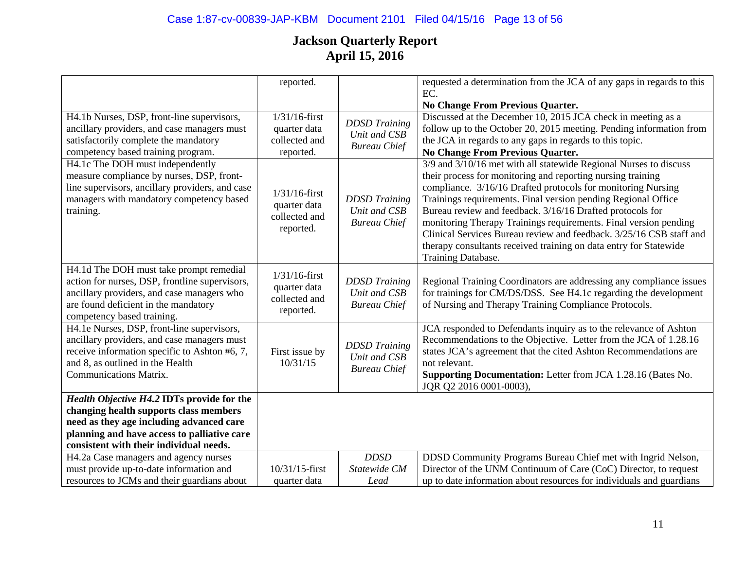# Jackson Quarterly Report
## April 15, 2016

| | | | |
|---|---|---|---|
| | reported. | | requested a determination from the JCA of any gaps in regards to this EC. **No Change From Previous Quarter.** |
| H4.1b Nurses, DSP, front-line supervisors, ancillary providers, and case managers must satisfactorily complete the mandatory competency based training program. | 1/31/16-first quarter data collected and reported. | *DDSD Training Unit and CSB Bureau Chief* | Discussed at the December 10, 2015 JCA check in meeting as a follow up to the October 20, 2015 meeting. Pending information from the JCA in regards to any gaps in regards to this topic. **No Change From Previous Quarter.** |
| H4.1c The DOH must independently measure compliance by nurses, DSP, front-line supervisors, ancillary providers, and case managers with mandatory competency based training. | 1/31/16-first quarter data collected and reported. | *DDSD Training Unit and CSB Bureau Chief* | 3/9 and 3/10/16 met with all statewide Regional Nurses to discuss their process for monitoring and reporting nursing training compliance. 3/16/16 Drafted protocols for monitoring Nursing Trainings requirements. Final version pending Regional Office Bureau review and feedback. 3/16/16 Drafted protocols for monitoring Therapy Trainings requirements. Final version pending Clinical Services Bureau review and feedback. 3/25/16 CSB staff and therapy consultants received training on data entry for Statewide Training Database. |
| H4.1d The DOH must take prompt remedial action for nurses, DSP, frontline supervisors, ancillary providers, and case managers who are found deficient in the mandatory competency based training. | 1/31/16-first quarter data collected and reported. | *DDSD Training Unit and CSB Bureau Chief* | Regional Training Coordinators are addressing any compliance issues for trainings for CM/DS/DSS. See H4.1c regarding the development of Nursing and Therapy Training Compliance Protocols. |
| H4.1e Nurses, DSP, front-line supervisors, ancillary providers, and case managers must receive information specific to Ashton #6, 7, and 8, as outlined in the Health Communications Matrix. | First issue by 10/31/15 | *DDSD Training Unit and CSB Bureau Chief* | JCA responded to Defendants inquiry as to the relevance of Ashton Recommendations to the Objective. Letter from the JCA of 1.28.16 states JCA's agreement that the cited Ashton Recommendations are not relevant. **Supporting Documentation:** Letter from JCA 1.28.16 (Bates No. JQR Q2 2016 0001-0003), |
| ***Health Objective H4.2*** **IDTs provide for the changing health supports class members need as they age including advanced care planning and have access to palliative care consistent with their individual needs.** | | | |
| H4.2a Case managers and agency nurses must provide up-to-date information and resources to JCMs and their guardians about | 10/31/15-first quarter data | *DDSD Statewide CM Lead* | DDSD Community Programs Bureau Chief met with Ingrid Nelson, Director of the UNM Continuum of Care (CoC) Director, to request up to date information about resources for individuals and guardians |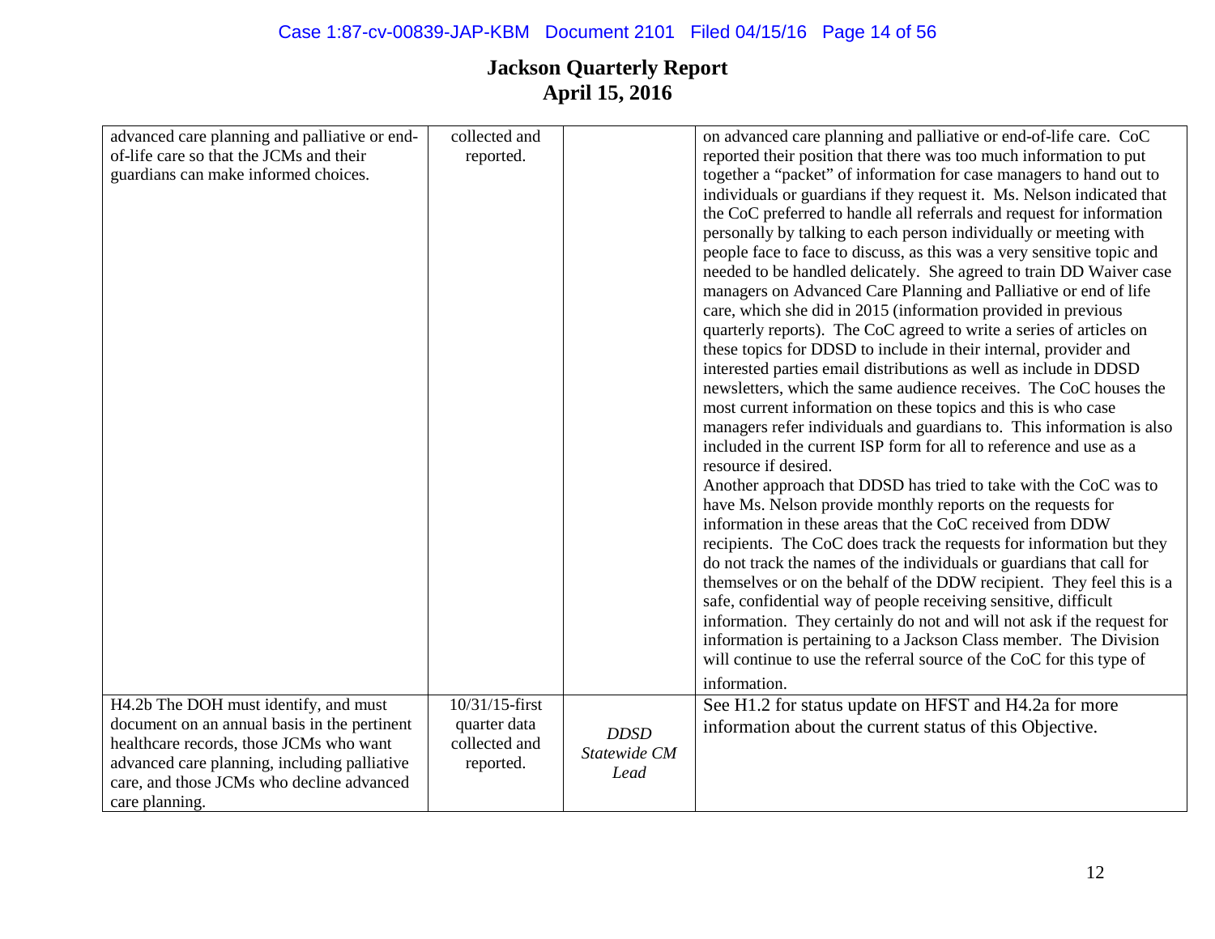# Jackson Quarterly Report
# April 15, 2016

| | | | |
|---|---|---|---|
| advanced care planning and palliative or end-of-life care so that the JCMs and their guardians can make informed choices. | collected and reported. | | on advanced care planning and palliative or end-of-life care. CoC reported their position that there was too much information to put together a "packet" of information for case managers to hand out to individuals or guardians if they request it. Ms. Nelson indicated that the CoC preferred to handle all referrals and request for information personally by talking to each person individually or meeting with people face to face to discuss, as this was a very sensitive topic and needed to be handled delicately. She agreed to train DD Waiver case managers on Advanced Care Planning and Palliative or end of life care, which she did in 2015 (information provided in previous quarterly reports). The CoC agreed to write a series of articles on these topics for DDSD to include in their internal, provider and interested parties email distributions as well as include in DDSD newsletters, which the same audience receives. The CoC houses the most current information on these topics and this is who case managers refer individuals and guardians to. This information is also included in the current ISP form for all to reference and use as a resource if desired.<br>Another approach that DDSD has tried to take with the CoC was to have Ms. Nelson provide monthly reports on the requests for information in these areas that the CoC received from DDW recipients. The CoC does track the requests for information but they do not track the names of the individuals or guardians that call for themselves or on the behalf of the DDW recipient. They feel this is a safe, confidential way of people receiving sensitive, difficult information. They certainly do not and will not ask if the request for information is pertaining to a Jackson Class member. The Division will continue to use the referral source of the CoC for this type of information. |
| H4.2b The DOH must identify, and must document on an annual basis in the pertinent healthcare records, those JCMs who want advanced care planning, including palliative care, and those JCMs who decline advanced care planning. | 10/31/15-first quarter data collected and reported. | *DDSD Statewide CM Lead* | See H1.2 for status update on HFST and H4.2a for more information about the current status of this Objective. |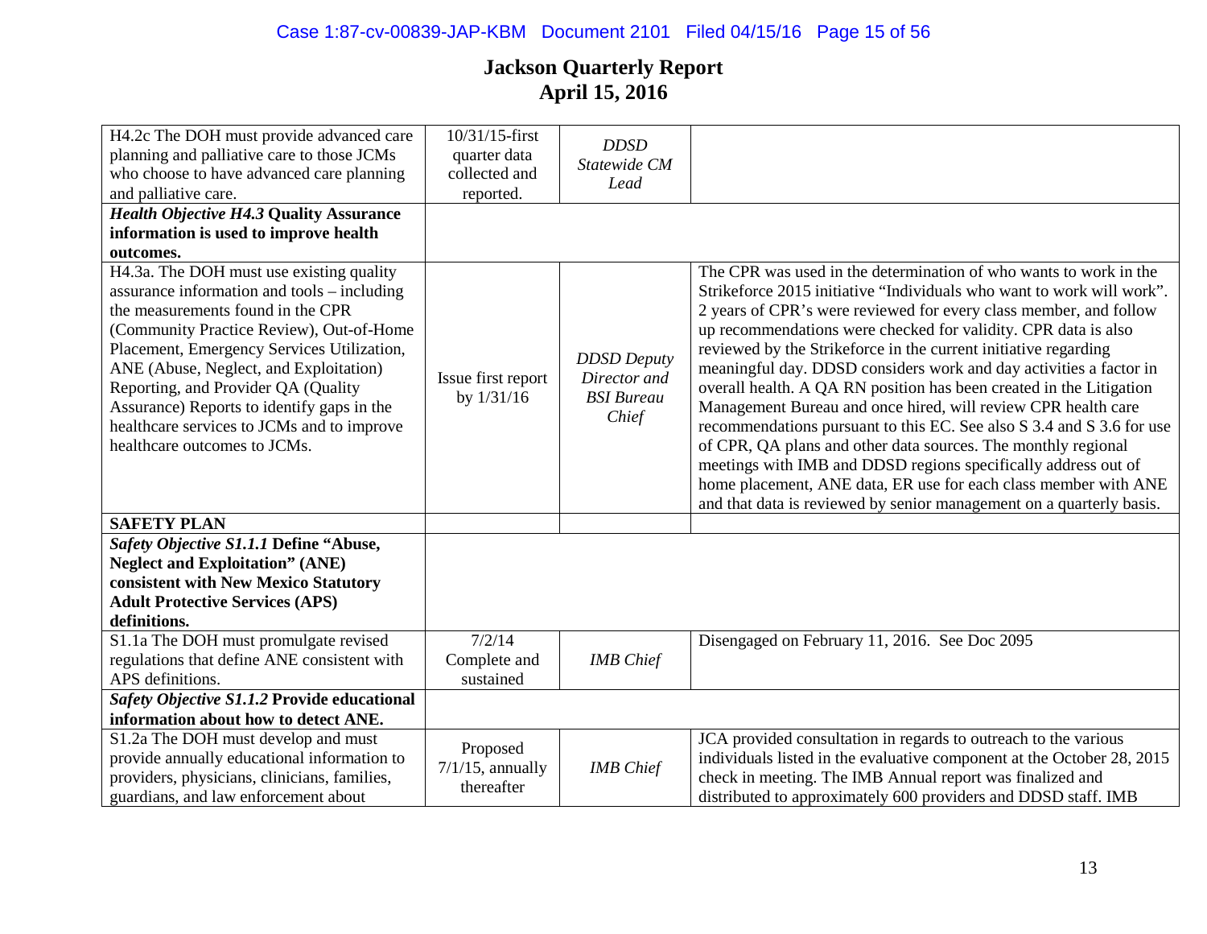# Jackson Quarterly Report
## April 15, 2016

| | | | |
|---|---|---|---|
| H4.2c The DOH must provide advanced care planning and palliative care to those JCMs who choose to have advanced care planning and palliative care. | 10/31/15-first quarter data collected and reported. | *DDSD Statewide CM Lead* | |
| ***Health Objective H4.3* Quality Assurance information is used to improve health outcomes.** | | | |
| H4.3a. The DOH must use existing quality assurance information and tools – including the measurements found in the CPR (Community Practice Review), Out-of-Home Placement, Emergency Services Utilization, ANE (Abuse, Neglect, and Exploitation) Reporting, and Provider QA (Quality Assurance) Reports to identify gaps in the healthcare services to JCMs and to improve healthcare outcomes to JCMs. | Issue first report by 1/31/16 | *DDSD Deputy Director and BSI Bureau Chief* | The CPR was used in the determination of who wants to work in the Strikeforce 2015 initiative "Individuals who want to work will work". 2 years of CPR's were reviewed for every class member, and follow up recommendations were checked for validity. CPR data is also reviewed by the Strikeforce in the current initiative regarding meaningful day. DDSD considers work and day activities a factor in overall health. A QA RN position has been created in the Litigation Management Bureau and once hired, will review CPR health care recommendations pursuant to this EC. See also S 3.4 and S 3.6 for use of CPR, QA plans and other data sources. The monthly regional meetings with IMB and DDSD regions specifically address out of home placement, ANE data, ER use for each class member with ANE and that data is reviewed by senior management on a quarterly basis. |
| **SAFETY PLAN** | | | |
| ***Safety Objective S1.1.1* Define "Abuse, Neglect and Exploitation" (ANE) consistent with New Mexico Statutory Adult Protective Services (APS) definitions.** | | | |
| S1.1a The DOH must promulgate revised regulations that define ANE consistent with APS definitions. | 7/2/14 Complete and sustained | *IMB Chief* | Disengaged on February 11, 2016. See Doc 2095 |
| ***Safety Objective S1.2* Provide educational information about how to detect ANE.** | | | |
| S1.2a The DOH must develop and must provide annually educational information to providers, physicians, clinicians, families, guardians, and law enforcement about | Proposed 7/1/15, annually thereafter | *IMB Chief* | JCA provided consultation in regards to outreach to the various individuals listed in the evaluative component at the October 28, 2015 check in meeting. The IMB Annual report was finalized and distributed to approximately 600 providers and DDSD staff. IMB |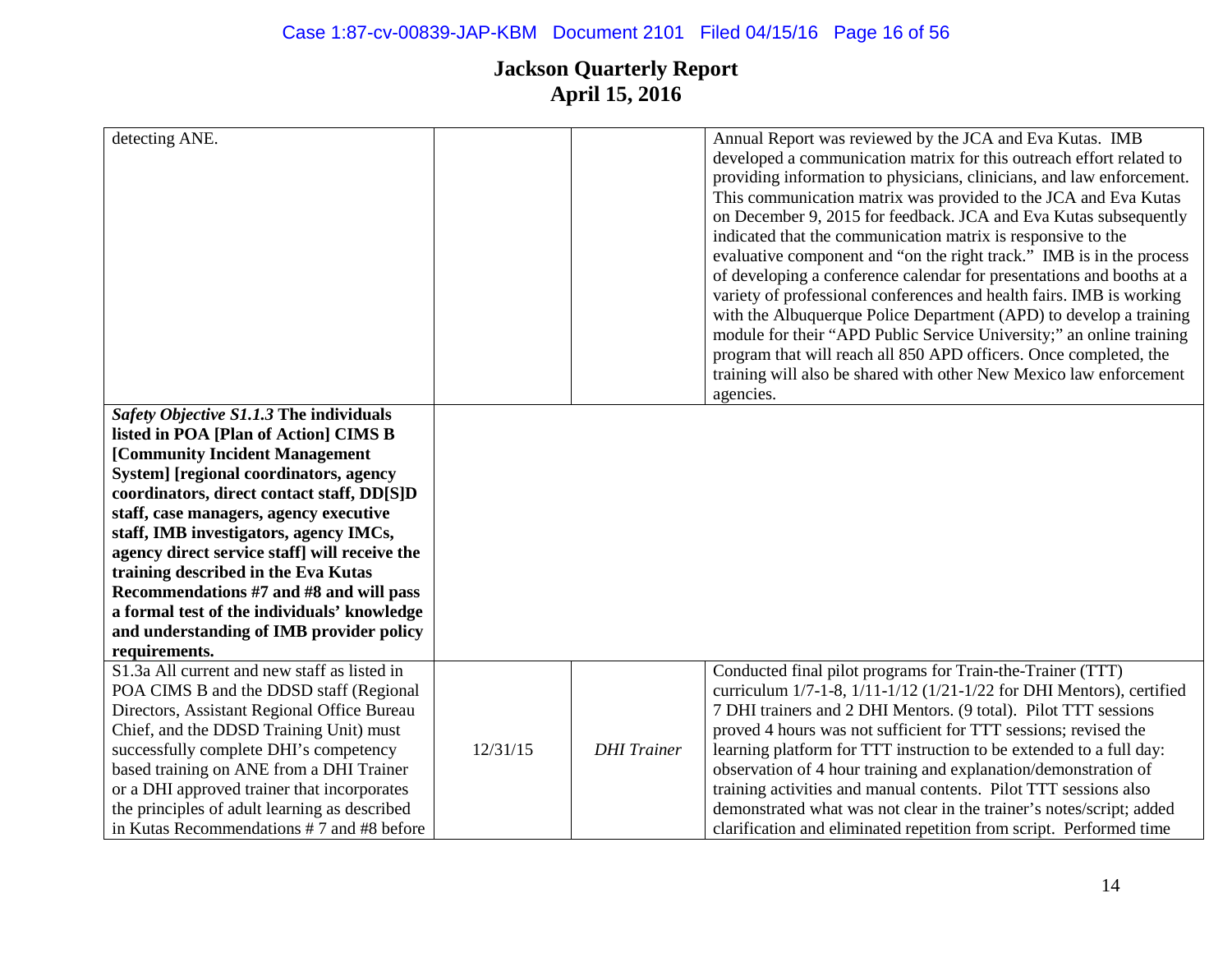## Jackson Quarterly Report
## April 15, 2016

| | | | |
|---|---|---|---|
| detecting ANE. | | | Annual Report was reviewed by the JCA and Eva Kutas. IMB developed a communication matrix for this outreach effort related to providing information to physicians, clinicians, and law enforcement. This communication matrix was provided to the JCA and Eva Kutas on December 9, 2015 for feedback. JCA and Eva Kutas subsequently indicated that the communication matrix is responsive to the evaluative component and "on the right track." IMB is in the process of developing a conference calendar for presentations and booths at a variety of professional conferences and health fairs. IMB is working with the Albuquerque Police Department (APD) to develop a training module for their "APD Public Service University;" an online training program that will reach all 850 APD officers. Once completed, the training will also be shared with other New Mexico law enforcement agencies. |
| ***Safety Objective S1.1.3*** **The individuals listed in POA [Plan of Action] CIMS B [Community Incident Management System] [regional coordinators, agency coordinators, direct contact staff, DD[S]D staff, case managers, agency executive staff, IMB investigators, agency IMCs, agency direct service staff] will receive the training described in the Eva Kutas Recommendations #7 and #8 and will pass a formal test of the individuals' knowledge and understanding of IMB provider policy requirements.** | | | |
| S1.3a All current and new staff as listed in POA CIMS B and the DDSD staff (Regional Directors, Assistant Regional Office Bureau Chief, and the DDSD Training Unit) must successfully complete DHI's competency based training on ANE from a DHI Trainer or a DHI approved trainer that incorporates the principles of adult learning as described in Kutas Recommendations # 7 and #8 before | 12/31/15 | *DHI Trainer* | Conducted final pilot programs for Train-the-Trainer (TTT) curriculum 1/7-1-8, 1/11-1/12 (1/21-1/22 for DHI Mentors), certified 7 DHI trainers and 2 DHI Mentors. (9 total). Pilot TTT sessions proved 4 hours was not sufficient for TTT sessions; revised the learning platform for TTT instruction to be extended to a full day: observation of 4 hour training and explanation/demonstration of training activities and manual contents. Pilot TTT sessions also demonstrated what was not clear in the trainer's notes/script; added clarification and eliminated repetition from script. Performed time |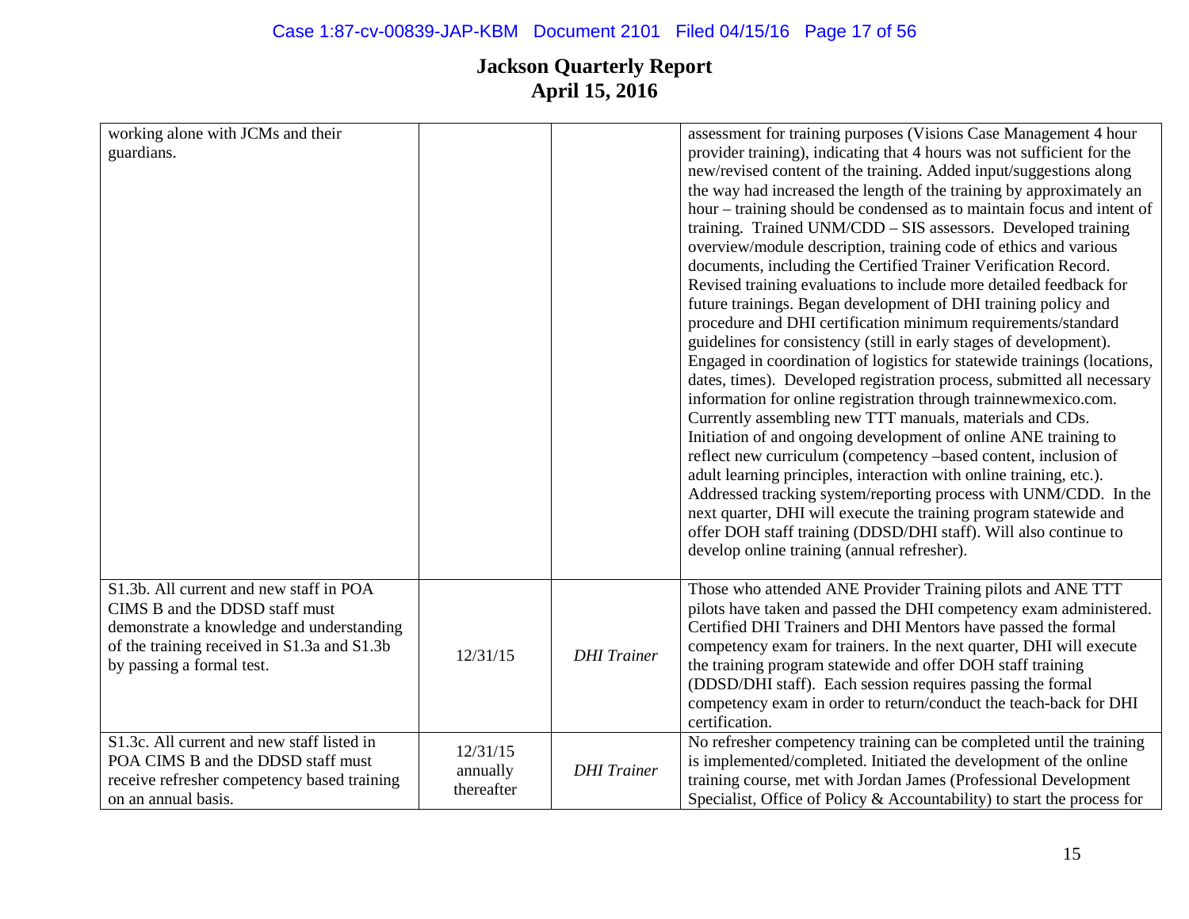# Jackson Quarterly Report
# April 15, 2016

| | | | |
|---|---|---|---|
| working alone with JCMs and their guardians. | | | assessment for training purposes (Visions Case Management 4 hour provider training), indicating that 4 hours was not sufficient for the new/revised content of the training. Added input/suggestions along the way had increased the length of the training by approximately an hour – training should be condensed as to maintain focus and intent of training. Trained UNM/CDD – SIS assessors. Developed training overview/module description, training code of ethics and various documents, including the Certified Trainer Verification Record. Revised training evaluations to include more detailed feedback for future trainings. Began development of DHI training policy and procedure and DHI certification minimum requirements/standard guidelines for consistency (still in early stages of development). Engaged in coordination of logistics for statewide trainings (locations, dates, times). Developed registration process, submitted all necessary information for online registration through trainnewmexico.com. Currently assembling new TTT manuals, materials and CDs. Initiation of and ongoing development of online ANE training to reflect new curriculum (competency –based content, inclusion of adult learning principles, interaction with online training, etc.). Addressed tracking system/reporting process with UNM/CDD. In the next quarter, DHI will execute the training program statewide and offer DOH staff training (DDSD/DHI staff). Will also continue to develop online training (annual refresher). |
| S1.3b. All current and new staff in POA CIMS B and the DDSD staff must demonstrate a knowledge and understanding of the training received in S1.3a and S1.3b by passing a formal test. | 12/31/15 | *DHI Trainer* | Those who attended ANE Provider Training pilots and ANE TTT pilots have taken and passed the DHI competency exam administered. Certified DHI Trainers and DHI Mentors have passed the formal competency exam for trainers. In the next quarter, DHI will execute the training program statewide and offer DOH staff training (DDSD/DHI staff). Each session requires passing the formal competency exam in order to return/conduct the teach-back for DHI certification. |
| S1.3c. All current and new staff listed in POA CIMS B and the DDSD staff must receive refresher competency based training on an annual basis. | 12/31/15 annually thereafter | *DHI Trainer* | No refresher competency training can be completed until the training is implemented/completed. Initiated the development of the online training course, met with Jordan James (Professional Development Specialist, Office of Policy & Accountability) to start the process for |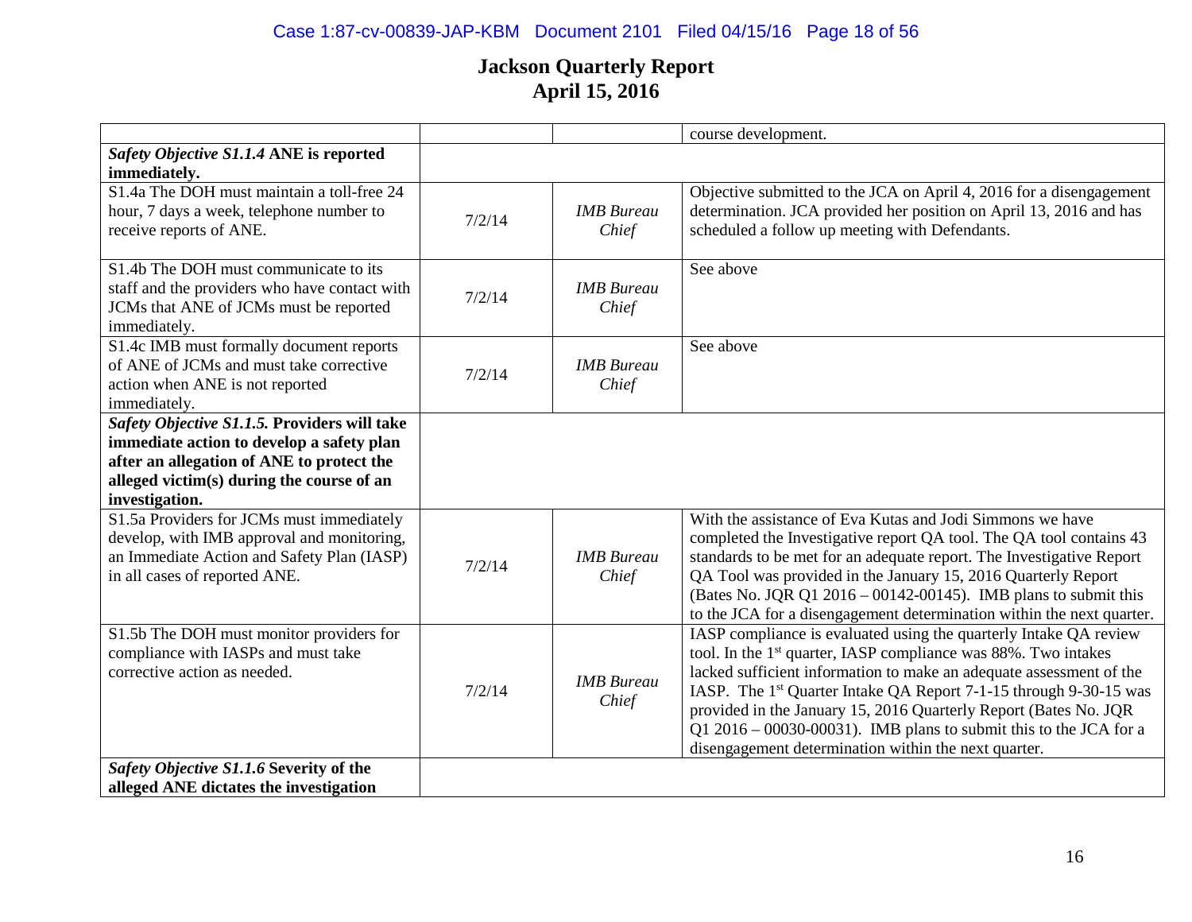# Jackson Quarterly Report
# April 15, 2016

| | | | |
|---|---|---|---|
| | | | course development. |
| ***Safety Objective S1.1.4* ANE is reported immediately.** | | | |
| S1.4a The DOH must maintain a toll-free 24 hour, 7 days a week, telephone number to receive reports of ANE. | 7/2/14 | *IMB Bureau Chief* | Objective submitted to the JCA on April 4, 2016 for a disengagement determination. JCA provided her position on April 13, 2016 and has scheduled a follow up meeting with Defendants. |
| S1.4b The DOH must communicate to its staff and the providers who have contact with JCMs that ANE of JCMs must be reported immediately. | 7/2/14 | *IMB Bureau Chief* | See above |
| S1.4c IMB must formally document reports of ANE of JCMs and must take corrective action when ANE is not reported immediately. | 7/2/14 | *IMB Bureau Chief* | See above |
| ***Safety Objective S1.1.5.* Providers will take immediate action to develop a safety plan after an allegation of ANE to protect the alleged victim(s) during the course of an investigation.** | | | |
| S1.5a Providers for JCMs must immediately develop, with IMB approval and monitoring, an Immediate Action and Safety Plan (IASP) in all cases of reported ANE. | 7/2/14 | *IMB Bureau Chief* | With the assistance of Eva Kutas and Jodi Simmons we have completed the Investigative report QA tool. The QA tool contains 43 standards to be met for an adequate report. The Investigative Report QA Tool was provided in the January 15, 2016 Quarterly Report (Bates No. JQR Q1 2016 – 00142-00145). IMB plans to submit this to the JCA for a disengagement determination within the next quarter. |
| S1.5b The DOH must monitor providers for compliance with IASPs and must take corrective action as needed. | 7/2/14 | *IMB Bureau Chief* | IASP compliance is evaluated using the quarterly Intake QA review tool. In the 1st quarter, IASP compliance was 88%. Two intakes lacked sufficient information to make an adequate assessment of the IASP. The 1st Quarter Intake QA Report 7-1-15 through 9-30-15 was provided in the January 15, 2016 Quarterly Report (Bates No. JQR Q1 2016 – 00030-00031). IMB plans to submit this to the JCA for a disengagement determination within the next quarter. |
| ***Safety Objective S1.1.6* Severity of the alleged ANE dictates the investigation** | | | |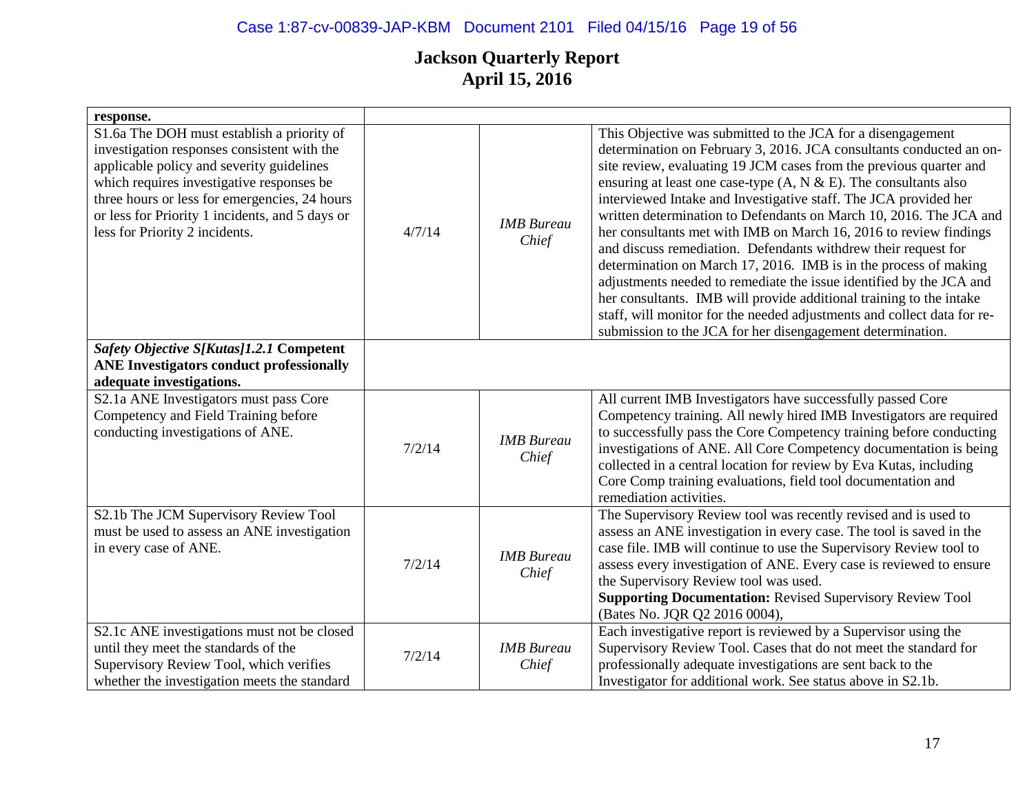# Jackson Quarterly Report
## April 15, 2016

| | | | |
|---|---|---|---|
| **response.** | | | |
| S1.6a The DOH must establish a priority of investigation responses consistent with the applicable policy and severity guidelines which requires investigative responses be three hours or less for emergencies, 24 hours or less for Priority 1 incidents, and 5 days or less for Priority 2 incidents. | 4/7/14 | *IMB Bureau Chief* | This Objective was submitted to the JCA for a disengagement determination on February 3, 2016. JCA consultants conducted an on-site review, evaluating 19 JCM cases from the previous quarter and ensuring at least one case-type (A, N & E). The consultants also interviewed Intake and Investigative staff. The JCA provided her written determination to Defendants on March 10, 2016. The JCA and her consultants met with IMB on March 16, 2016 to review findings and discuss remediation. Defendants withdrew their request for determination on March 17, 2016. IMB is in the process of making adjustments needed to remediate the issue identified by the JCA and her consultants. IMB will provide additional training to the intake staff, will monitor for the needed adjustments and collect data for re-submission to the JCA for her disengagement determination. |
| ***Safety Objective S[Kutas]1.2.1* Competent ANE Investigators conduct professionally adequate investigations.** | | | |
| S2.1a ANE Investigators must pass Core Competency and Field Training before conducting investigations of ANE. | 7/2/14 | *IMB Bureau Chief* | All current IMB Investigators have successfully passed Core Competency training. All newly hired IMB Investigators are required to successfully pass the Core Competency training before conducting investigations of ANE. All Core Competency documentation is being collected in a central location for review by Eva Kutas, including Core Comp training evaluations, field tool documentation and remediation activities. |
| S2.1b The JCM Supervisory Review Tool must be used to assess an ANE investigation in every case of ANE. | 7/2/14 | *IMB Bureau Chief* | The Supervisory Review tool was recently revised and is used to assess an ANE investigation in every case. The tool is saved in the case file. IMB will continue to use the Supervisory Review tool to assess every investigation of ANE. Every case is reviewed to ensure the Supervisory Review tool was used.<br>**Supporting Documentation:** Revised Supervisory Review Tool (Bates No. JQR Q2 2016 0004), |
| S2.1c ANE investigations must not be closed until they meet the standards of the Supervisory Review Tool, which verifies whether the investigation meets the standard | 7/2/14 | *IMB Bureau Chief* | Each investigative report is reviewed by a Supervisor using the Supervisory Review Tool. Cases that do not meet the standard for professionally adequate investigations are sent back to the Investigator for additional work. See status above in S2.1b. |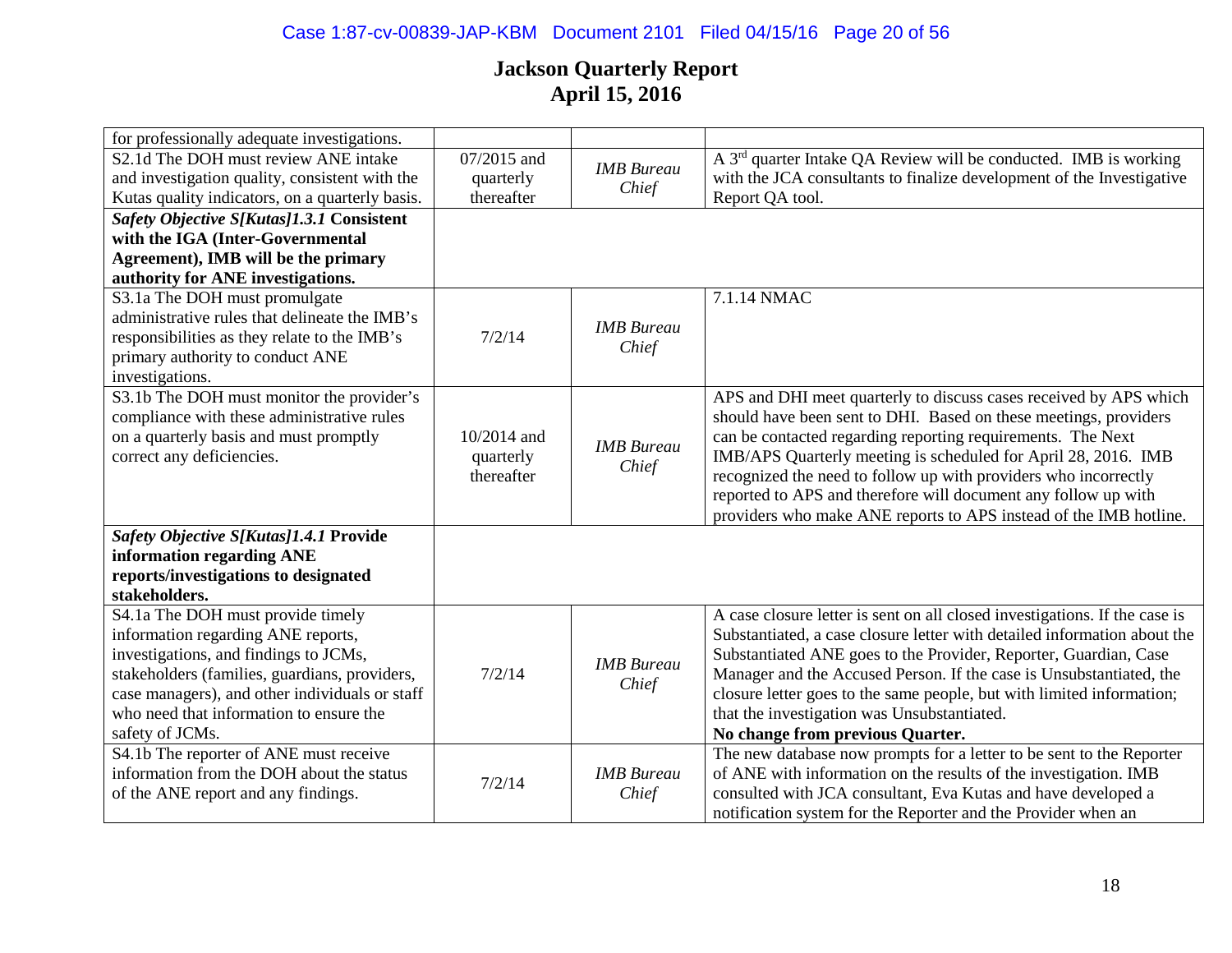# Jackson Quarterly Report
## April 15, 2016

| | | | |
|---|---|---|---|
| for professionally adequate investigations. | | | |
| S2.1d The DOH must review ANE intake and investigation quality, consistent with the Kutas quality indicators, on a quarterly basis. | 07/2015 and quarterly thereafter | *IMB Bureau Chief* | A 3rd quarter Intake QA Review will be conducted. IMB is working with the JCA consultants to finalize development of the Investigative Report QA tool. |
| ***Safety Objective S[Kutas]1.3.1* Consistent with the IGA (Inter-Governmental Agreement), IMB will be the primary authority for ANE investigations.** | | | |
| S3.1a The DOH must promulgate administrative rules that delineate the IMB's responsibilities as they relate to the IMB's primary authority to conduct ANE investigations. | 7/2/14 | *IMB Bureau Chief* | 7.1.14 NMAC |
| S3.1b The DOH must monitor the provider's compliance with these administrative rules on a quarterly basis and must promptly correct any deficiencies. | 10/2014 and quarterly thereafter | *IMB Bureau Chief* | APS and DHI meet quarterly to discuss cases received by APS which should have been sent to DHI. Based on these meetings, providers can be contacted regarding reporting requirements. The Next IMB/APS Quarterly meeting is scheduled for April 28, 2016. IMB recognized the need to follow up with providers who incorrectly reported to APS and therefore will document any follow up with providers who make ANE reports to APS instead of the IMB hotline. |
| ***Safety Objective S[Kutas]1.4.1* Provide information regarding ANE reports/investigations to designated stakeholders.** | | | |
| S4.1a The DOH must provide timely information regarding ANE reports, investigations, and findings to JCMs, stakeholders (families, guardians, providers, case managers), and other individuals or staff who need that information to ensure the safety of JCMs. | 7/2/14 | *IMB Bureau Chief* | A case closure letter is sent on all closed investigations. If the case is Substantiated, a case closure letter with detailed information about the Substantiated ANE goes to the Provider, Reporter, Guardian, Case Manager and the Accused Person. If the case is Unsubstantiated, the closure letter goes to the same people, but with limited information; that the investigation was Unsubstantiated. **No change from previous Quarter.** |
| S4.1b The reporter of ANE must receive information from the DOH about the status of the ANE report and any findings. | 7/2/14 | *IMB Bureau Chief* | The new database now prompts for a letter to be sent to the Reporter of ANE with information on the results of the investigation. IMB consulted with JCA consultant, Eva Kutas and have developed a notification system for the Reporter and the Provider when an |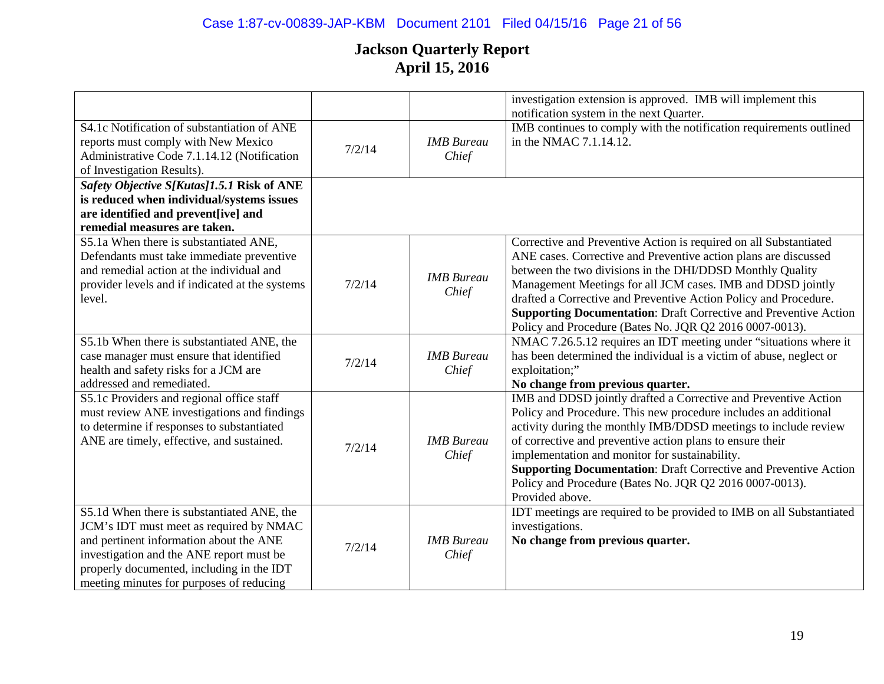# Jackson Quarterly Report
## April 15, 2016

| | | | |
|---|---|---|---|
| | | | investigation extension is approved. IMB will implement this notification system in the next Quarter. |
| S4.1c Notification of substantiation of ANE reports must comply with New Mexico Administrative Code 7.1.14.12 (Notification of Investigation Results). | 7/2/14 | *IMB Bureau Chief* | IMB continues to comply with the notification requirements outlined in the NMAC 7.1.14.12. |
| ***Safety Objective S[Kutas]1.5.1* Risk of ANE is reduced when individual/systems issues are identified and prevent[ive] and remedial measures are taken.** | | | |
| S5.1a When there is substantiated ANE, Defendants must take immediate preventive and remedial action at the individual and provider levels and if indicated at the systems level. | 7/2/14 | *IMB Bureau Chief* | Corrective and Preventive Action is required on all Substantiated ANE cases. Corrective and Preventive action plans are discussed between the two divisions in the DHI/DDSD Monthly Quality Management Meetings for all JCM cases. IMB and DDSD jointly drafted a Corrective and Preventive Action Policy and Procedure. **Supporting Documentation**: Draft Corrective and Preventive Action Policy and Procedure (Bates No. JQR Q2 2016 0007-0013). |
| S5.1b When there is substantiated ANE, the case manager must ensure that identified health and safety risks for a JCM are addressed and remediated. | 7/2/14 | *IMB Bureau Chief* | NMAC 7.26.5.12 requires an IDT meeting under "situations where it has been determined the individual is a victim of abuse, neglect or exploitation;" **No change from previous quarter.** |
| S5.1c Providers and regional office staff must review ANE investigations and findings to determine if responses to substantiated ANE are timely, effective, and sustained. | 7/2/14 | *IMB Bureau Chief* | IMB and DDSD jointly drafted a Corrective and Preventive Action Policy and Procedure. This new procedure includes an additional activity during the monthly IMB/DDSD meetings to include review of corrective and preventive action plans to ensure their implementation and monitor for sustainability. **Supporting Documentation**: Draft Corrective and Preventive Action Policy and Procedure (Bates No. JQR Q2 2016 0007-0013). Provided above. |
| S5.1d When there is substantiated ANE, the JCM's IDT must meet as required by NMAC and pertinent information about the ANE investigation and the ANE report must be properly documented, including in the IDT meeting minutes for purposes of reducing | 7/2/14 | *IMB Bureau Chief* | IDT meetings are required to be provided to IMB on all Substantiated investigations. **No change from previous quarter.** |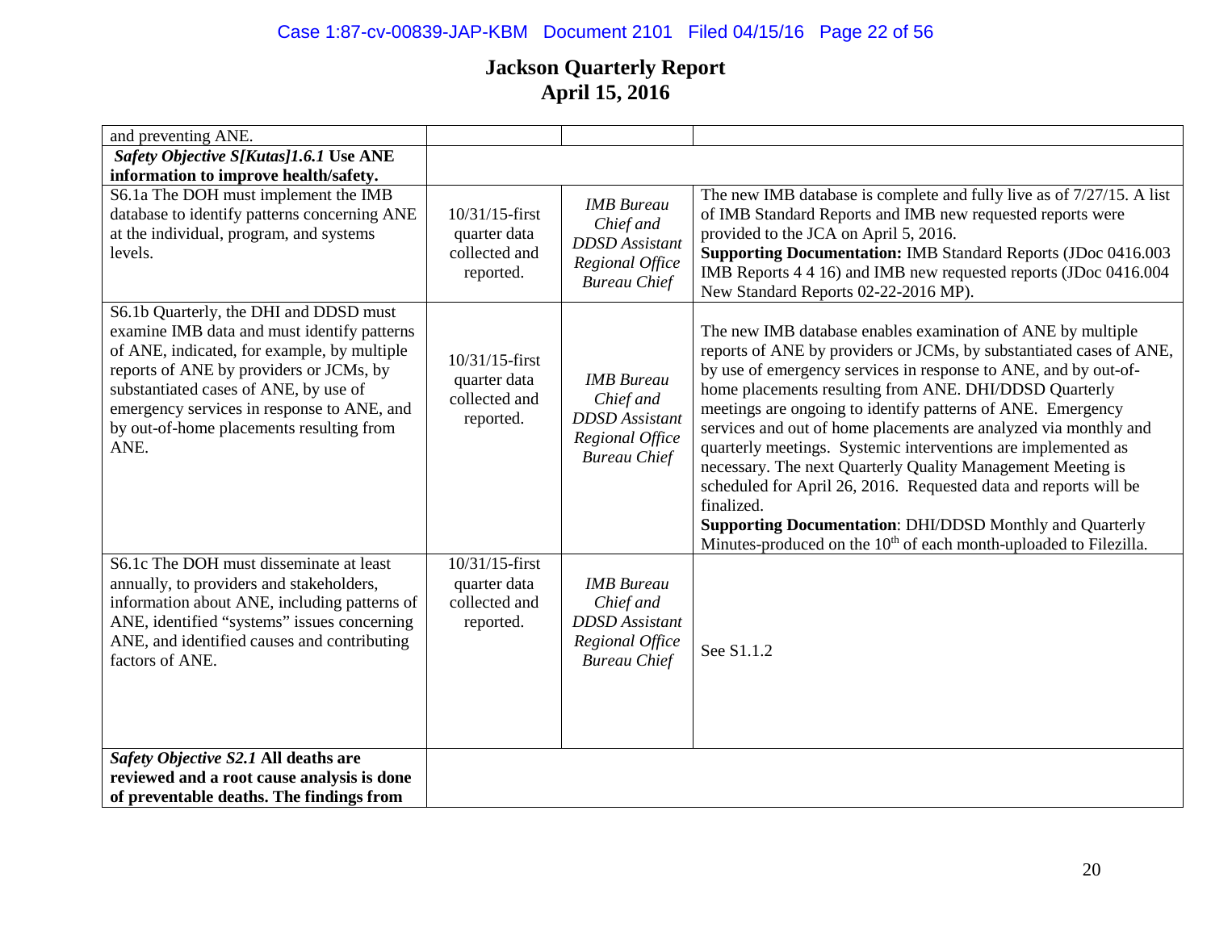# Jackson Quarterly Report
## April 15, 2016

| | | | |
|---|---|---|---|
| and preventing ANE. | | | |
| ***Safety Objective S[Kutas]1.6.1* Use ANE information to improve health/safety.** | | | |
| S6.1a The DOH must implement the IMB database to identify patterns concerning ANE at the individual, program, and systems levels. | 10/31/15-first quarter data collected and reported. | *IMB Bureau Chief and DDSD Assistant Regional Office Bureau Chief* | The new IMB database is complete and fully live as of 7/27/15. A list of IMB Standard Reports and IMB new requested reports were provided to the JCA on April 5, 2016. **Supporting Documentation:** IMB Standard Reports (JDoc 0416.003 IMB Reports 4 4 16) and IMB new requested reports (JDoc 0416.004 New Standard Reports 02-22-2016 MP). |
| S6.1b Quarterly, the DHI and DDSD must examine IMB data and must identify patterns of ANE, indicated, for example, by multiple reports of ANE by providers or JCMs, by substantiated cases of ANE, by use of emergency services in response to ANE, and by out-of-home placements resulting from ANE. | 10/31/15-first quarter data collected and reported. | *IMB Bureau Chief and DDSD Assistant Regional Office Bureau Chief* | The new IMB database enables examination of ANE by multiple reports of ANE by providers or JCMs, by substantiated cases of ANE, by use of emergency services in response to ANE, and by out-of-home placements resulting from ANE. DHI/DDSD Quarterly meetings are ongoing to identify patterns of ANE. Emergency services and out of home placements are analyzed via monthly and quarterly meetings. Systemic interventions are implemented as necessary. The next Quarterly Quality Management Meeting is scheduled for April 26, 2016. Requested data and reports will be finalized. **Supporting Documentation**: DHI/DDSD Monthly and Quarterly Minutes-produced on the 10th of each month-uploaded to Filezilla. |
| S6.1c The DOH must disseminate at least annually, to providers and stakeholders, information about ANE, including patterns of ANE, identified "systems" issues concerning ANE, and identified causes and contributing factors of ANE. | 10/31/15-first quarter data collected and reported. | *IMB Bureau Chief and DDSD Assistant Regional Office Bureau Chief* | See S1.1.2 |
| ***Safety Objective S2.1* All deaths are reviewed and a root cause analysis is done of preventable deaths. The findings from** | | | |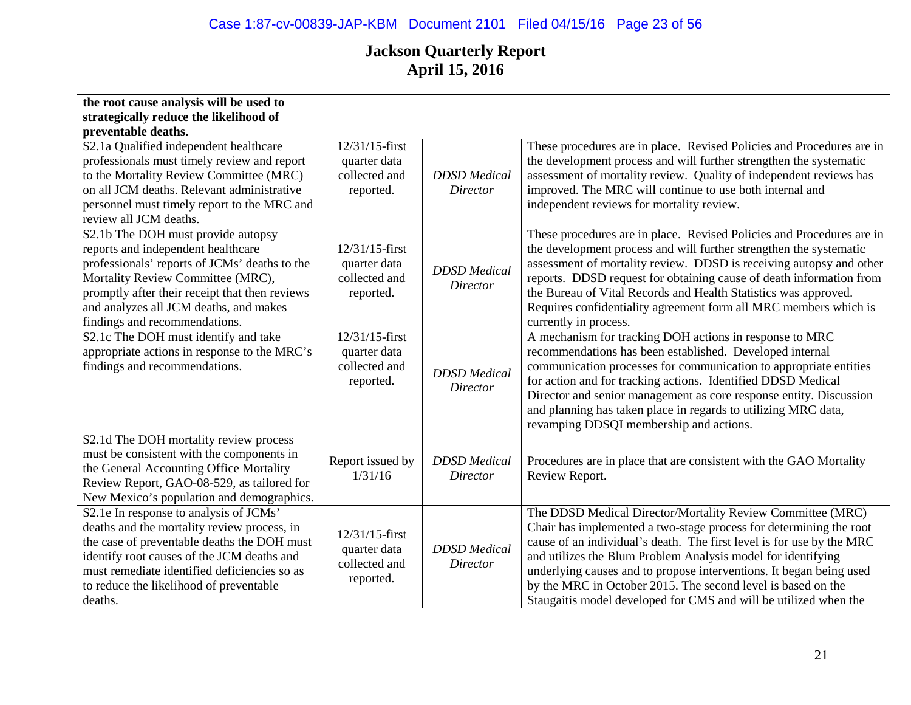# Jackson Quarterly Report
# April 15, 2016

| | | | |
|---|---|---|---|
| **the root cause analysis will be used to strategically reduce the likelihood of preventable deaths.** | | | |
| S2.1a Qualified independent healthcare professionals must timely review and report to the Mortality Review Committee (MRC) on all JCM deaths. Relevant administrative personnel must timely report to the MRC and review all JCM deaths. | 12/31/15-first quarter data collected and reported. | *DDSD Medical Director* | These procedures are in place. Revised Policies and Procedures are in the development process and will further strengthen the systematic assessment of mortality review. Quality of independent reviews has improved. The MRC will continue to use both internal and independent reviews for mortality review. |
| S2.1b The DOH must provide autopsy reports and independent healthcare professionals' reports of JCMs' deaths to the Mortality Review Committee (MRC), promptly after their receipt that then reviews and analyzes all JCM deaths, and makes findings and recommendations. | 12/31/15-first quarter data collected and reported. | *DDSD Medical Director* | These procedures are in place. Revised Policies and Procedures are in the development process and will further strengthen the systematic assessment of mortality review. DDSD is receiving autopsy and other reports. DDSD request for obtaining cause of death information from the Bureau of Vital Records and Health Statistics was approved. Requires confidentiality agreement form all MRC members which is currently in process. |
| S2.1c The DOH must identify and take appropriate actions in response to the MRC's findings and recommendations. | 12/31/15-first quarter data collected and reported. | *DDSD Medical Director* | A mechanism for tracking DOH actions in response to MRC recommendations has been established. Developed internal communication processes for communication to appropriate entities for action and for tracking actions. Identified DDSD Medical Director and senior management as core response entity. Discussion and planning has taken place in regards to utilizing MRC data, revamping DDSQI membership and actions. |
| S2.1d The DOH mortality review process must be consistent with the components in the General Accounting Office Mortality Review Report, GAO-08-529, as tailored for New Mexico's population and demographics. | Report issued by 1/31/16 | *DDSD Medical Director* | Procedures are in place that are consistent with the GAO Mortality Review Report. |
| S2.1e In response to analysis of JCMs' deaths and the mortality review process, in the case of preventable deaths the DOH must identify root causes of the JCM deaths and must remediate identified deficiencies so as to reduce the likelihood of preventable deaths. | 12/31/15-first quarter data collected and reported. | *DDSD Medical Director* | The DDSD Medical Director/Mortality Review Committee (MRC) Chair has implemented a two-stage process for determining the root cause of an individual's death. The first level is for use by the MRC and utilizes the Blum Problem Analysis model for identifying underlying causes and to propose interventions. It began being used by the MRC in October 2015. The second level is based on the Staugaitis model developed for CMS and will be utilized when the |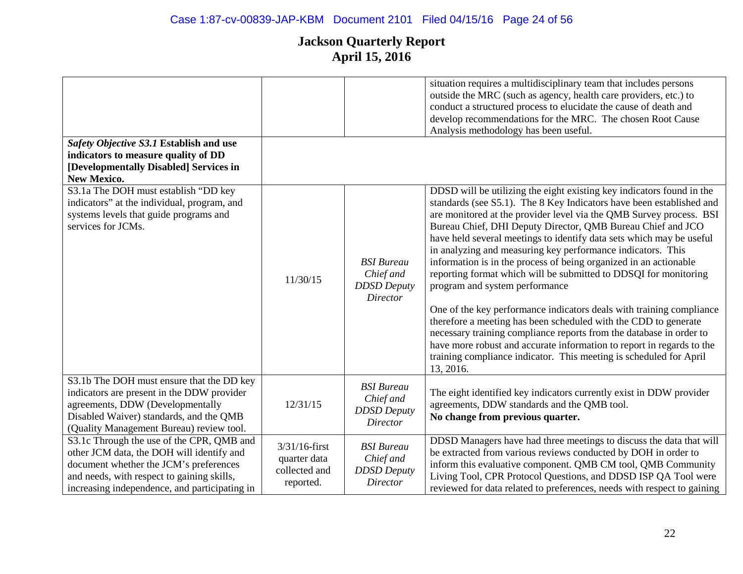# Jackson Quarterly Report
## April 15, 2016

| | | | |
|---|---|---|---|
| | | | situation requires a multidisciplinary team that includes persons outside the MRC (such as agency, health care providers, etc.) to conduct a structured process to elucidate the cause of death and develop recommendations for the MRC. The chosen Root Cause Analysis methodology has been useful. |
| ***Safety Objective S3.1* Establish and use indicators to measure quality of DD [Developmentally Disabled] Services in New Mexico.** | | | |
| S3.1a The DOH must establish "DD key indicators" at the individual, program, and systems levels that guide programs and services for JCMs. | 11/30/15 | *BSI Bureau Chief and DDSD Deputy Director* | DDSD will be utilizing the eight existing key indicators found in the standards (see S5.1). The 8 Key Indicators have been established and are monitored at the provider level via the QMB Survey process. BSI Bureau Chief, DHI Deputy Director, QMB Bureau Chief and JCO have held several meetings to identify data sets which may be useful in analyzing and measuring key performance indicators. This information is in the process of being organized in an actionable reporting format which will be submitted to DDSQI for monitoring program and system performance<br><br>One of the key performance indicators deals with training compliance therefore a meeting has been scheduled with the CDD to generate necessary training compliance reports from the database in order to have more robust and accurate information to report in regards to the training compliance indicator. This meeting is scheduled for April 13, 2016. |
| S3.1b The DOH must ensure that the DD key indicators are present in the DDW provider agreements, DDW (Developmentally Disabled Waiver) standards, and the QMB (Quality Management Bureau) review tool. | 12/31/15 | *BSI Bureau Chief and DDSD Deputy Director* | The eight identified key indicators currently exist in DDW provider agreements, DDW standards and the QMB tool.<br>**No change from previous quarter.** |
| S3.1c Through the use of the CPR, QMB and other JCM data, the DOH will identify and document whether the JCM's preferences and needs, with respect to gaining skills, increasing independence, and participating in | 3/31/16-first quarter data collected and reported. | *BSI Bureau Chief and DDSD Deputy Director* | DDSD Managers have had three meetings to discuss the data that will be extracted from various reviews conducted by DOH in order to inform this evaluative component. QMB CM tool, QMB Community Living Tool, CPR Protocol Questions, and DDSD ISP QA Tool were reviewed for data related to preferences, needs with respect to gaining |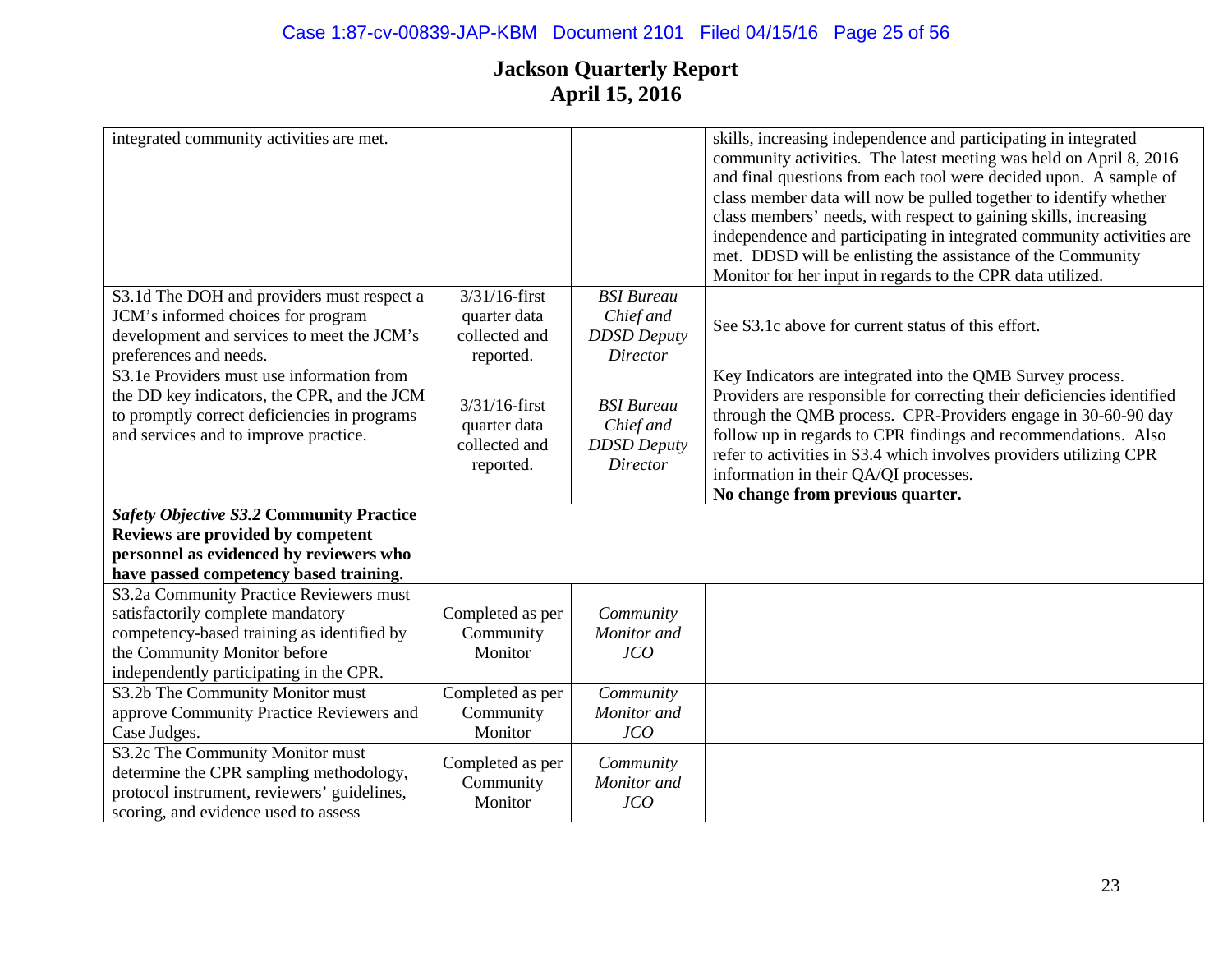# Jackson Quarterly Report
## April 15, 2016

| | | | |
|---|---|---|---|
| integrated community activities are met. | | | skills, increasing independence and participating in integrated community activities. The latest meeting was held on April 8, 2016 and final questions from each tool were decided upon. A sample of class member data will now be pulled together to identify whether class members' needs, with respect to gaining skills, increasing independence and participating in integrated community activities are met. DDSD will be enlisting the assistance of the Community Monitor for her input in regards to the CPR data utilized. |
| S3.1d The DOH and providers must respect a JCM's informed choices for program development and services to meet the JCM's preferences and needs. | 3/31/16-first quarter data collected and reported. | *BSI Bureau Chief and DDSD Deputy Director* | See S3.1c above for current status of this effort. |
| S3.1e Providers must use information from the DD key indicators, the CPR, and the JCM to promptly correct deficiencies in programs and services and to improve practice. | 3/31/16-first quarter data collected and reported. | *BSI Bureau Chief and DDSD Deputy Director* | Key Indicators are integrated into the QMB Survey process. Providers are responsible for correcting their deficiencies identified through the QMB process. CPR-Providers engage in 30-60-90 day follow up in regards to CPR findings and recommendations. Also refer to activities in S3.4 which involves providers utilizing CPR information in their QA/QI processes. **No change from previous quarter.** |
| ***Safety Objective S3.2* Community Practice Reviews are provided by competent personnel as evidenced by reviewers who have passed competency based training.** | | | |
| S3.2a Community Practice Reviewers must satisfactorily complete mandatory competency-based training as identified by the Community Monitor before independently participating in the CPR. | Completed as per Community Monitor | *Community Monitor and JCO* | |
| S3.2b The Community Monitor must approve Community Practice Reviewers and Case Judges. | Completed as per Community Monitor | *Community Monitor and JCO* | |
| S3.2c The Community Monitor must determine the CPR sampling methodology, protocol instrument, reviewers' guidelines, scoring, and evidence used to assess | Completed as per Community Monitor | *Community Monitor and JCO* | |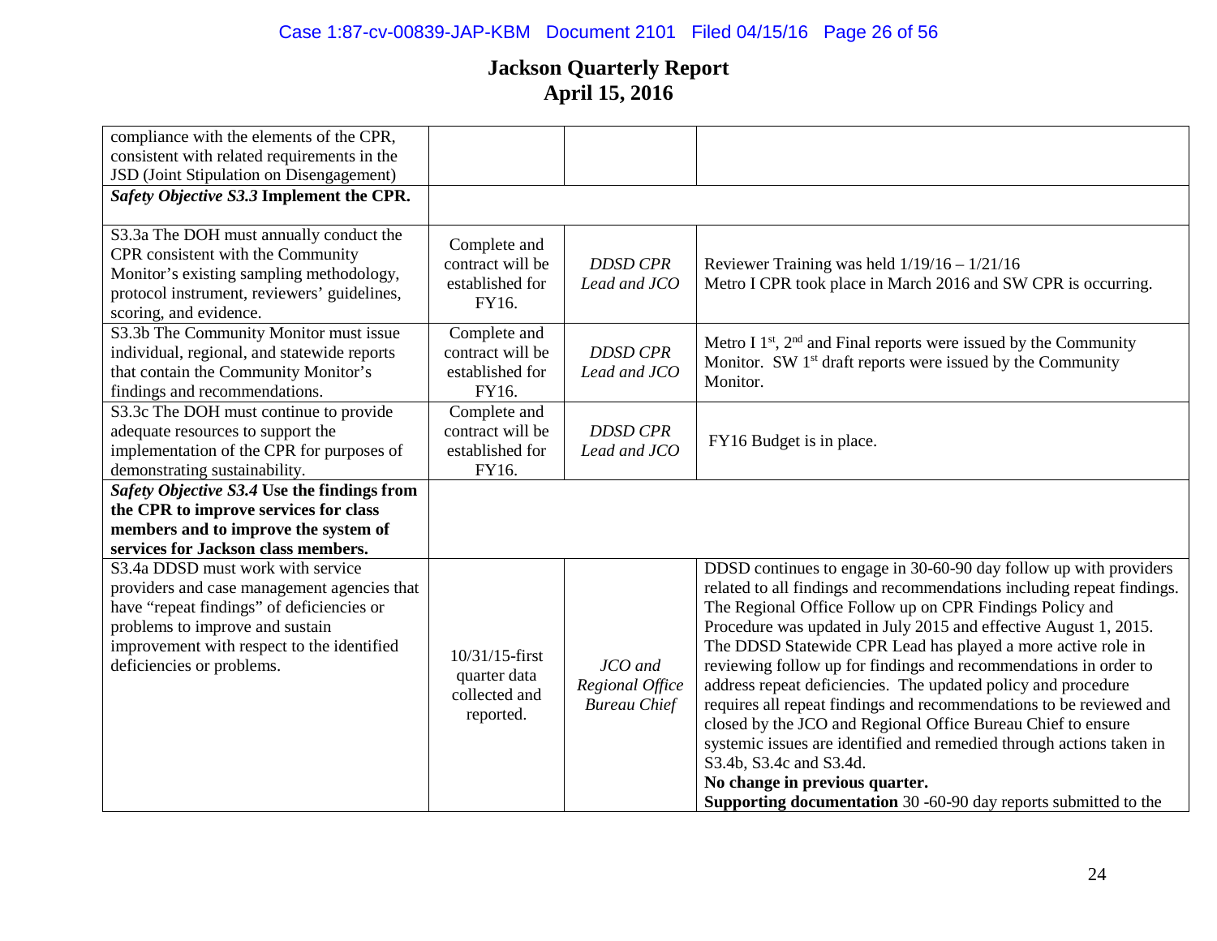# Jackson Quarterly Report
# April 15, 2016

| | | | |
|---|---|---|---|
| compliance with the elements of the CPR, consistent with related requirements in the JSD (Joint Stipulation on Disengagement) | | | |
| ***Safety Objective S3.3* Implement the CPR.** | | | |
| S3.3a The DOH must annually conduct the CPR consistent with the Community Monitor's existing sampling methodology, protocol instrument, reviewers' guidelines, scoring, and evidence. | Complete and contract will be established for FY16. | *DDSD CPR Lead and JCO* | Reviewer Training was held 1/19/16 – 1/21/16<br>Metro I CPR took place in March 2016 and SW CPR is occurring. |
| S3.3b The Community Monitor must issue individual, regional, and statewide reports that contain the Community Monitor's findings and recommendations. | Complete and contract will be established for FY16. | *DDSD CPR Lead and JCO* | Metro I 1st, 2nd and Final reports were issued by the Community Monitor. SW 1st draft reports were issued by the Community Monitor. |
| S3.3c The DOH must continue to provide adequate resources to support the implementation of the CPR for purposes of demonstrating sustainability. | Complete and contract will be established for FY16. | *DDSD CPR Lead and JCO* | FY16 Budget is in place. |
| ***Safety Objective S3.4* Use the findings from the CPR to improve services for class members and to improve the system of services for Jackson class members.** | | | |
| S3.4a DDSD must work with service providers and case management agencies that have "repeat findings" of deficiencies or problems to improve and sustain improvement with respect to the identified deficiencies or problems. | 10/31/15-first quarter data collected and reported. | *JCO and Regional Office Bureau Chief* | DDSD continues to engage in 30-60-90 day follow up with providers related to all findings and recommendations including repeat findings. The Regional Office Follow up on CPR Findings Policy and Procedure was updated in July 2015 and effective August 1, 2015. The DDSD Statewide CPR Lead has played a more active role in reviewing follow up for findings and recommendations in order to address repeat deficiencies. The updated policy and procedure requires all repeat findings and recommendations to be reviewed and closed by the JCO and Regional Office Bureau Chief to ensure systemic issues are identified and remedied through actions taken in S3.4b, S3.4c and S3.4d.<br>**No change in previous quarter.**<br>**Supporting documentation** 30 -60-90 day reports submitted to the |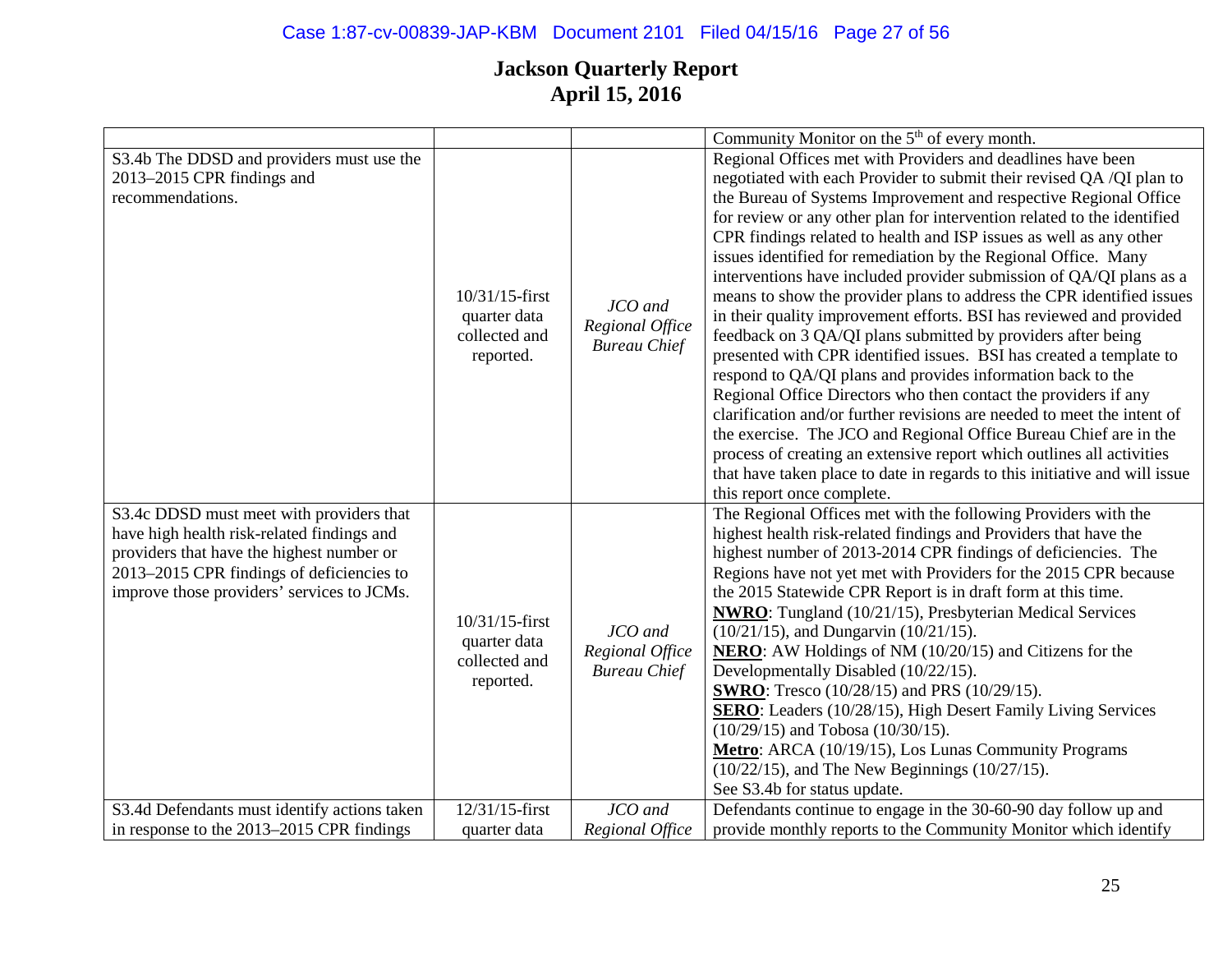# Jackson Quarterly Report
# April 15, 2016

| | | | |
|---|---|---|---|
| | | | Community Monitor on the 5th of every month. |
| S3.4b The DDSD and providers must use the 2013–2015 CPR findings and recommendations. | 10/31/15-first quarter data collected and reported. | *JCO and Regional Office Bureau Chief* | Regional Offices met with Providers and deadlines have been negotiated with each Provider to submit their revised QA /QI plan to the Bureau of Systems Improvement and respective Regional Office for review or any other plan for intervention related to the identified CPR findings related to health and ISP issues as well as any other issues identified for remediation by the Regional Office. Many interventions have included provider submission of QA/QI plans as a means to show the provider plans to address the CPR identified issues in their quality improvement efforts. BSI has reviewed and provided feedback on 3 QA/QI plans submitted by providers after being presented with CPR identified issues. BSI has created a template to respond to QA/QI plans and provides information back to the Regional Office Directors who then contact the providers if any clarification and/or further revisions are needed to meet the intent of the exercise. The JCO and Regional Office Bureau Chief are in the process of creating an extensive report which outlines all activities that have taken place to date in regards to this initiative and will issue this report once complete. |
| S3.4c DDSD must meet with providers that have high health risk-related findings and providers that have the highest number or 2013–2015 CPR findings of deficiencies to improve those providers' services to JCMs. | 10/31/15-first quarter data collected and reported. | *JCO and Regional Office Bureau Chief* | The Regional Offices met with the following Providers with the highest health risk-related findings and Providers that have the highest number of 2013-2014 CPR findings of deficiencies. The Regions have not yet met with Providers for the 2015 CPR because the 2015 Statewide CPR Report is in draft form at this time.<br>**<u>NWRO</u>**: Tungland (10/21/15), Presbyterian Medical Services (10/21/15), and Dungarvin (10/21/15).<br>**<u>NERO</u>**: AW Holdings of NM (10/20/15) and Citizens for the Developmentally Disabled (10/22/15).<br>**<u>SWRO</u>**: Tresco (10/28/15) and PRS (10/29/15).<br>**<u>SERO</u>**: Leaders (10/28/15), High Desert Family Living Services (10/29/15) and Tobosa (10/30/15).<br>**<u>Metro</u>**: ARCA (10/19/15), Los Lunas Community Programs (10/22/15), and The New Beginnings (10/27/15).<br>See S3.4b for status update. |
| S3.4d Defendants must identify actions taken in response to the 2013–2015 CPR findings | 12/31/15-first quarter data | *JCO and Regional Office* | Defendants continue to engage in the 30-60-90 day follow up and provide monthly reports to the Community Monitor which identify |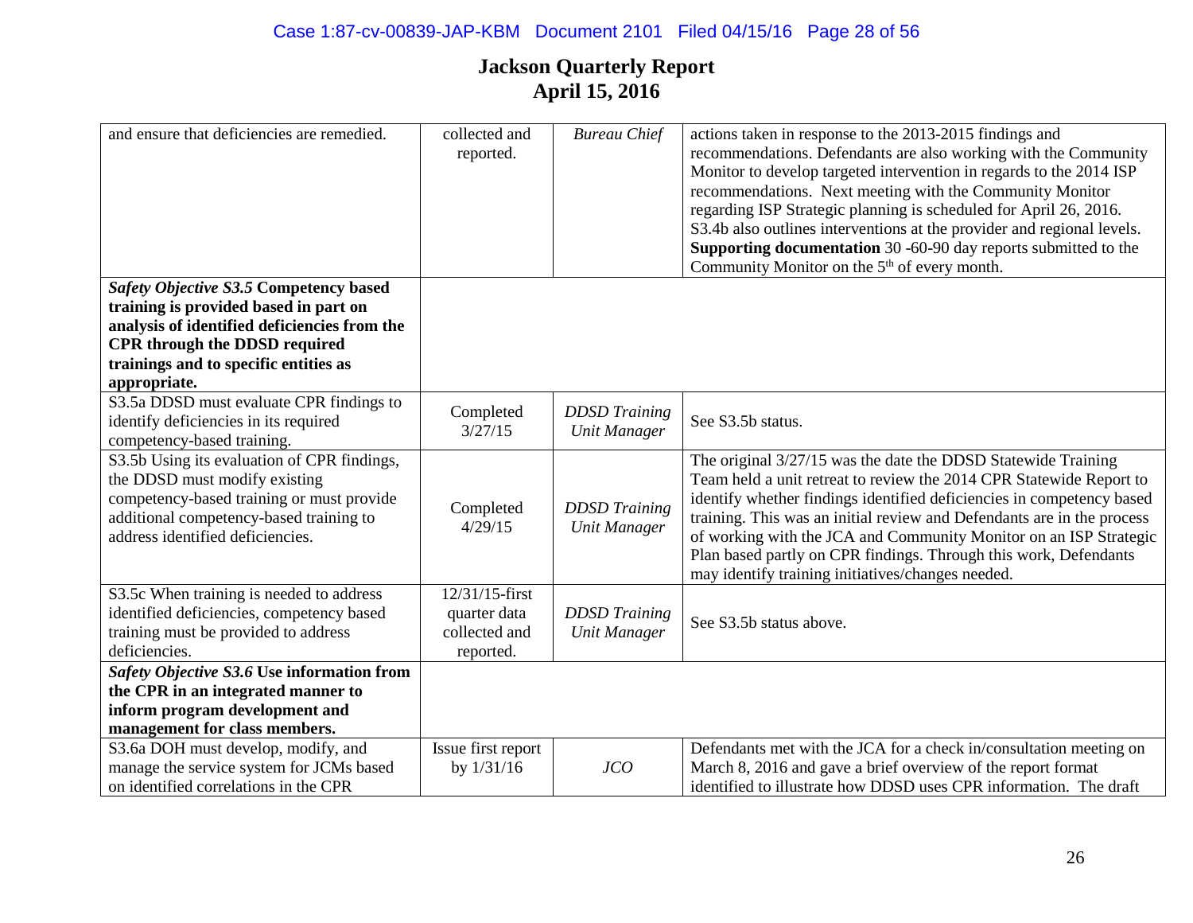# Jackson Quarterly Report
# April 15, 2016

| | | | |
|---|---|---|---|
| and ensure that deficiencies are remedied. | collected and reported. | *Bureau Chief* | actions taken in response to the 2013-2015 findings and recommendations. Defendants are also working with the Community Monitor to develop targeted intervention in regards to the 2014 ISP recommendations. Next meeting with the Community Monitor regarding ISP Strategic planning is scheduled for April 26, 2016. S3.4b also outlines interventions at the provider and regional levels. **Supporting documentation** 30 -60-90 day reports submitted to the Community Monitor on the 5th of every month. |
| ***Safety Objective S3.5*** **Competency based training is provided based in part on analysis of identified deficiencies from the CPR through the DDSD required trainings and to specific entities as appropriate.** | | | |
| S3.5a DDSD must evaluate CPR findings to identify deficiencies in its required competency-based training. | Completed 3/27/15 | *DDSD Training Unit Manager* | See S3.5b status. |
| S3.5b Using its evaluation of CPR findings, the DDSD must modify existing competency-based training or must provide additional competency-based training to address identified deficiencies. | Completed 4/29/15 | *DDSD Training Unit Manager* | The original 3/27/15 was the date the DDSD Statewide Training Team held a unit retreat to review the 2014 CPR Statewide Report to identify whether findings identified deficiencies in competency based training. This was an initial review and Defendants are in the process of working with the JCA and Community Monitor on an ISP Strategic Plan based partly on CPR findings. Through this work, Defendants may identify training initiatives/changes needed. |
| S3.5c When training is needed to address identified deficiencies, competency based training must be provided to address deficiencies. | 12/31/15-first quarter data collected and reported. | *DDSD Training Unit Manager* | See S3.5b status above. |
| ***Safety Objective S3.6*** **Use information from the CPR in an integrated manner to inform program development and management for class members.** | | | |
| S3.6a DOH must develop, modify, and manage the service system for JCMs based on identified correlations in the CPR | Issue first report by 1/31/16 | *JCO* | Defendants met with the JCA for a check in/consultation meeting on March 8, 2016 and gave a brief overview of the report format identified to illustrate how DDSD uses CPR information. The draft |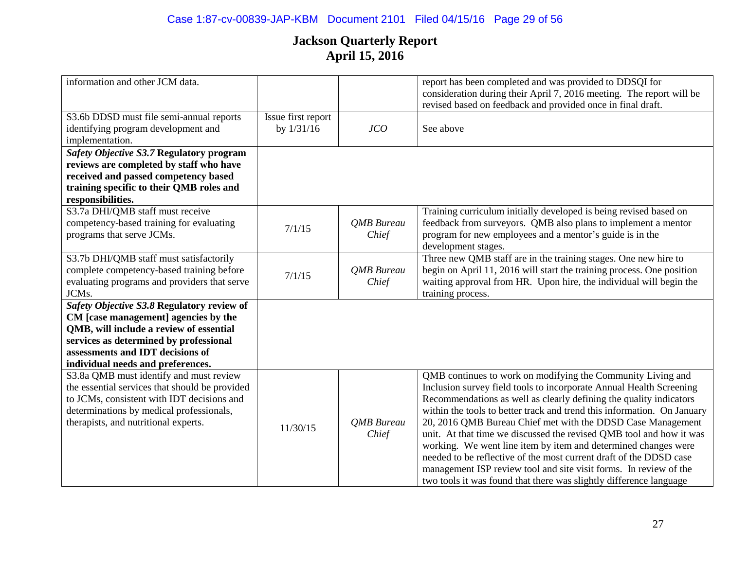# Jackson Quarterly Report
# April 15, 2016

| | | | |
|---|---|---|---|
| information and other JCM data. | | | report has been completed and was provided to DDSQI for consideration during their April 7, 2016 meeting. The report will be revised based on feedback and provided once in final draft. |
| S3.6b DDSD must file semi-annual reports identifying program development and implementation. | Issue first report by 1/31/16 | *JCO* | See above |
| ***Safety Objective S3.7* Regulatory program reviews are completed by staff who have received and passed competency based training specific to their QMB roles and responsibilities.** | | | |
| S3.7a DHI/QMB staff must receive competency-based training for evaluating programs that serve JCMs. | 7/1/15 | *QMB Bureau Chief* | Training curriculum initially developed is being revised based on feedback from surveyors. QMB also plans to implement a mentor program for new employees and a mentor's guide is in the development stages. |
| S3.7b DHI/QMB staff must satisfactorily complete competency-based training before evaluating programs and providers that serve JCMs. | 7/1/15 | *QMB Bureau Chief* | Three new QMB staff are in the training stages. One new hire to begin on April 11, 2016 will start the training process. One position waiting approval from HR. Upon hire, the individual will begin the training process. |
| ***Safety Objective S3.8* Regulatory review of CM [case management] agencies by the QMB, will include a review of essential services as determined by professional assessments and IDT decisions of individual needs and preferences.** | | | |
| S3.8a QMB must identify and must review the essential services that should be provided to JCMs, consistent with IDT decisions and determinations by medical professionals, therapists, and nutritional experts. | 11/30/15 | *QMB Bureau Chief* | QMB continues to work on modifying the Community Living and Inclusion survey field tools to incorporate Annual Health Screening Recommendations as well as clearly defining the quality indicators within the tools to better track and trend this information. On January 20, 2016 QMB Bureau Chief met with the DDSD Case Management unit. At that time we discussed the revised QMB tool and how it was working. We went line item by item and determined changes were needed to be reflective of the most current draft of the DDSD case management ISP review tool and site visit forms. In review of the two tools it was found that there was slightly difference language |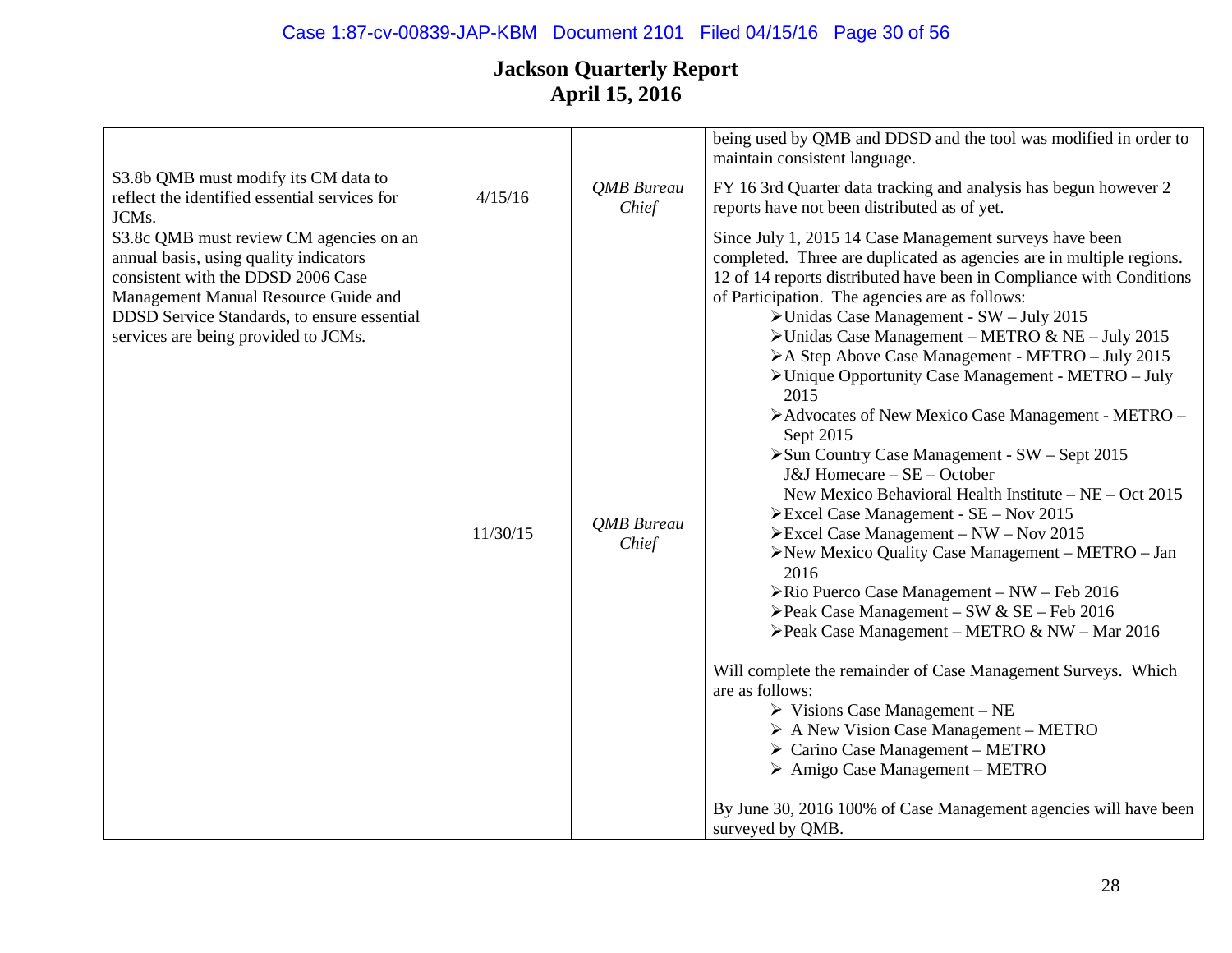# Jackson Quarterly Report
# April 15, 2016

| | | | |
|---|---|---|---|
| | | | being used by QMB and DDSD and the tool was modified in order to maintain consistent language. |
| S3.8b QMB must modify its CM data to reflect the identified essential services for JCMs. | 4/15/16 | *QMB Bureau Chief* | FY 16 3rd Quarter data tracking and analysis has begun however 2 reports have not been distributed as of yet. |
| S3.8c QMB must review CM agencies on an annual basis, using quality indicators consistent with the DDSD 2006 Case Management Manual Resource Guide and DDSD Service Standards, to ensure essential services are being provided to JCMs. | 11/30/15 | *QMB Bureau Chief* | Since July 1, 2015 14 Case Management surveys have been completed. Three are duplicated as agencies are in multiple regions. 12 of 14 reports distributed have been in Compliance with Conditions of Participation. The agencies are as follows:<br>➢Unidas Case Management - SW – July 2015<br>➢Unidas Case Management – METRO & NE – July 2015<br>➢A Step Above Case Management - METRO – July 2015<br>➢Unique Opportunity Case Management - METRO – July 2015<br>➢Advocates of New Mexico Case Management - METRO – Sept 2015<br>➢Sun Country Case Management - SW – Sept 2015<br>J&J Homecare – SE – October<br>New Mexico Behavioral Health Institute – NE – Oct 2015<br>➢Excel Case Management - SE – Nov 2015<br>➢Excel Case Management – NW – Nov 2015<br>➢New Mexico Quality Case Management – METRO – Jan 2016<br>➢Rio Puerco Case Management – NW – Feb 2016<br>➢Peak Case Management – SW & SE – Feb 2016<br>➢Peak Case Management – METRO & NW – Mar 2016<br><br>Will complete the remainder of Case Management Surveys. Which are as follows:<br>➢ Visions Case Management – NE<br>➢ A New Vision Case Management – METRO<br>➢ Carino Case Management – METRO<br>➢ Amigo Case Management – METRO<br><br>By June 30, 2016 100% of Case Management agencies will have been surveyed by QMB. |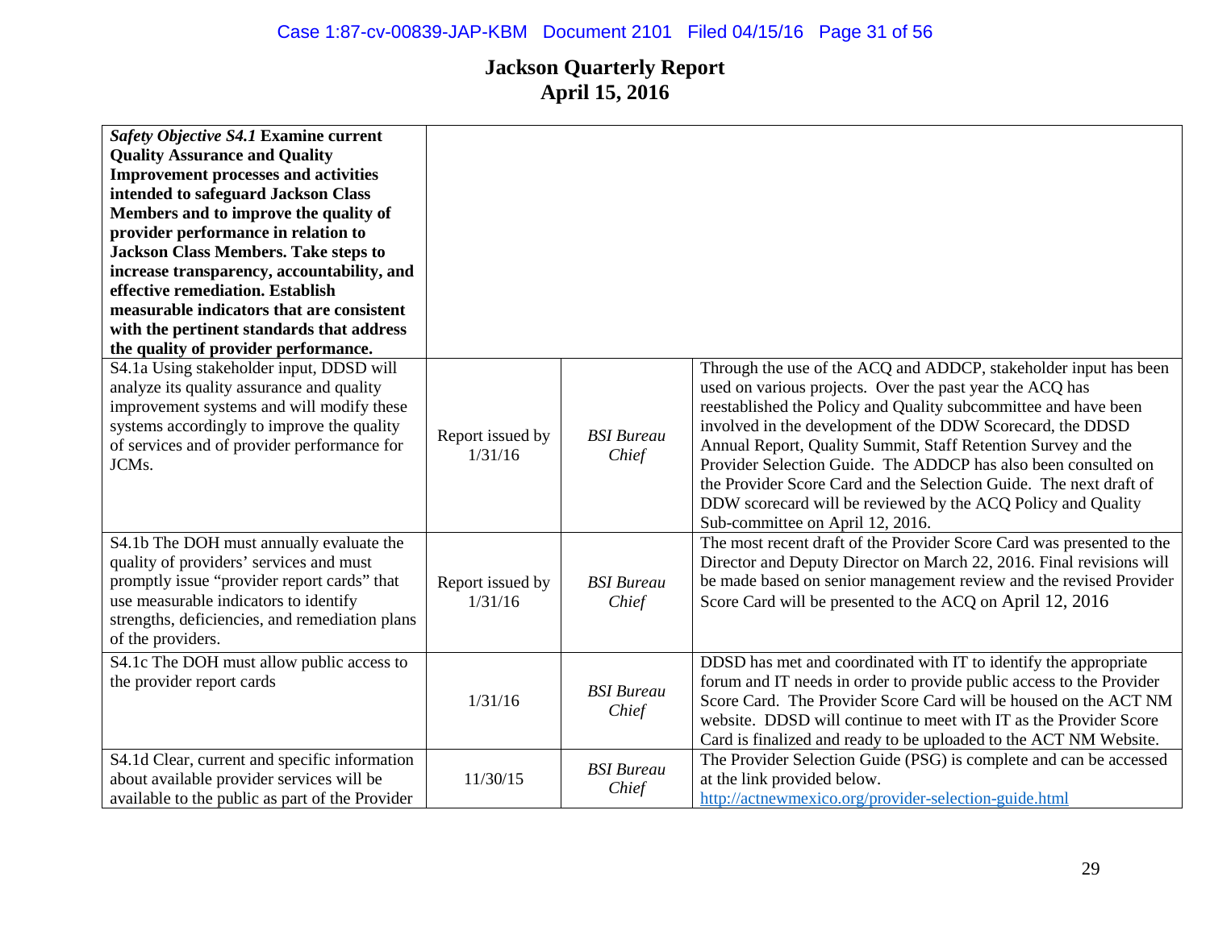# Jackson Quarterly Report
## April 15, 2016

| ***Safety Objective S4.1* Examine current Quality Assurance and Quality Improvement processes and activities intended to safeguard Jackson Class Members and to improve the quality of provider performance in relation to Jackson Class Members. Take steps to increase transparency, accountability, and effective remediation. Establish measurable indicators that are consistent with the pertinent standards that address the quality of provider performance.** | | | |
|---|---|---|---|
| S4.1a Using stakeholder input, DDSD will analyze its quality assurance and quality improvement systems and will modify these systems accordingly to improve the quality of services and of provider performance for JCMs. | Report issued by 1/31/16 | *BSI Bureau Chief* | Through the use of the ACQ and ADDCP, stakeholder input has been used on various projects. Over the past year the ACQ has reestablished the Policy and Quality subcommittee and have been involved in the development of the DDW Scorecard, the DDSD Annual Report, Quality Summit, Staff Retention Survey and the Provider Selection Guide. The ADDCP has also been consulted on the Provider Score Card and the Selection Guide. The next draft of DDW scorecard will be reviewed by the ACQ Policy and Quality Sub-committee on April 12, 2016. |
| S4.1b The DOH must annually evaluate the quality of providers' services and must promptly issue "provider report cards" that use measurable indicators to identify strengths, deficiencies, and remediation plans of the providers. | Report issued by 1/31/16 | *BSI Bureau Chief* | The most recent draft of the Provider Score Card was presented to the Director and Deputy Director on March 22, 2016. Final revisions will be made based on senior management review and the revised Provider Score Card will be presented to the ACQ on April 12, 2016 |
| S4.1c The DOH must allow public access to the provider report cards | 1/31/16 | *BSI Bureau Chief* | DDSD has met and coordinated with IT to identify the appropriate forum and IT needs in order to provide public access to the Provider Score Card. The Provider Score Card will be housed on the ACT NM website. DDSD will continue to meet with IT as the Provider Score Card is finalized and ready to be uploaded to the ACT NM Website. |
| S4.1d Clear, current and specific information about available provider services will be available to the public as part of the Provider | 11/30/15 | *BSI Bureau Chief* | The Provider Selection Guide (PSG) is complete and can be accessed at the link provided below. http://actnewmexico.org/provider-selection-guide.html |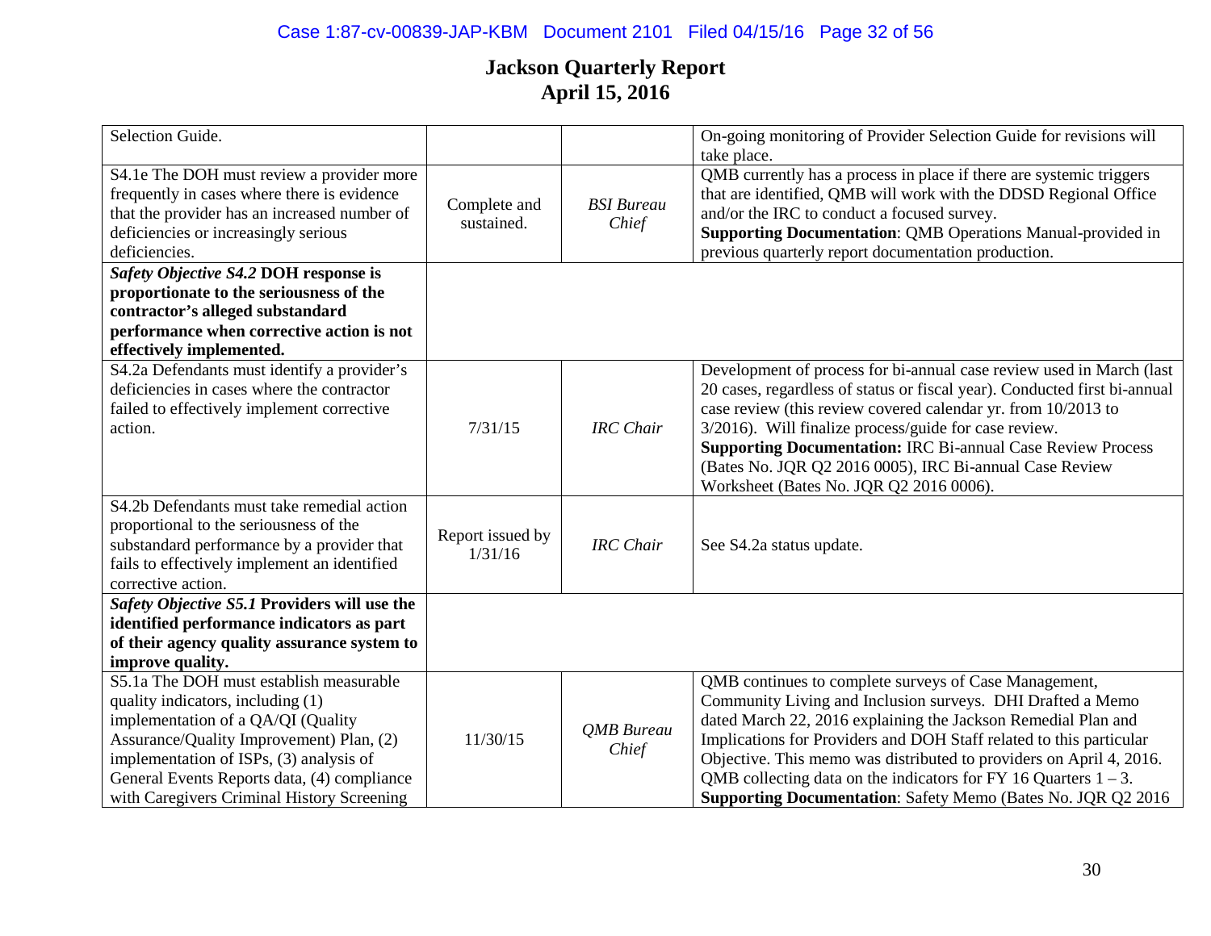# Jackson Quarterly Report
# April 15, 2016

| | | | |
|---|---|---|---|
| Selection Guide. | | | On-going monitoring of Provider Selection Guide for revisions will take place. |
| S4.1e The DOH must review a provider more frequently in cases where there is evidence that the provider has an increased number of deficiencies or increasingly serious deficiencies. | Complete and sustained. | *BSI Bureau Chief* | QMB currently has a process in place if there are systemic triggers that are identified, QMB will work with the DDSD Regional Office and/or the IRC to conduct a focused survey. **Supporting Documentation**: QMB Operations Manual-provided in previous quarterly report documentation production. |
| ***Safety Objective S4.2*** **DOH response is proportionate to the seriousness of the contractor's alleged substandard performance when corrective action is not effectively implemented.** | | | |
| S4.2a Defendants must identify a provider's deficiencies in cases where the contractor failed to effectively implement corrective action. | 7/31/15 | *IRC Chair* | Development of process for bi-annual case review used in March (last 20 cases, regardless of status or fiscal year). Conducted first bi-annual case review (this review covered calendar yr. from 10/2013 to 3/2016). Will finalize process/guide for case review. **Supporting Documentation:** IRC Bi-annual Case Review Process (Bates No. JQR Q2 2016 0005), IRC Bi-annual Case Review Worksheet (Bates No. JQR Q2 2016 0006). |
| S4.2b Defendants must take remedial action proportional to the seriousness of the substandard performance by a provider that fails to effectively implement an identified corrective action. | Report issued by 1/31/16 | *IRC Chair* | See S4.2a status update. |
| ***Safety Objective S5.1*** **Providers will use the identified performance indicators as part of their agency quality assurance system to improve quality.** | | | |
| S5.1a The DOH must establish measurable quality indicators, including (1) implementation of a QA/QI (Quality Assurance/Quality Improvement) Plan, (2) implementation of ISPs, (3) analysis of General Events Reports data, (4) compliance with Caregivers Criminal History Screening | 11/30/15 | *QMB Bureau Chief* | QMB continues to complete surveys of Case Management, Community Living and Inclusion surveys. DHI Drafted a Memo dated March 22, 2016 explaining the Jackson Remedial Plan and Implications for Providers and DOH Staff related to this particular Objective. This memo was distributed to providers on April 4, 2016. QMB collecting data on the indicators for FY 16 Quarters 1 – 3. **Supporting Documentation**: Safety Memo (Bates No. JQR Q2 2016 |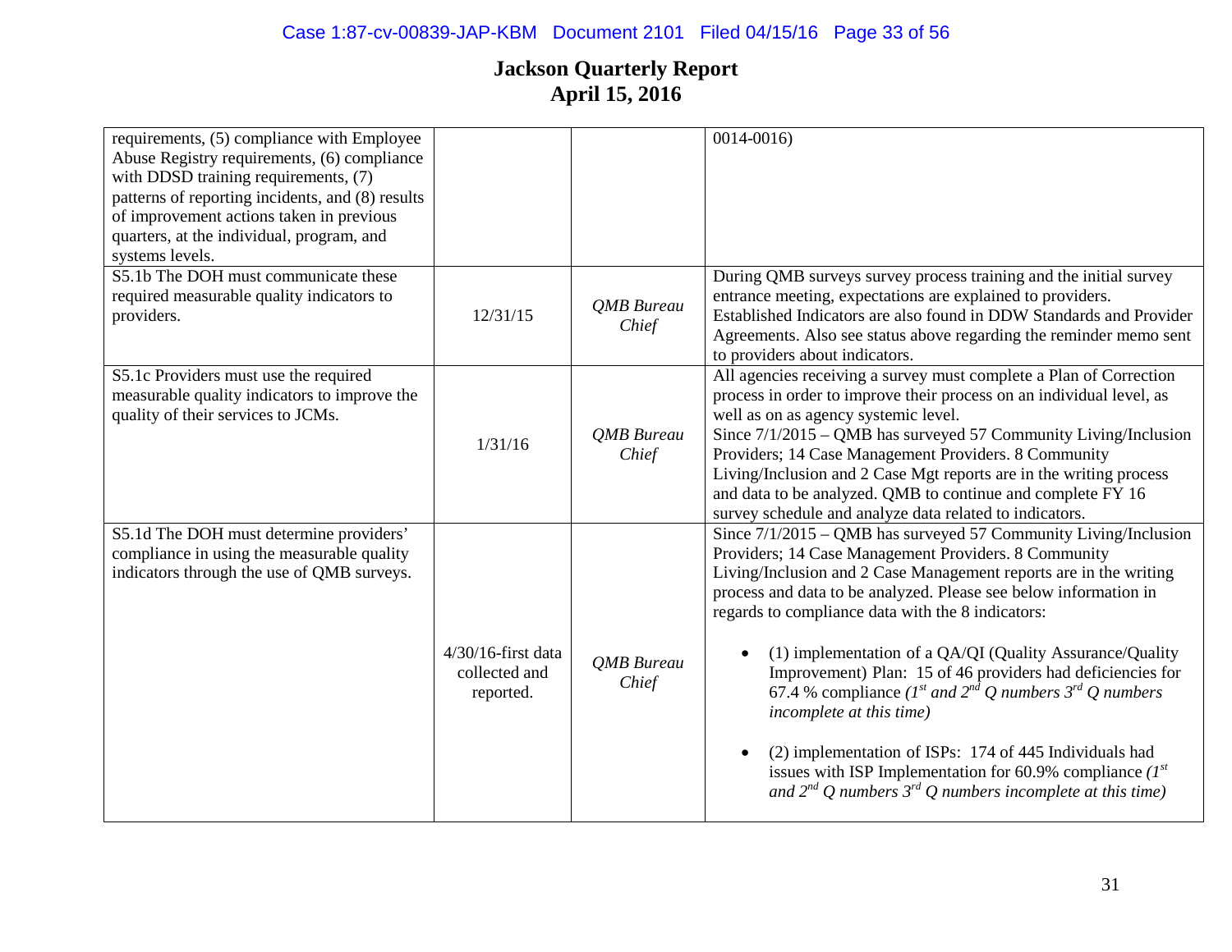# Jackson Quarterly Report
## April 15, 2016

| | | | |
|---|---|---|---|
| requirements, (5) compliance with Employee Abuse Registry requirements, (6) compliance with DDSD training requirements, (7) patterns of reporting incidents, and (8) results of improvement actions taken in previous quarters, at the individual, program, and systems levels. | | | 0014-0016) |
| S5.1b The DOH must communicate these required measurable quality indicators to providers. | 12/31/15 | *QMB Bureau Chief* | During QMB surveys survey process training and the initial survey entrance meeting, expectations are explained to providers. Established Indicators are also found in DDW Standards and Provider Agreements. Also see status above regarding the reminder memo sent to providers about indicators. |
| S5.1c Providers must use the required measurable quality indicators to improve the quality of their services to JCMs. | 1/31/16 | *QMB Bureau Chief* | All agencies receiving a survey must complete a Plan of Correction process in order to improve their process on an individual level, as well as on as agency systemic level.<br>Since 7/1/2015 – QMB has surveyed 57 Community Living/Inclusion Providers; 14 Case Management Providers. 8 Community Living/Inclusion and 2 Case Mgt reports are in the writing process and data to be analyzed. QMB to continue and complete FY 16 survey schedule and analyze data related to indicators. |
| S5.1d The DOH must determine providers' compliance in using the measurable quality indicators through the use of QMB surveys. | 4/30/16-first data collected and reported. | *QMB Bureau Chief* | Since 7/1/2015 – QMB has surveyed 57 Community Living/Inclusion Providers; 14 Case Management Providers. 8 Community Living/Inclusion and 2 Case Management reports are in the writing process and data to be analyzed. Please see below information in regards to compliance data with the 8 indicators:<br><br>• (1) implementation of a QA/QI (Quality Assurance/Quality Improvement) Plan: 15 of 46 providers had deficiencies for 67.4 % compliance *(1st and 2nd Q numbers 3rd Q numbers incomplete at this time)*<br><br>• (2) implementation of ISPs: 174 of 445 Individuals had issues with ISP Implementation for 60.9% compliance *(1st and 2nd Q numbers 3rd Q numbers incomplete at this time)* |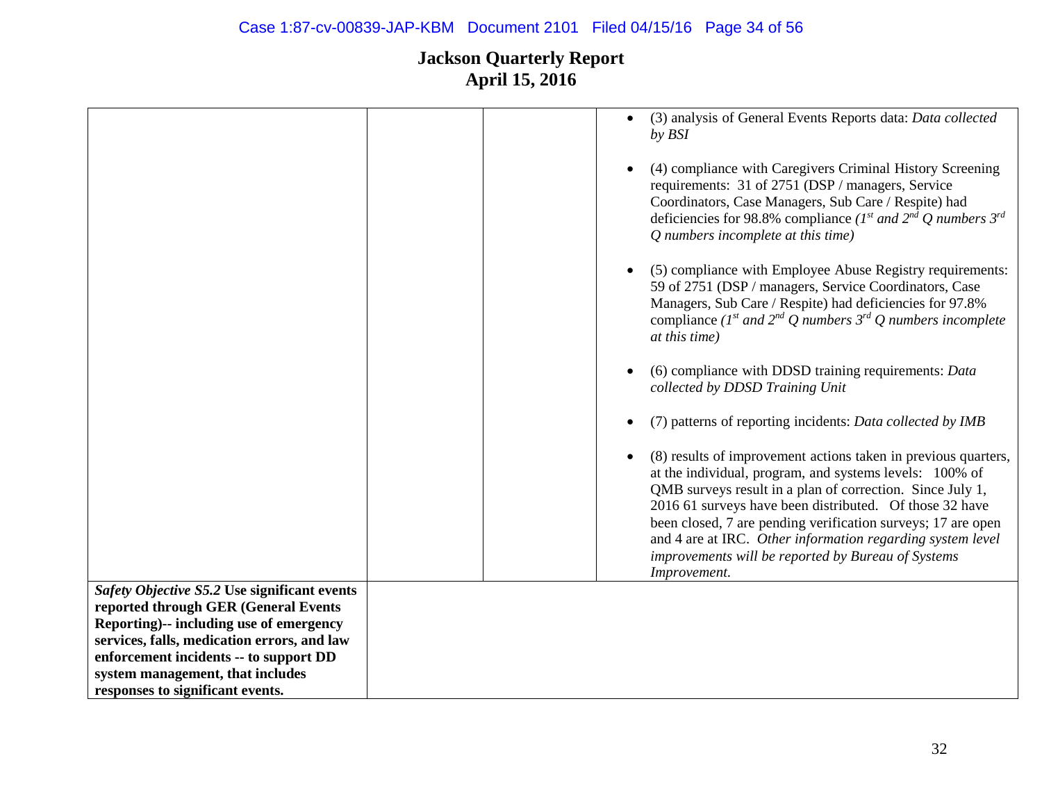# Jackson Quarterly Report
## April 15, 2016

| | | | |
|---|---|---|---|
| | | | • (3) analysis of General Events Reports data: *Data collected by BSI*<br><br>• (4) compliance with Caregivers Criminal History Screening requirements: 31 of 2751 (DSP / managers, Service Coordinators, Case Managers, Sub Care / Respite) had deficiencies for 98.8% compliance *(1st and 2nd Q numbers 3rd Q numbers incomplete at this time)*<br><br>• (5) compliance with Employee Abuse Registry requirements: 59 of 2751 (DSP / managers, Service Coordinators, Case Managers, Sub Care / Respite) had deficiencies for 97.8% compliance *(1st and 2nd Q numbers 3rd Q numbers incomplete at this time)*<br><br>• (6) compliance with DDSD training requirements: *Data collected by DDSD Training Unit*<br><br>• (7) patterns of reporting incidents: *Data collected by IMB*<br><br>• (8) results of improvement actions taken in previous quarters, at the individual, program, and systems levels: 100% of QMB surveys result in a plan of correction. Since July 1, 2016 61 surveys have been distributed. Of those 32 have been closed, 7 are pending verification surveys; 17 are open and 4 are at IRC. *Other information regarding system level improvements will be reported by Bureau of Systems Improvement.* |
| ***Safety Objective S5.2*** **Use significant events reported through GER (General Events Reporting)-- including use of emergency services, falls, medication errors, and law enforcement incidents -- to support DD system management, that includes responses to significant events.** | | | |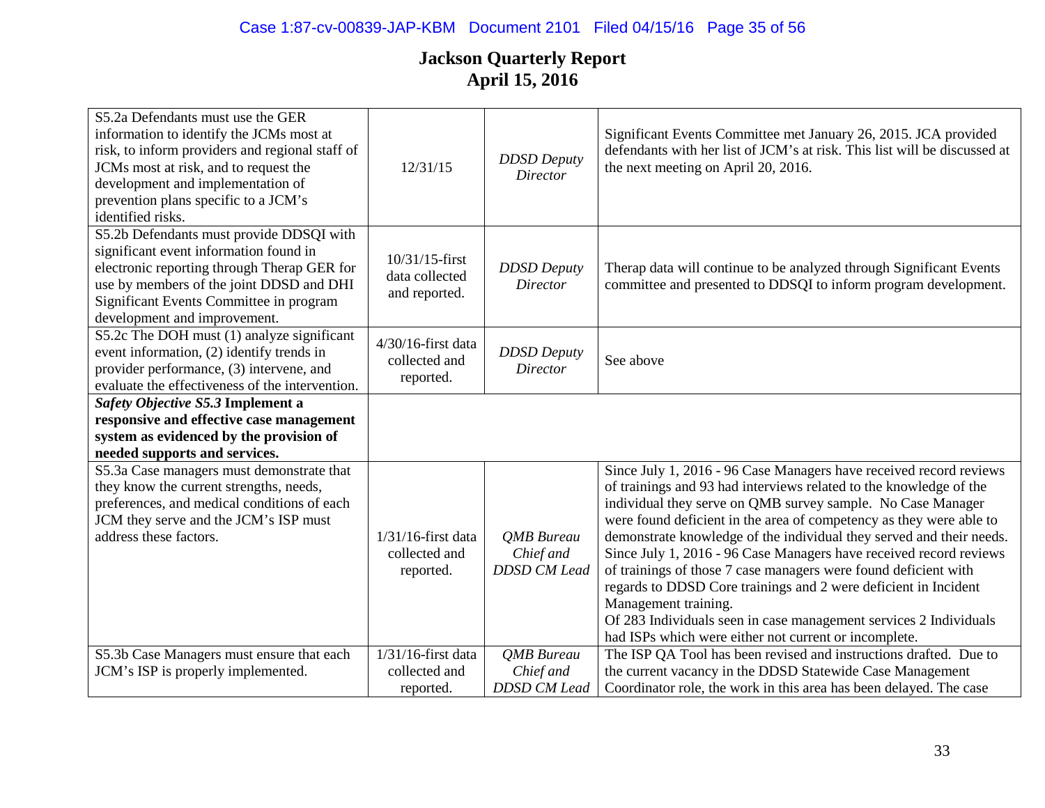# Jackson Quarterly Report
## April 15, 2016

| | | | |
|---|---|---|---|
| S5.2a Defendants must use the GER information to identify the JCMs most at risk, to inform providers and regional staff of JCMs most at risk, and to request the development and implementation of prevention plans specific to a JCM's identified risks. | 12/31/15 | *DDSD Deputy Director* | Significant Events Committee met January 26, 2015. JCA provided defendants with her list of JCM's at risk. This list will be discussed at the next meeting on April 20, 2016. |
| S5.2b Defendants must provide DDSQI with significant event information found in electronic reporting through Therap GER for use by members of the joint DDSD and DHI Significant Events Committee in program development and improvement. | 10/31/15-first data collected and reported. | *DDSD Deputy Director* | Therap data will continue to be analyzed through Significant Events committee and presented to DDSQI to inform program development. |
| S5.2c The DOH must (1) analyze significant event information, (2) identify trends in provider performance, (3) intervene, and evaluate the effectiveness of the intervention. | 4/30/16-first data collected and reported. | *DDSD Deputy Director* | See above |
| ***Safety Objective S5.3*** **Implement a responsive and effective case management system as evidenced by the provision of needed supports and services.** | | | |
| S5.3a Case managers must demonstrate that they know the current strengths, needs, preferences, and medical conditions of each JCM they serve and the JCM's ISP must address these factors. | 1/31/16-first data collected and reported. | *QMB Bureau Chief and DDSD CM Lead* | Since July 1, 2016 - 96 Case Managers have received record reviews of trainings and 93 had interviews related to the knowledge of the individual they serve on QMB survey sample. No Case Manager were found deficient in the area of competency as they were able to demonstrate knowledge of the individual they served and their needs. Since July 1, 2016 - 96 Case Managers have received record reviews of trainings of those 7 case managers were found deficient with regards to DDSD Core trainings and 2 were deficient in Incident Management training.<br>Of 283 Individuals seen in case management services 2 Individuals had ISPs which were either not current or incomplete. |
| S5.3b Case Managers must ensure that each JCM's ISP is properly implemented. | 1/31/16-first data collected and reported. | *QMB Bureau Chief and DDSD CM Lead* | The ISP QA Tool has been revised and instructions drafted. Due to the current vacancy in the DDSD Statewide Case Management Coordinator role, the work in this area has been delayed. The case |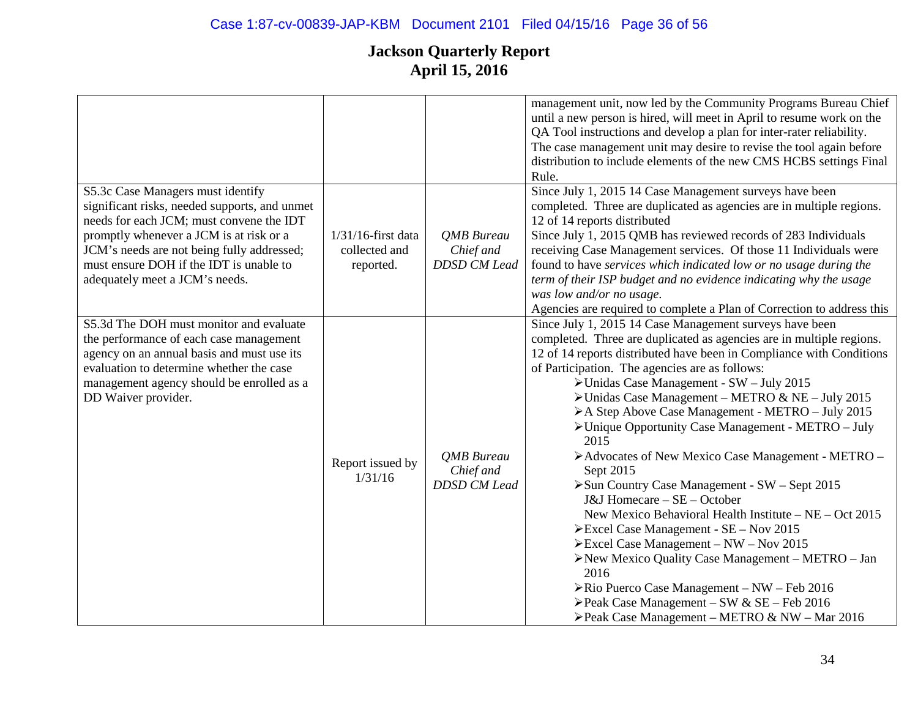# Jackson Quarterly Report
## April 15, 2016

| | | | |
|---|---|---|---|
| | | | management unit, now led by the Community Programs Bureau Chief until a new person is hired, will meet in April to resume work on the QA Tool instructions and develop a plan for inter-rater reliability. The case management unit may desire to revise the tool again before distribution to include elements of the new CMS HCBS settings Final Rule. |
| S5.3c Case Managers must identify significant risks, needed supports, and unmet needs for each JCM; must convene the IDT promptly whenever a JCM is at risk or a JCM's needs are not being fully addressed; must ensure DOH if the IDT is unable to adequately meet a JCM's needs. | 1/31/16-first data collected and reported. | *QMB Bureau Chief and DDSD CM Lead* | Since July 1, 2015 14 Case Management surveys have been completed. Three are duplicated as agencies are in multiple regions. 12 of 14 reports distributed<br>Since July 1, 2015 QMB has reviewed records of 283 Individuals receiving Case Management services. Of those 11 Individuals were found to have *services which indicated low or no usage during the term of their ISP budget and no evidence indicating why the usage was low and/or no usage.*<br>Agencies are required to complete a Plan of Correction to address this |
| S5.3d The DOH must monitor and evaluate the performance of each case management agency on an annual basis and must use its evaluation to determine whether the case management agency should be enrolled as a DD Waiver provider. | Report issued by 1/31/16 | *QMB Bureau Chief and DDSD CM Lead* | Since July 1, 2015 14 Case Management surveys have been completed. Three are duplicated as agencies are in multiple regions. 12 of 14 reports distributed have been in Compliance with Conditions of Participation. The agencies are as follows:<br>➢Unidas Case Management - SW – July 2015<br>➢Unidas Case Management – METRO & NE – July 2015<br>➢A Step Above Case Management - METRO – July 2015<br>➢Unique Opportunity Case Management - METRO – July 2015<br>➢Advocates of New Mexico Case Management - METRO – Sept 2015<br>➢Sun Country Case Management - SW – Sept 2015<br>J&J Homecare – SE – October<br>New Mexico Behavioral Health Institute – NE – Oct 2015<br>➢Excel Case Management - SE – Nov 2015<br>➢Excel Case Management – NW – Nov 2015<br>➢New Mexico Quality Case Management – METRO – Jan 2016<br>➢Rio Puerco Case Management – NW – Feb 2016<br>➢Peak Case Management – SW & SE – Feb 2016<br>➢Peak Case Management – METRO & NW – Mar 2016 |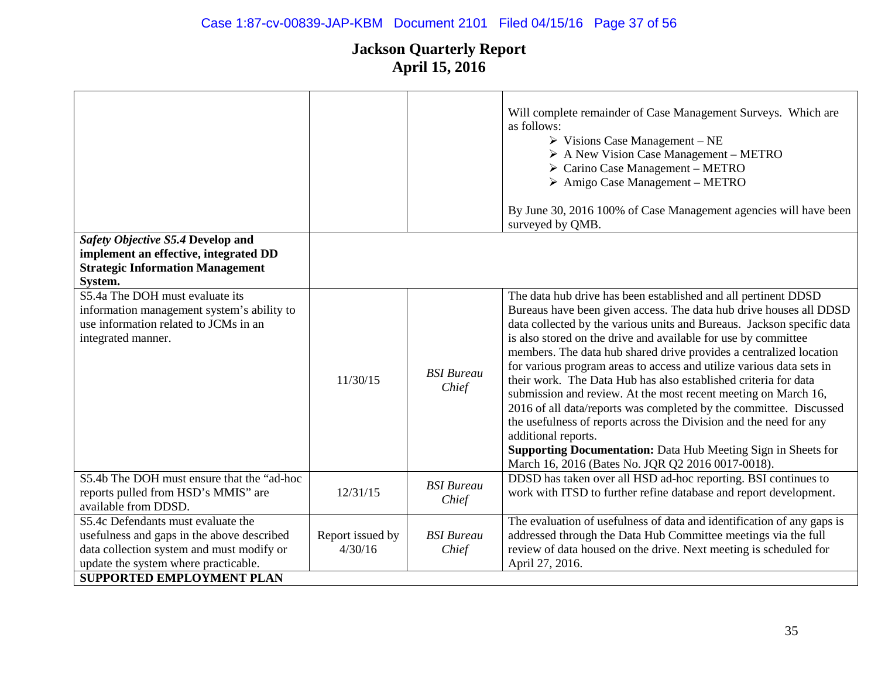# Jackson Quarterly Report
## April 15, 2016

| | | | |
|---|---|---|---|
| | | | Will complete remainder of Case Management Surveys. Which are as follows:<br>➢ Visions Case Management – NE<br>➢ A New Vision Case Management – METRO<br>➢ Carino Case Management – METRO<br>➢ Amigo Case Management – METRO<br><br>By June 30, 2016 100% of Case Management agencies will have been surveyed by QMB. |
| ***Safety Objective S5.4*** **Develop and implement an effective, integrated DD Strategic Information Management System.** | | | |
| S5.4a The DOH must evaluate its information management system's ability to use information related to JCMs in an integrated manner. | 11/30/15 | *BSI Bureau Chief* | The data hub drive has been established and all pertinent DDSD Bureaus have been given access. The data hub drive houses all DDSD data collected by the various units and Bureaus. Jackson specific data is also stored on the drive and available for use by committee members. The data hub shared drive provides a centralized location for various program areas to access and utilize various data sets in their work. The Data Hub has also established criteria for data submission and review. At the most recent meeting on March 16, 2016 of all data/reports was completed by the committee. Discussed the usefulness of reports across the Division and the need for any additional reports.<br>**Supporting Documentation:** Data Hub Meeting Sign in Sheets for March 16, 2016 (Bates No. JQR Q2 2016 0017-0018). |
| S5.4b The DOH must ensure that the "ad-hoc reports pulled from HSD's MMIS" are available from DDSD. | 12/31/15 | *BSI Bureau Chief* | DDSD has taken over all HSD ad-hoc reporting. BSI continues to work with ITSD to further refine database and report development. |
| S5.4c Defendants must evaluate the usefulness and gaps in the above described data collection system and must modify or update the system where practicable. | Report issued by 4/30/16 | *BSI Bureau Chief* | The evaluation of usefulness of data and identification of any gaps is addressed through the Data Hub Committee meetings via the full review of data housed on the drive. Next meeting is scheduled for April 27, 2016. |
| **SUPPORTED EMPLOYMENT PLAN** | | | |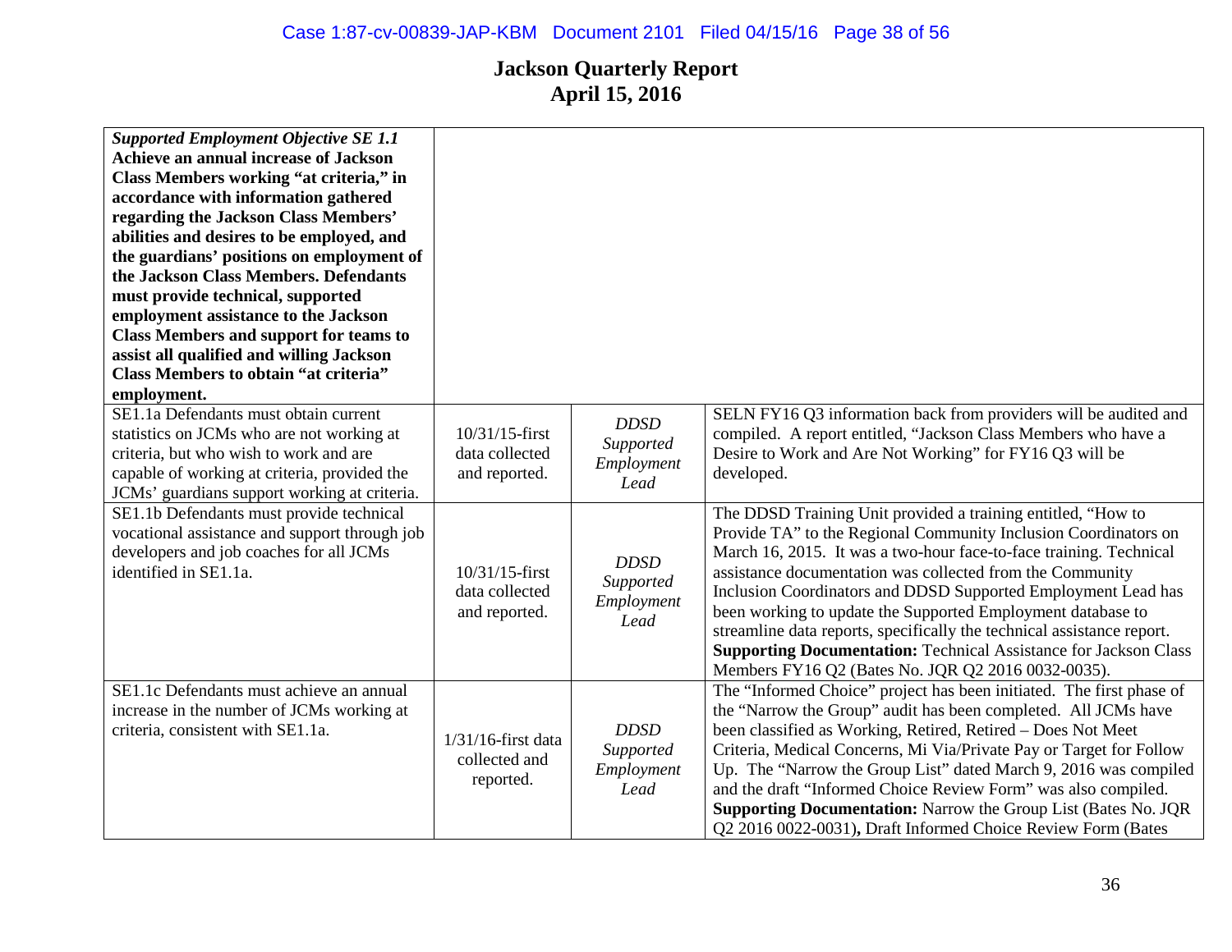# Jackson Quarterly Report
## April 15, 2016

| ***Supported Employment Objective SE 1.1*** **Achieve an annual increase of Jackson Class Members working "at criteria," in accordance with information gathered regarding the Jackson Class Members' abilities and desires to be employed, and the guardians' positions on employment of the Jackson Class Members. Defendants must provide technical, supported employment assistance to the Jackson Class Members and support for teams to assist all qualified and willing Jackson Class Members to obtain "at criteria" employment.** | | | |
|---|---|---|---|
| SE1.1a Defendants must obtain current statistics on JCMs who are not working at criteria, but who wish to work and are capable of working at criteria, provided the JCMs' guardians support working at criteria. | 10/31/15-first data collected and reported. | *DDSD Supported Employment Lead* | SELN FY16 Q3 information back from providers will be audited and compiled. A report entitled, "Jackson Class Members who have a Desire to Work and Are Not Working" for FY16 Q3 will be developed. |
| SE1.1b Defendants must provide technical vocational assistance and support through job developers and job coaches for all JCMs identified in SE1.1a. | 10/31/15-first data collected and reported. | *DDSD Supported Employment Lead* | The DDSD Training Unit provided a training entitled, "How to Provide TA" to the Regional Community Inclusion Coordinators on March 16, 2015. It was a two-hour face-to-face training. Technical assistance documentation was collected from the Community Inclusion Coordinators and DDSD Supported Employment Lead has been working to update the Supported Employment database to streamline data reports, specifically the technical assistance report. **Supporting Documentation:** Technical Assistance for Jackson Class Members FY16 Q2 (Bates No. JQR Q2 2016 0032-0035). |
| SE1.1c Defendants must achieve an annual increase in the number of JCMs working at criteria, consistent with SE1.1a. | 1/31/16-first data collected and reported. | *DDSD Supported Employment Lead* | The "Informed Choice" project has been initiated. The first phase of the "Narrow the Group" audit has been completed. All JCMs have been classified as Working, Retired, Retired – Does Not Meet Criteria, Medical Concerns, Mi Via/Private Pay or Target for Follow Up. The "Narrow the Group List" dated March 9, 2016 was compiled and the draft "Informed Choice Review Form" was also compiled. **Supporting Documentation:** Narrow the Group List (Bates No. JQR Q2 2016 0022-0031)**,** Draft Informed Choice Review Form (Bates |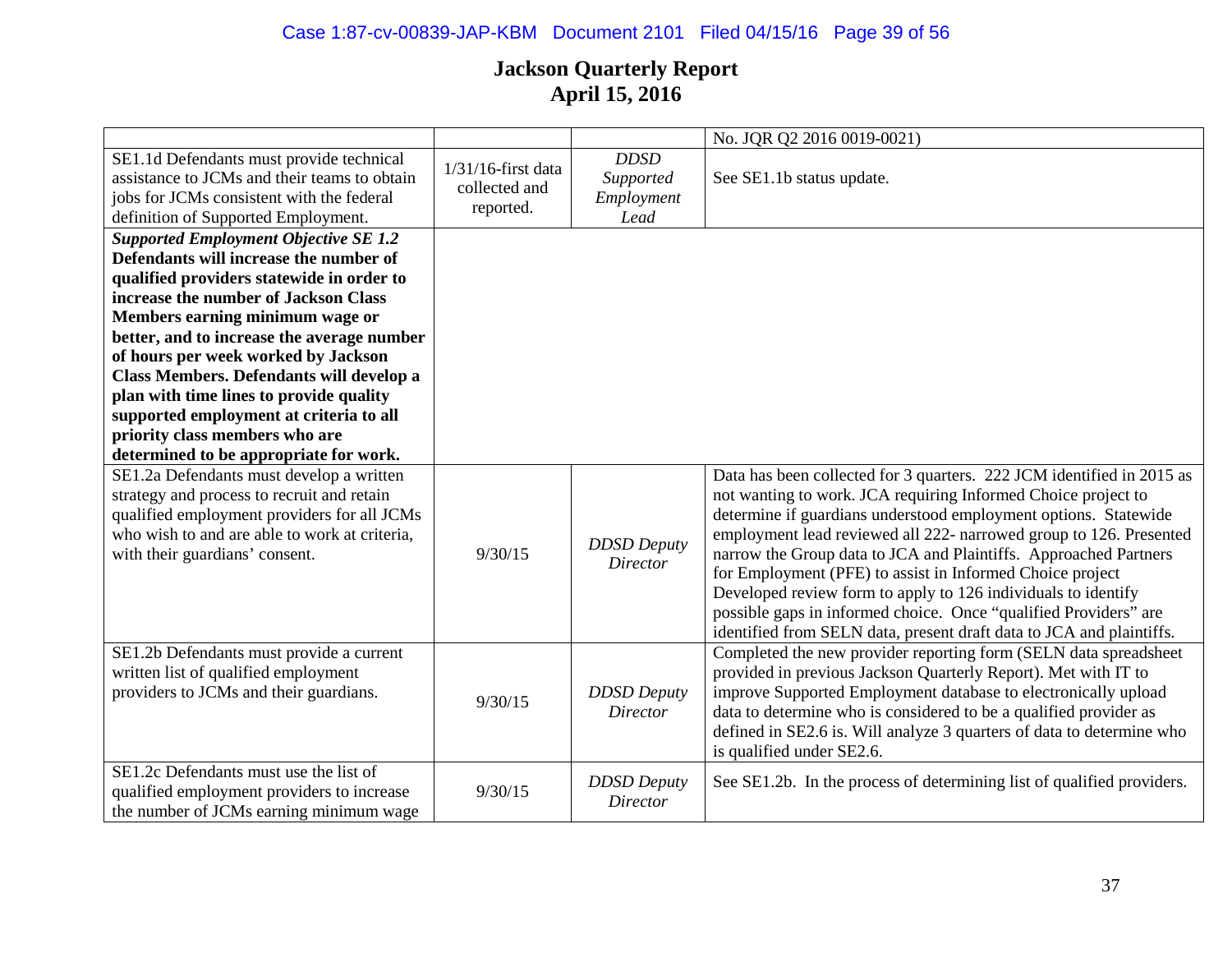# Jackson Quarterly Report
## April 15, 2016

| | | | |
|---|---|---|---|
| | | | No. JQR Q2 2016 0019-0021) |
| SE1.1d Defendants must provide technical assistance to JCMs and their teams to obtain jobs for JCMs consistent with the federal definition of Supported Employment. | 1/31/16-first data collected and reported. | *DDSD Supported Employment Lead* | See SE1.1b status update. |
| ***Supported Employment Objective SE 1.2*** **Defendants will increase the number of qualified providers statewide in order to increase the number of Jackson Class Members earning minimum wage or better, and to increase the average number of hours per week worked by Jackson Class Members. Defendants will develop a plan with time lines to provide quality supported employment at criteria to all priority class members who are determined to be appropriate for work.** | | | |
| SE1.2a Defendants must develop a written strategy and process to recruit and retain qualified employment providers for all JCMs who wish to and are able to work at criteria, with their guardians' consent. | 9/30/15 | *DDSD Deputy Director* | Data has been collected for 3 quarters. 222 JCM identified in 2015 as not wanting to work. JCA requiring Informed Choice project to determine if guardians understood employment options. Statewide employment lead reviewed all 222- narrowed group to 126. Presented narrow the Group data to JCA and Plaintiffs. Approached Partners for Employment (PFE) to assist in Informed Choice project Developed review form to apply to 126 individuals to identify possible gaps in informed choice. Once "qualified Providers" are identified from SELN data, present draft data to JCA and plaintiffs. |
| SE1.2b Defendants must provide a current written list of qualified employment providers to JCMs and their guardians. | 9/30/15 | *DDSD Deputy Director* | Completed the new provider reporting form (SELN data spreadsheet provided in previous Jackson Quarterly Report). Met with IT to improve Supported Employment database to electronically upload data to determine who is considered to be a qualified provider as defined in SE2.6 is. Will analyze 3 quarters of data to determine who is qualified under SE2.6. |
| SE1.2c Defendants must use the list of qualified employment providers to increase the number of JCMs earning minimum wage | 9/30/15 | *DDSD Deputy Director* | See SE1.2b. In the process of determining list of qualified providers. |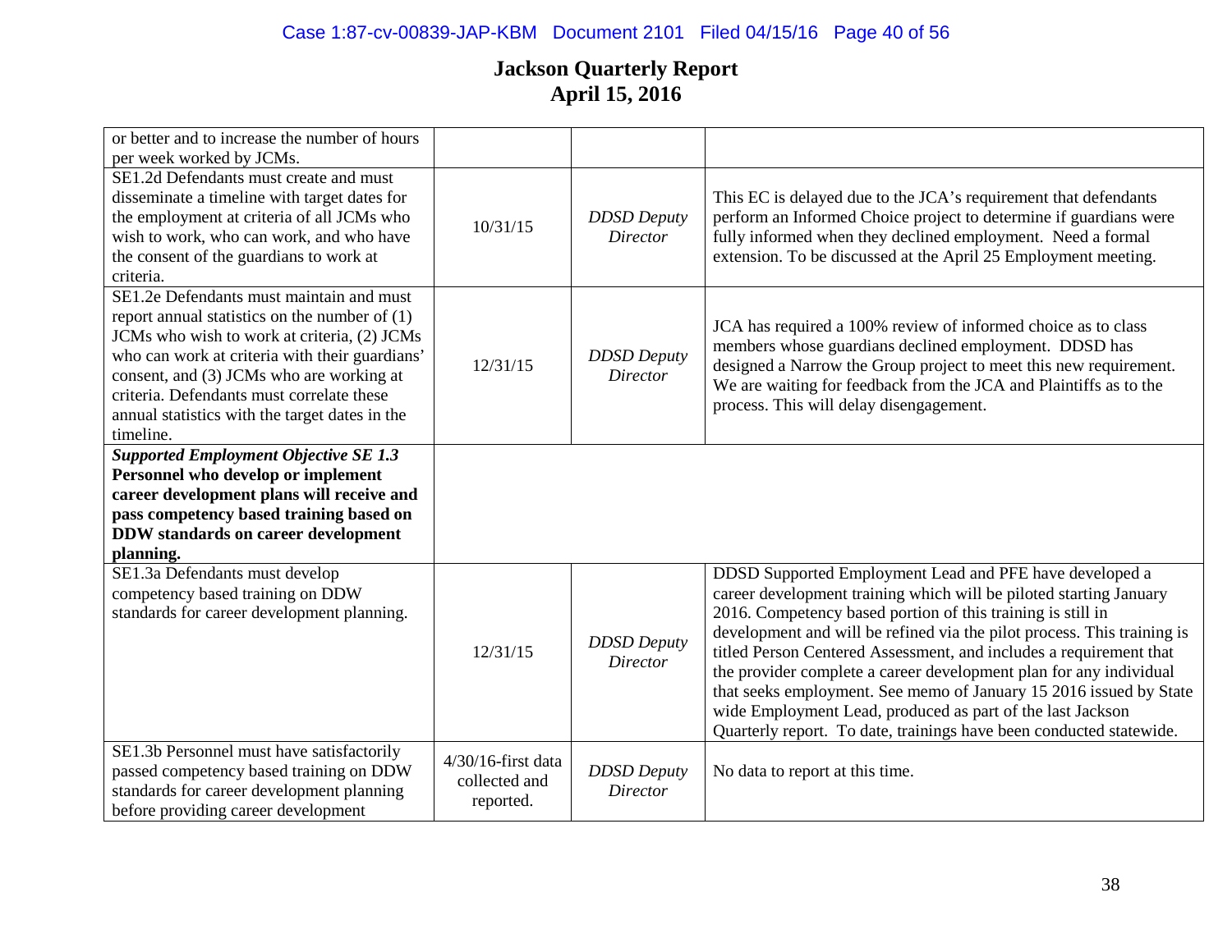# Jackson Quarterly Report
# April 15, 2016

| | | | |
|---|---|---|---|
| or better and to increase the number of hours per week worked by JCMs. | | | |
| SE1.2d Defendants must create and must disseminate a timeline with target dates for the employment at criteria of all JCMs who wish to work, who can work, and who have the consent of the guardians to work at criteria. | 10/31/15 | *DDSD Deputy Director* | This EC is delayed due to the JCA's requirement that defendants perform an Informed Choice project to determine if guardians were fully informed when they declined employment. Need a formal extension. To be discussed at the April 25 Employment meeting. |
| SE1.2e Defendants must maintain and must report annual statistics on the number of (1) JCMs who wish to work at criteria, (2) JCMs who can work at criteria with their guardians' consent, and (3) JCMs who are working at criteria. Defendants must correlate these annual statistics with the target dates in the timeline. | 12/31/15 | *DDSD Deputy Director* | JCA has required a 100% review of informed choice as to class members whose guardians declined employment. DDSD has designed a Narrow the Group project to meet this new requirement. We are waiting for feedback from the JCA and Plaintiffs as to the process. This will delay disengagement. |
| ***Supported Employment Objective SE 1.3*** **Personnel who develop or implement career development plans will receive and pass competency based training based on DDW standards on career development planning.** | | | |
| SE1.3a Defendants must develop competency based training on DDW standards for career development planning. | 12/31/15 | *DDSD Deputy Director* | DDSD Supported Employment Lead and PFE have developed a career development training which will be piloted starting January 2016. Competency based portion of this training is still in development and will be refined via the pilot process. This training is titled Person Centered Assessment, and includes a requirement that the provider complete a career development plan for any individual that seeks employment. See memo of January 15 2016 issued by State wide Employment Lead, produced as part of the last Jackson Quarterly report. To date, trainings have been conducted statewide. |
| SE1.3b Personnel must have satisfactorily passed competency based training on DDW standards for career development planning before providing career development | 4/30/16-first data collected and reported. | *DDSD Deputy Director* | No data to report at this time. |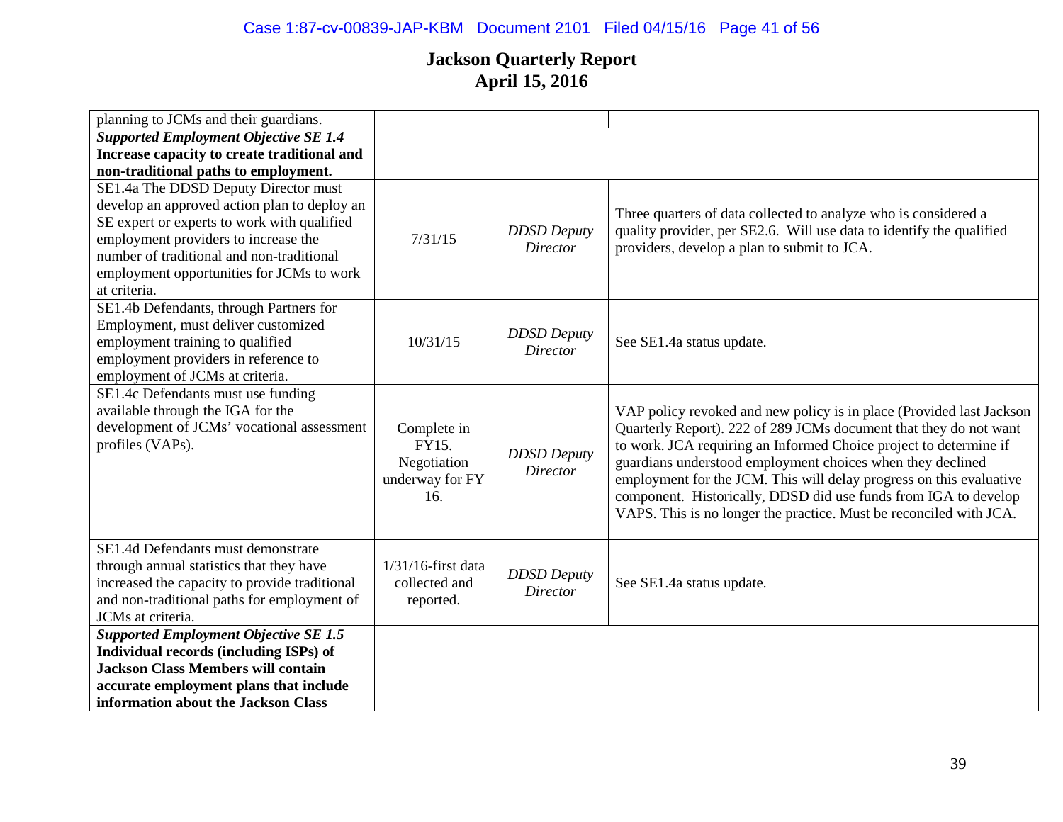# Jackson Quarterly Report
# April 15, 2016

| | | | |
|---|---|---|---|
| planning to JCMs and their guardians. | | | |
| ***Supported Employment Objective SE 1.4*** **Increase capacity to create traditional and non-traditional paths to employment.** | | | |
| SE1.4a The DDSD Deputy Director must develop an approved action plan to deploy an SE expert or experts to work with qualified employment providers to increase the number of traditional and non-traditional employment opportunities for JCMs to work at criteria. | 7/31/15 | *DDSD Deputy Director* | Three quarters of data collected to analyze who is considered a quality provider, per SE2.6. Will use data to identify the qualified providers, develop a plan to submit to JCA. |
| SE1.4b Defendants, through Partners for Employment, must deliver customized employment training to qualified employment providers in reference to employment of JCMs at criteria. | 10/31/15 | *DDSD Deputy Director* | See SE1.4a status update. |
| SE1.4c Defendants must use funding available through the IGA for the development of JCMs' vocational assessment profiles (VAPs). | Complete in FY15. Negotiation underway for FY 16. | *DDSD Deputy Director* | VAP policy revoked and new policy is in place (Provided last Jackson Quarterly Report). 222 of 289 JCMs document that they do not want to work. JCA requiring an Informed Choice project to determine if guardians understood employment choices when they declined employment for the JCM. This will delay progress on this evaluative component. Historically, DDSD did use funds from IGA to develop VAPS. This is no longer the practice. Must be reconciled with JCA. |
| SE1.4d Defendants must demonstrate through annual statistics that they have increased the capacity to provide traditional and non-traditional paths for employment of JCMs at criteria. | 1/31/16-first data collected and reported. | *DDSD Deputy Director* | See SE1.4a status update. |
| ***Supported Employment Objective SE 1.5*** **Individual records (including ISPs) of Jackson Class Members will contain accurate employment plans that include information about the Jackson Class** | | | |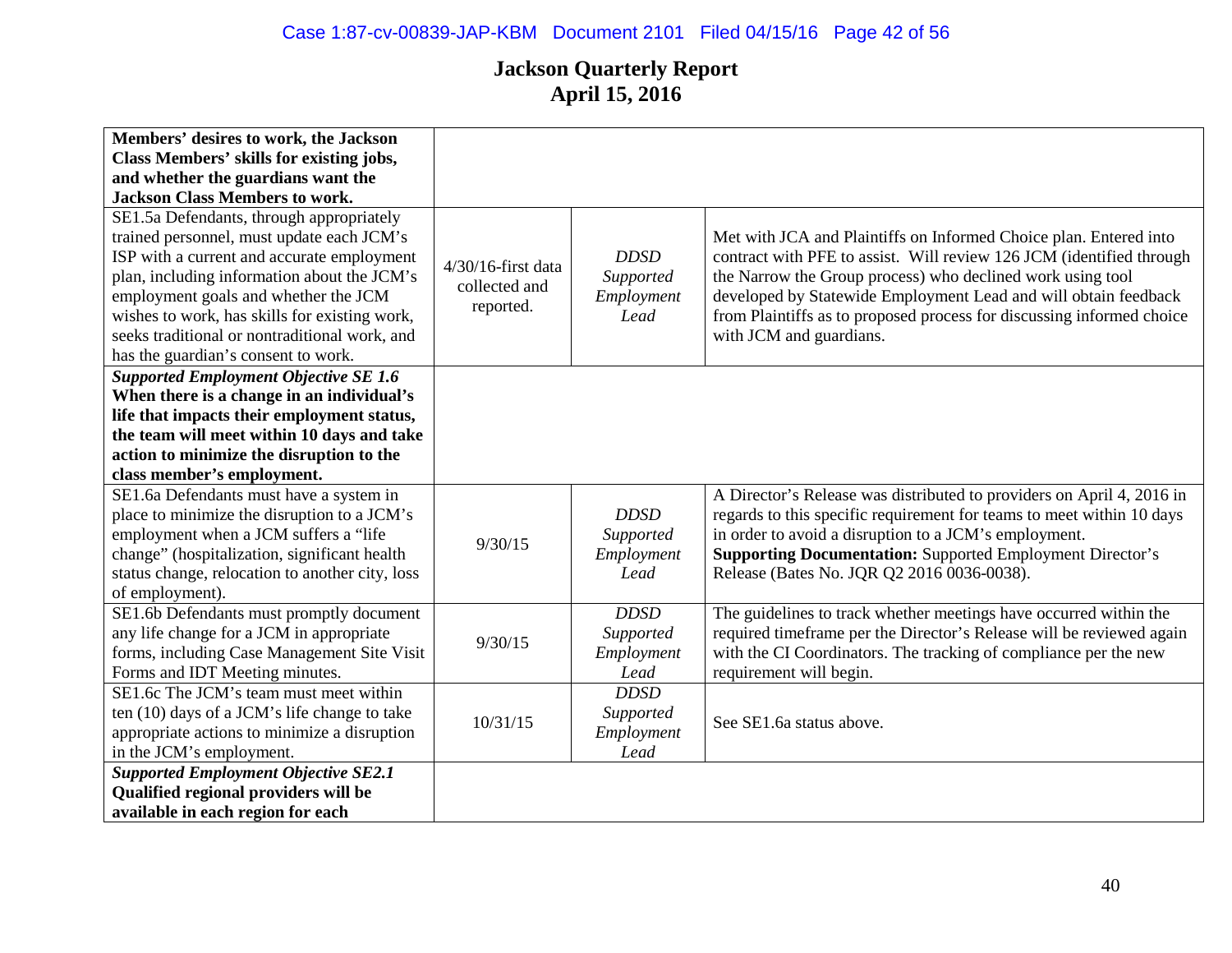# Jackson Quarterly Report
# April 15, 2016

| | | | |
|---|---|---|---|
| **Members' desires to work, the Jackson Class Members' skills for existing jobs, and whether the guardians want the Jackson Class Members to work.** | | | |
| SE1.5a Defendants, through appropriately trained personnel, must update each JCM's ISP with a current and accurate employment plan, including information about the JCM's employment goals and whether the JCM wishes to work, has skills for existing work, seeks traditional or nontraditional work, and has the guardian's consent to work. | 4/30/16-first data collected and reported. | *DDSD Supported Employment Lead* | Met with JCA and Plaintiffs on Informed Choice plan. Entered into contract with PFE to assist. Will review 126 JCM (identified through the Narrow the Group process) who declined work using tool developed by Statewide Employment Lead and will obtain feedback from Plaintiffs as to proposed process for discussing informed choice with JCM and guardians. |
| ***Supported Employment Objective SE 1.6*** **When there is a change in an individual's life that impacts their employment status, the team will meet within 10 days and take action to minimize the disruption to the class member's employment.** | | | |
| SE1.6a Defendants must have a system in place to minimize the disruption to a JCM's employment when a JCM suffers a "life change" (hospitalization, significant health status change, relocation to another city, loss of employment). | 9/30/15 | *DDSD Supported Employment Lead* | A Director's Release was distributed to providers on April 4, 2016 in regards to this specific requirement for teams to meet within 10 days in order to avoid a disruption to a JCM's employment. **Supporting Documentation:** Supported Employment Director's Release (Bates No. JQR Q2 2016 0036-0038). |
| SE1.6b Defendants must promptly document any life change for a JCM in appropriate forms, including Case Management Site Visit Forms and IDT Meeting minutes. | 9/30/15 | *DDSD Supported Employment Lead* | The guidelines to track whether meetings have occurred within the required timeframe per the Director's Release will be reviewed again with the CI Coordinators. The tracking of compliance per the new requirement will begin. |
| SE1.6c The JCM's team must meet within ten (10) days of a JCM's life change to take appropriate actions to minimize a disruption in the JCM's employment. | 10/31/15 | *DDSD Supported Employment Lead* | See SE1.6a status above. |
| ***Supported Employment Objective SE2.1*** **Qualified regional providers will be available in each region for each** | | | |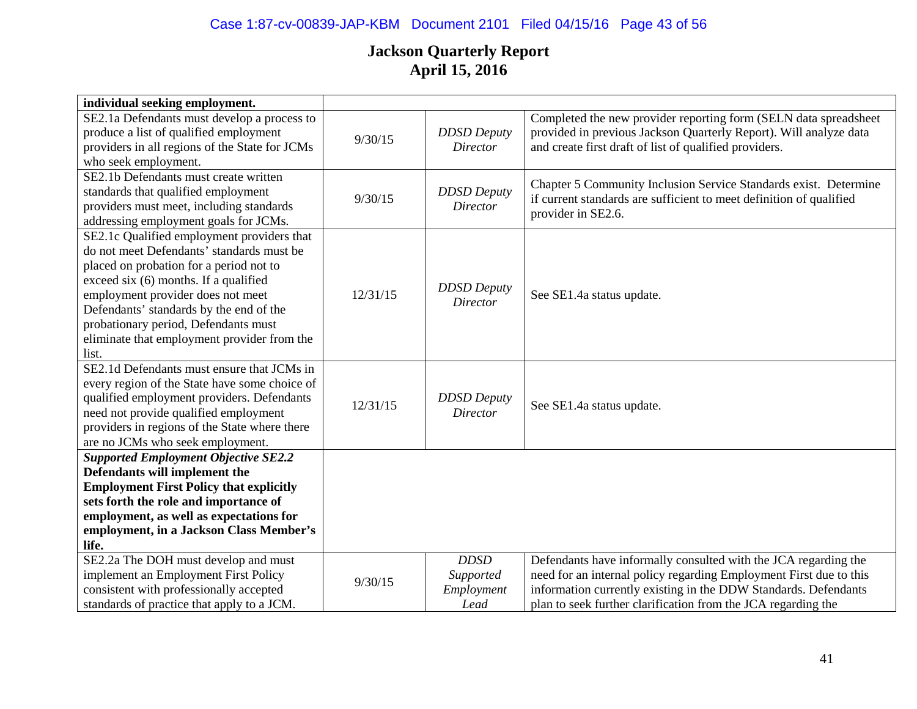# Jackson Quarterly Report
## April 15, 2016

| | | | |
|---|---|---|---|
| **individual seeking employment.** | | | |
| SE2.1a Defendants must develop a process to produce a list of qualified employment providers in all regions of the State for JCMs who seek employment. | 9/30/15 | *DDSD Deputy Director* | Completed the new provider reporting form (SELN data spreadsheet provided in previous Jackson Quarterly Report). Will analyze data and create first draft of list of qualified providers. |
| SE2.1b Defendants must create written standards that qualified employment providers must meet, including standards addressing employment goals for JCMs. | 9/30/15 | *DDSD Deputy Director* | Chapter 5 Community Inclusion Service Standards exist. Determine if current standards are sufficient to meet definition of qualified provider in SE2.6. |
| SE2.1c Qualified employment providers that do not meet Defendants' standards must be placed on probation for a period not to exceed six (6) months. If a qualified employment provider does not meet Defendants' standards by the end of the probationary period, Defendants must eliminate that employment provider from the list. | 12/31/15 | *DDSD Deputy Director* | See SE1.4a status update. |
| SE2.1d Defendants must ensure that JCMs in every region of the State have some choice of qualified employment providers. Defendants need not provide qualified employment providers in regions of the State where there are no JCMs who seek employment. | 12/31/15 | *DDSD Deputy Director* | See SE1.4a status update. |
| ***Supported Employment Objective SE2.2*** **Defendants will implement the Employment First Policy that explicitly sets forth the role and importance of employment, as well as expectations for employment, in a Jackson Class Member's life.** | | | |
| SE2.2a The DOH must develop and must implement an Employment First Policy consistent with professionally accepted standards of practice that apply to a JCM. | 9/30/15 | *DDSD Supported Employment Lead* | Defendants have informally consulted with the JCA regarding the need for an internal policy regarding Employment First due to this information currently existing in the DDW Standards. Defendants plan to seek further clarification from the JCA regarding the |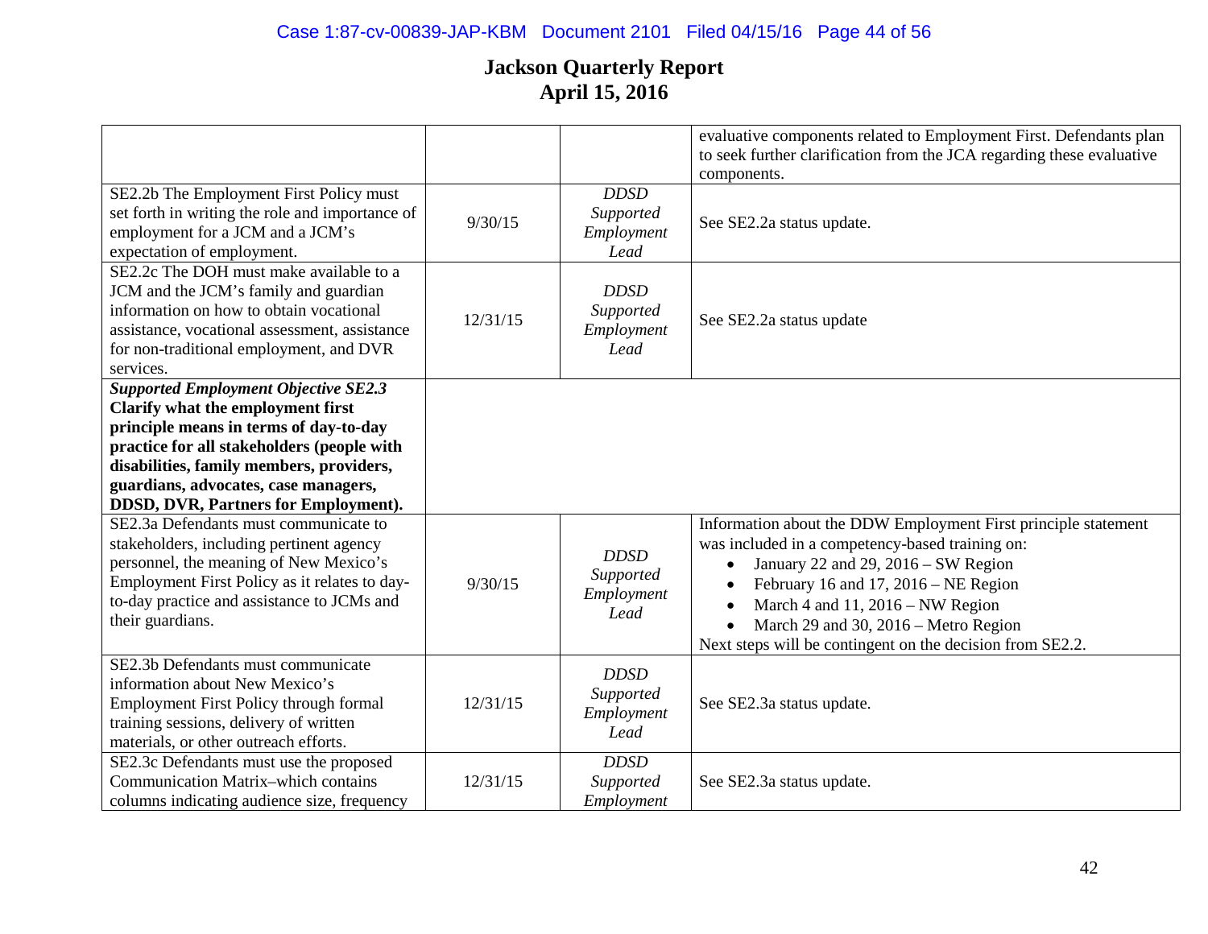# Jackson Quarterly Report
# April 15, 2016

| | | | |
|---|---|---|---|
| | | | evaluative components related to Employment First. Defendants plan to seek further clarification from the JCA regarding these evaluative components. |
| SE2.2b The Employment First Policy must set forth in writing the role and importance of employment for a JCM and a JCM's expectation of employment. | 9/30/15 | *DDSD Supported Employment Lead* | See SE2.2a status update. |
| SE2.2c The DOH must make available to a JCM and the JCM's family and guardian information on how to obtain vocational assistance, vocational assessment, assistance for non-traditional employment, and DVR services. | 12/31/15 | *DDSD Supported Employment Lead* | See SE2.2a status update |
| ***Supported Employment Objective SE2.3*** **Clarify what the employment first principle means in terms of day-to-day practice for all stakeholders (people with disabilities, family members, providers, guardians, advocates, case managers, DDSD, DVR, Partners for Employment).** | | | |
| SE2.3a Defendants must communicate to stakeholders, including pertinent agency personnel, the meaning of New Mexico's Employment First Policy as it relates to day-to-day practice and assistance to JCMs and their guardians. | 9/30/15 | *DDSD Supported Employment Lead* | Information about the DDW Employment First principle statement was included in a competency-based training on:<br>• January 22 and 29, 2016 – SW Region<br>• February 16 and 17, 2016 – NE Region<br>• March 4 and 11, 2016 – NW Region<br>• March 29 and 30, 2016 – Metro Region<br>Next steps will be contingent on the decision from SE2.2. |
| SE2.3b Defendants must communicate information about New Mexico's Employment First Policy through formal training sessions, delivery of written materials, or other outreach efforts. | 12/31/15 | *DDSD Supported Employment Lead* | See SE2.3a status update. |
| SE2.3c Defendants must use the proposed Communication Matrix–which contains columns indicating audience size, frequency | 12/31/15 | *DDSD Supported Employment* | See SE2.3a status update. |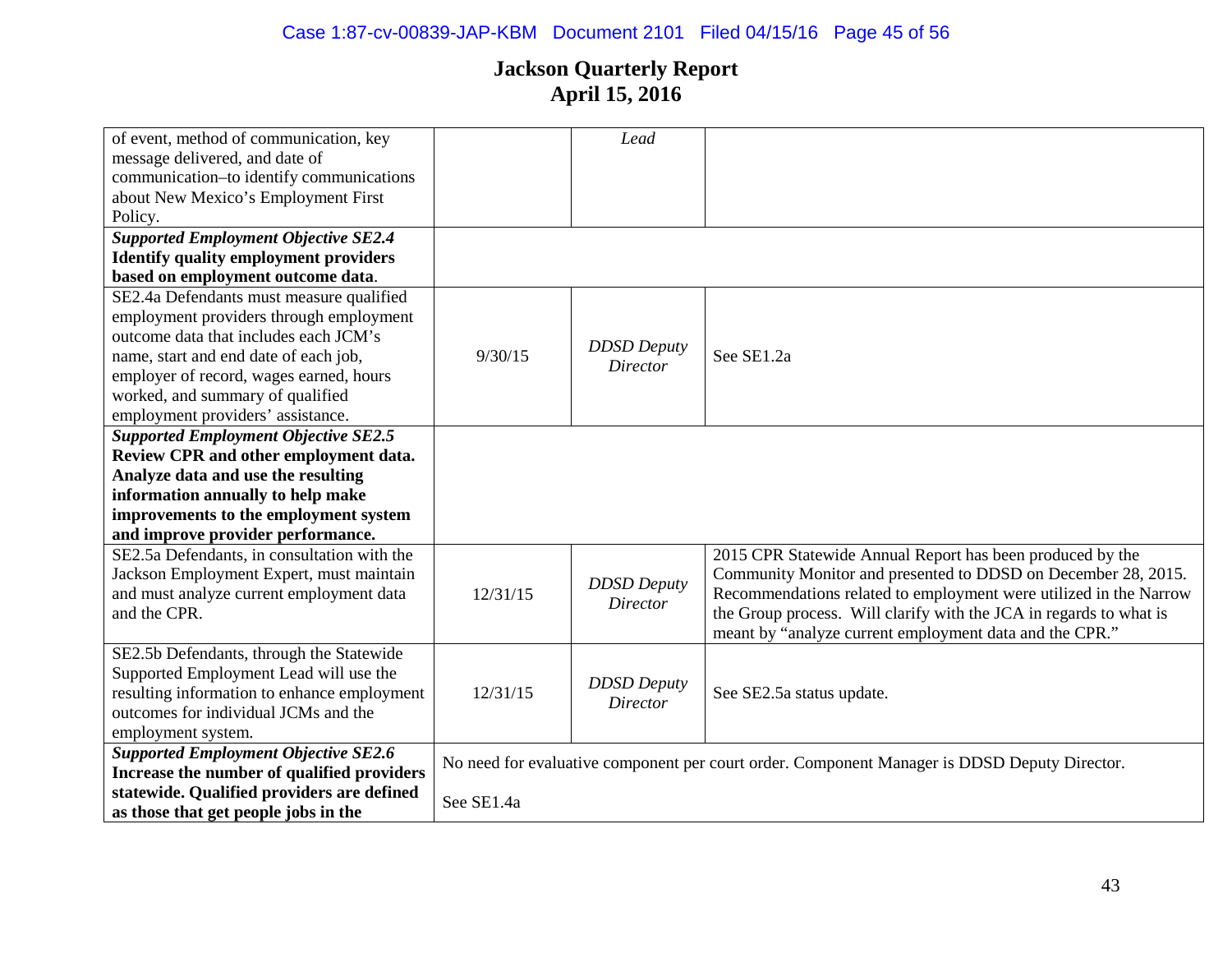# Jackson Quarterly Report
## April 15, 2016

| | | | |
|---|---|---|---|
| of event, method of communication, key message delivered, and date of communication–to identify communications about New Mexico's Employment First Policy. | | *Lead* | |
| ***Supported Employment Objective SE2.4*** **Identify quality employment providers based on employment outcome data.** | | | |
| SE2.4a Defendants must measure qualified employment providers through employment outcome data that includes each JCM's name, start and end date of each job, employer of record, wages earned, hours worked, and summary of qualified employment providers' assistance. | 9/30/15 | *DDSD Deputy Director* | See SE1.2a |
| ***Supported Employment Objective SE2.5*** **Review CPR and other employment data. Analyze data and use the resulting information annually to help make improvements to the employment system and improve provider performance.** | | | |
| SE2.5a Defendants, in consultation with the Jackson Employment Expert, must maintain and must analyze current employment data and the CPR. | 12/31/15 | *DDSD Deputy Director* | 2015 CPR Statewide Annual Report has been produced by the Community Monitor and presented to DDSD on December 28, 2015. Recommendations related to employment were utilized in the Narrow the Group process. Will clarify with the JCA in regards to what is meant by "analyze current employment data and the CPR." |
| SE2.5b Defendants, through the Statewide Supported Employment Lead will use the resulting information to enhance employment outcomes for individual JCMs and the employment system. | 12/31/15 | *DDSD Deputy Director* | See SE2.5a status update. |
| ***Supported Employment Objective SE2.6*** **Increase the number of qualified providers statewide. Qualified providers are defined as those that get people jobs in the** | No need for evaluative component per court order. Component Manager is DDSD Deputy Director.<br><br>See SE1.4a | | |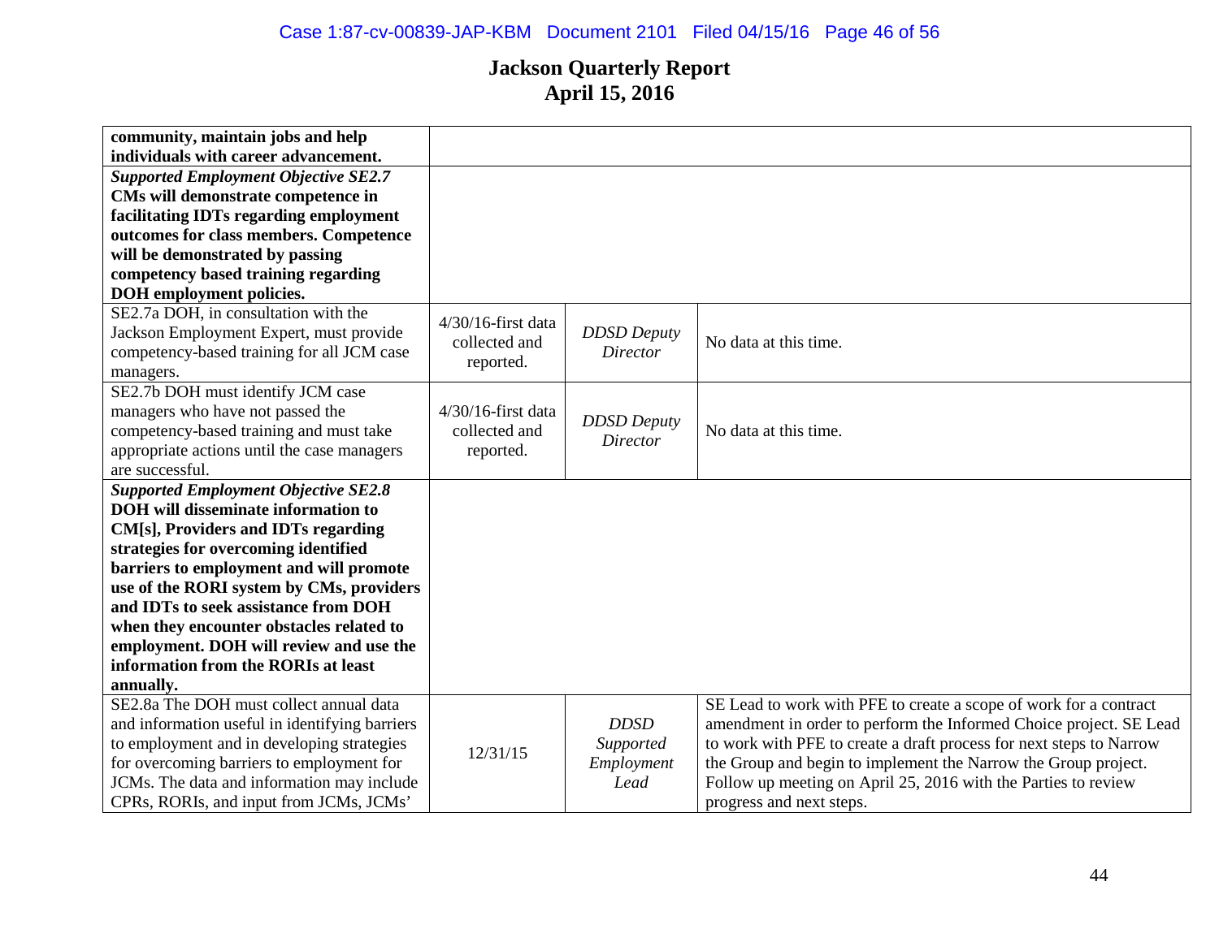# Jackson Quarterly Report
## April 15, 2016

| | | | |
|---|---|---|---|
| **community, maintain jobs and help individuals with career advancement.** | | | |
| ***Supported Employment Objective SE2.7*** **CMs will demonstrate competence in facilitating IDTs regarding employment outcomes for class members. Competence will be demonstrated by passing competency based training regarding DOH employment policies.** | | | |
| SE2.7a DOH, in consultation with the Jackson Employment Expert, must provide competency-based training for all JCM case managers. | 4/30/16-first data collected and reported. | *DDSD Deputy Director* | No data at this time. |
| SE2.7b DOH must identify JCM case managers who have not passed the competency-based training and must take appropriate actions until the case managers are successful. | 4/30/16-first data collected and reported. | *DDSD Deputy Director* | No data at this time. |
| ***Supported Employment Objective SE2.8*** **DOH will disseminate information to CM[s], Providers and IDTs regarding strategies for overcoming identified barriers to employment and will promote use of the RORI system by CMs, providers and IDTs to seek assistance from DOH when they encounter obstacles related to employment. DOH will review and use the information from the RORIs at least annually.** | | | |
| SE2.8a The DOH must collect annual data and information useful in identifying barriers to employment and in developing strategies for overcoming barriers to employment for JCMs. The data and information may include CPRs, RORIs, and input from JCMs, JCMs' | 12/31/15 | *DDSD Supported Employment Lead* | SE Lead to work with PFE to create a scope of work for a contract amendment in order to perform the Informed Choice project. SE Lead to work with PFE to create a draft process for next steps to Narrow the Group and begin to implement the Narrow the Group project. Follow up meeting on April 25, 2016 with the Parties to review progress and next steps. |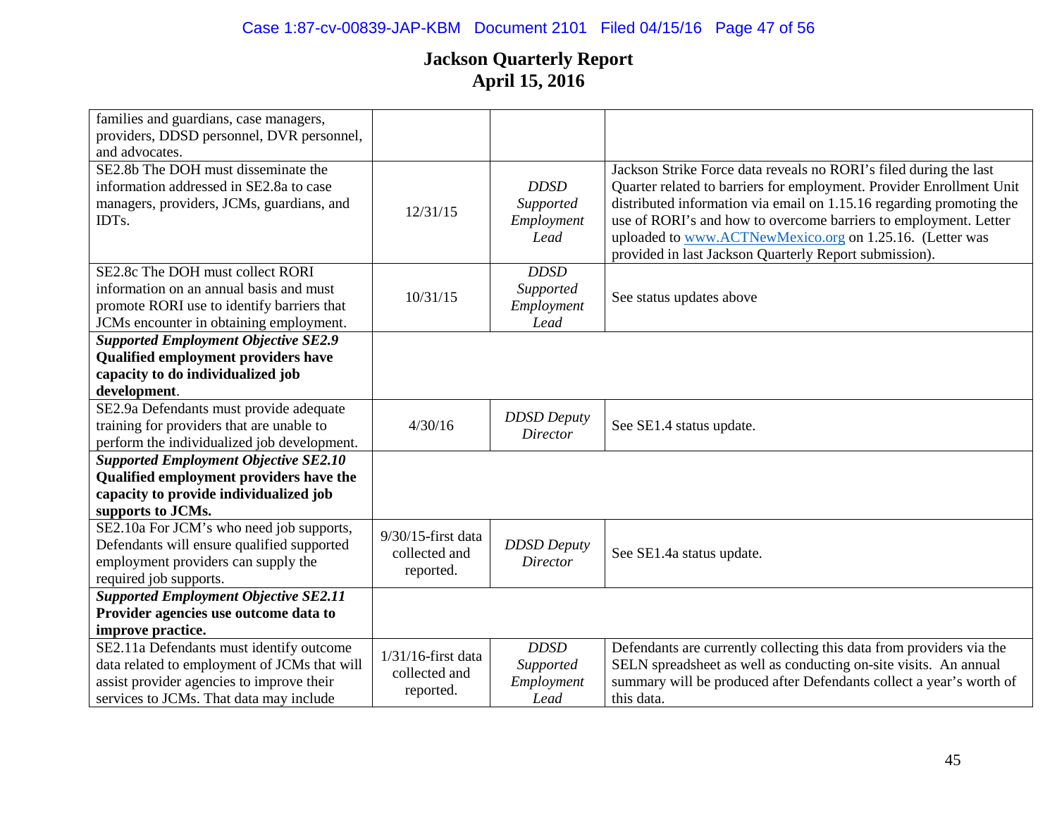# Jackson Quarterly Report
# April 15, 2016

| | | | |
|---|---|---|---|
| families and guardians, case managers, providers, DDSD personnel, DVR personnel, and advocates. | | | |
| SE2.8b The DOH must disseminate the information addressed in SE2.8a to case managers, providers, JCMs, guardians, and IDTs. | 12/31/15 | *DDSD Supported Employment Lead* | Jackson Strike Force data reveals no RORI's filed during the last Quarter related to barriers for employment. Provider Enrollment Unit distributed information via email on 1.15.16 regarding promoting the use of RORI's and how to overcome barriers to employment. Letter uploaded to www.ACTNewMexico.org on 1.25.16. (Letter was provided in last Jackson Quarterly Report submission). |
| SE2.8c The DOH must collect RORI information on an annual basis and must promote RORI use to identify barriers that JCMs encounter in obtaining employment. | 10/31/15 | *DDSD Supported Employment Lead* | See status updates above |
| ***Supported Employment Objective SE2.9*** **Qualified employment providers have capacity to do individualized job development**. | | | |
| SE2.9a Defendants must provide adequate training for providers that are unable to perform the individualized job development. | 4/30/16 | *DDSD Deputy Director* | See SE1.4 status update. |
| ***Supported Employment Objective SE2.10*** **Qualified employment providers have the capacity to provide individualized job supports to JCMs.** | | | |
| SE2.10a For JCM's who need job supports, Defendants will ensure qualified supported employment providers can supply the required job supports. | 9/30/15-first data collected and reported. | *DDSD Deputy Director* | See SE1.4a status update. |
| ***Supported Employment Objective SE2.11*** **Provider agencies use outcome data to improve practice.** | | | |
| SE2.11a Defendants must identify outcome data related to employment of JCMs that will assist provider agencies to improve their services to JCMs. That data may include | 1/31/16-first data collected and reported. | *DDSD Supported Employment Lead* | Defendants are currently collecting this data from providers via the SELN spreadsheet as well as conducting on-site visits. An annual summary will be produced after Defendants collect a year's worth of this data. |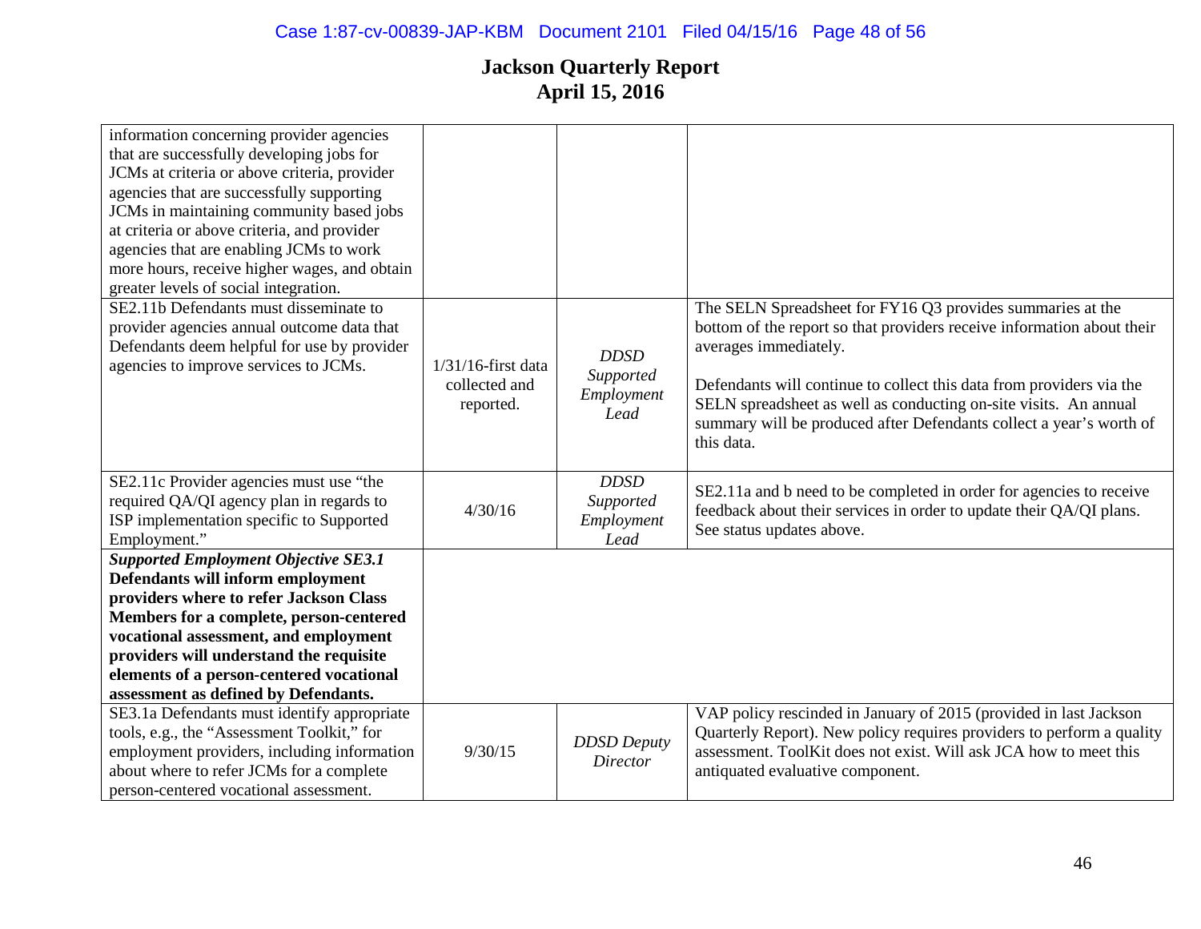# Jackson Quarterly Report
# April 15, 2016

| | | | |
|---|---|---|---|
| information concerning provider agencies that are successfully developing jobs for JCMs at criteria or above criteria, provider agencies that are successfully supporting JCMs in maintaining community based jobs at criteria or above criteria, and provider agencies that are enabling JCMs to work more hours, receive higher wages, and obtain greater levels of social integration. | | | |
| SE2.11b Defendants must disseminate to provider agencies annual outcome data that Defendants deem helpful for use by provider agencies to improve services to JCMs. | 1/31/16-first data collected and reported. | *DDSD Supported Employment Lead* | The SELN Spreadsheet for FY16 Q3 provides summaries at the bottom of the report so that providers receive information about their averages immediately.<br><br>Defendants will continue to collect this data from providers via the SELN spreadsheet as well as conducting on-site visits. An annual summary will be produced after Defendants collect a year's worth of this data. |
| SE2.11c Provider agencies must use "the required QA/QI agency plan in regards to ISP implementation specific to Supported Employment." | 4/30/16 | *DDSD Supported Employment Lead* | SE2.11a and b need to be completed in order for agencies to receive feedback about their services in order to update their QA/QI plans. See status updates above. |
| ***Supported Employment Objective SE3.1*** **Defendants will inform employment providers where to refer Jackson Class Members for a complete, person-centered vocational assessment, and employment providers will understand the requisite elements of a person-centered vocational assessment as defined by Defendants.** | | | |
| SE3.1a Defendants must identify appropriate tools, e.g., the "Assessment Toolkit," for employment providers, including information about where to refer JCMs for a complete person-centered vocational assessment. | 9/30/15 | *DDSD Deputy Director* | VAP policy rescinded in January of 2015 (provided in last Jackson Quarterly Report). New policy requires providers to perform a quality assessment. ToolKit does not exist. Will ask JCA how to meet this antiquated evaluative component. |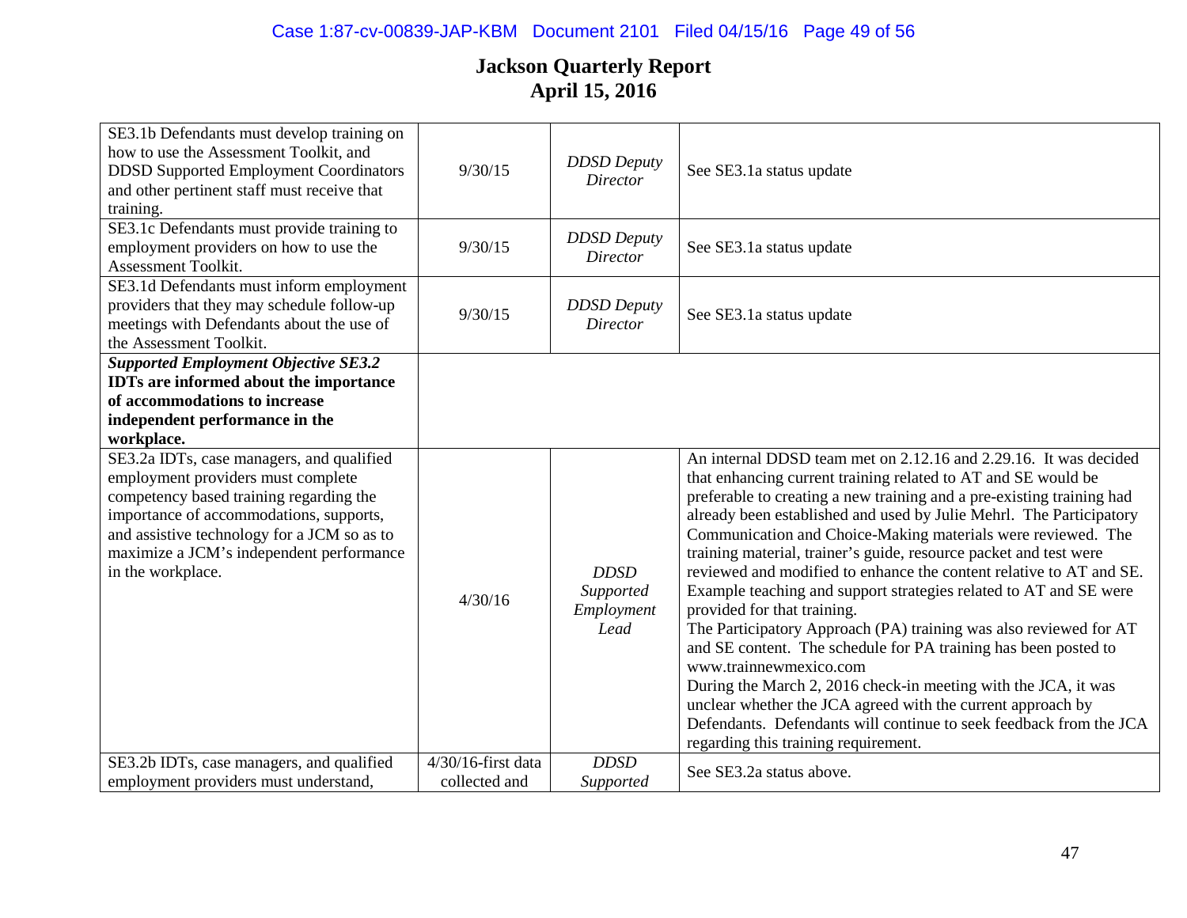# Jackson Quarterly Report
## April 15, 2016

| | | | |
|---|---|---|---|
| SE3.1b Defendants must develop training on how to use the Assessment Toolkit, and DDSD Supported Employment Coordinators and other pertinent staff must receive that training. | 9/30/15 | *DDSD Deputy Director* | See SE3.1a status update |
| SE3.1c Defendants must provide training to employment providers on how to use the Assessment Toolkit. | 9/30/15 | *DDSD Deputy Director* | See SE3.1a status update |
| SE3.1d Defendants must inform employment providers that they may schedule follow-up meetings with Defendants about the use of the Assessment Toolkit. | 9/30/15 | *DDSD Deputy Director* | See SE3.1a status update |
| ***Supported Employment Objective SE3.2*** **IDTs are informed about the importance of accommodations to increase independent performance in the workplace.** | | | |
| SE3.2a IDTs, case managers, and qualified employment providers must complete competency based training regarding the importance of accommodations, supports, and assistive technology for a JCM so as to maximize a JCM's independent performance in the workplace. | 4/30/16 | *DDSD Supported Employment Lead* | An internal DDSD team met on 2.12.16 and 2.29.16. It was decided that enhancing current training related to AT and SE would be preferable to creating a new training and a pre-existing training had already been established and used by Julie Mehrl. The Participatory Communication and Choice-Making materials were reviewed. The training material, trainer's guide, resource packet and test were reviewed and modified to enhance the content relative to AT and SE. Example teaching and support strategies related to AT and SE were provided for that training. The Participatory Approach (PA) training was also reviewed for AT and SE content. The schedule for PA training has been posted to www.trainnewmexico.com During the March 2, 2016 check-in meeting with the JCA, it was unclear whether the JCA agreed with the current approach by Defendants. Defendants will continue to seek feedback from the JCA regarding this training requirement. |
| SE3.2b IDTs, case managers, and qualified employment providers must understand, | 4/30/16-first data collected and | *DDSD Supported* | See SE3.2a status above. |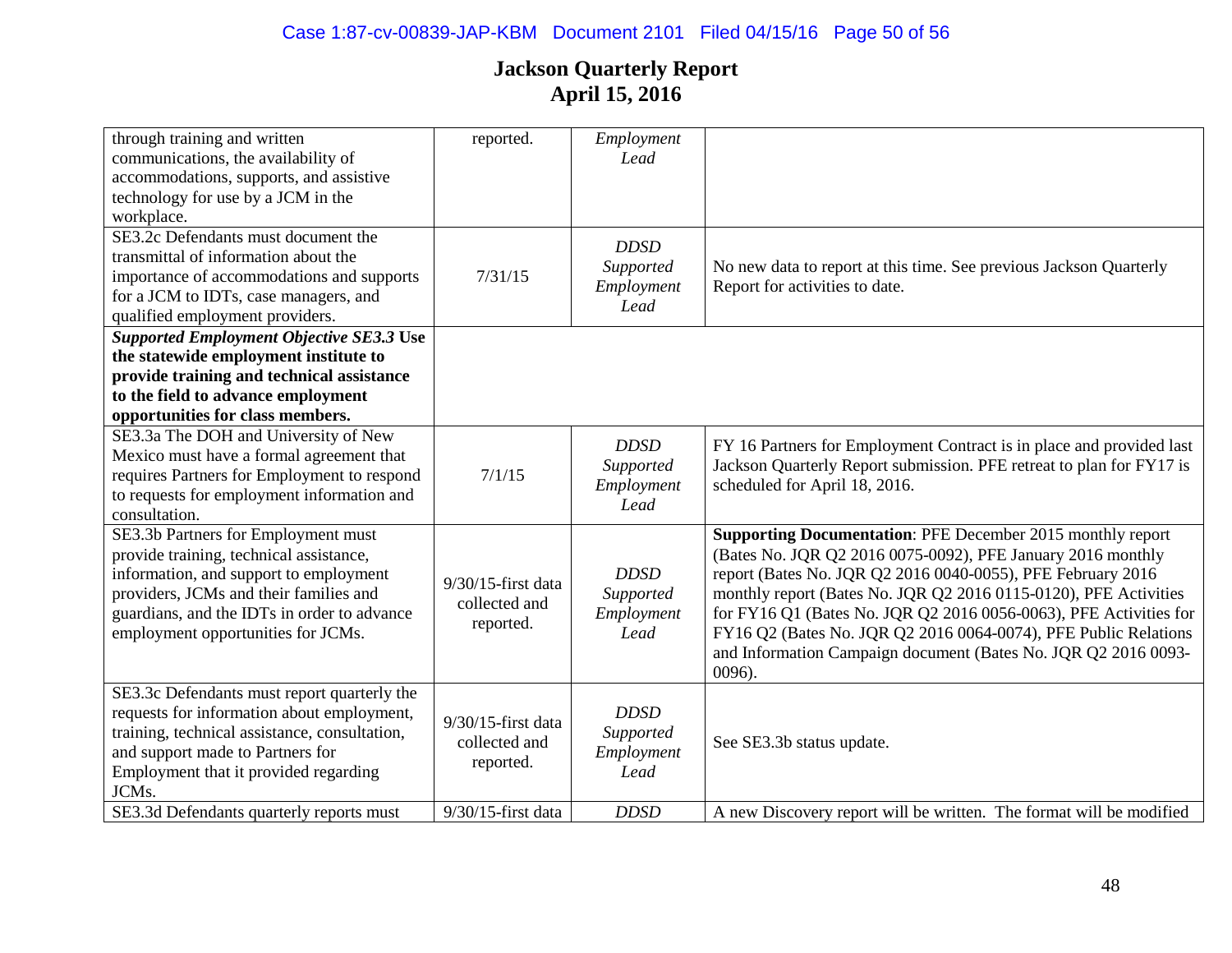# Jackson Quarterly Report
## April 15, 2016

| | | | |
|---|---|---|---|
| through training and written communications, the availability of accommodations, supports, and assistive technology for use by a JCM in the workplace. | reported. | *Employment Lead* | |
| SE3.2c Defendants must document the transmittal of information about the importance of accommodations and supports for a JCM to IDTs, case managers, and qualified employment providers. | 7/31/15 | *DDSD Supported Employment Lead* | No new data to report at this time. See previous Jackson Quarterly Report for activities to date. |
| ***Supported Employment Objective SE3.3* Use the statewide employment institute to provide training and technical assistance to the field to advance employment opportunities for class members.** | | | |
| SE3.3a The DOH and University of New Mexico must have a formal agreement that requires Partners for Employment to respond to requests for employment information and consultation. | 7/1/15 | *DDSD Supported Employment Lead* | FY 16 Partners for Employment Contract is in place and provided last Jackson Quarterly Report submission. PFE retreat to plan for FY17 is scheduled for April 18, 2016. |
| SE3.3b Partners for Employment must provide training, technical assistance, information, and support to employment providers, JCMs and their families and guardians, and the IDTs in order to advance employment opportunities for JCMs. | 9/30/15-first data collected and reported. | *DDSD Supported Employment Lead* | **Supporting Documentation**: PFE December 2015 monthly report (Bates No. JQR Q2 2016 0075-0092), PFE January 2016 monthly report (Bates No. JQR Q2 2016 0040-0055), PFE February 2016 monthly report (Bates No. JQR Q2 2016 0115-0120), PFE Activities for FY16 Q1 (Bates No. JQR Q2 2016 0056-0063), PFE Activities for FY16 Q2 (Bates No. JQR Q2 2016 0064-0074), PFE Public Relations and Information Campaign document (Bates No. JQR Q2 2016 0093-0096). |
| SE3.3c Defendants must report quarterly the requests for information about employment, training, technical assistance, consultation, and support made to Partners for Employment that it provided regarding JCMs. | 9/30/15-first data collected and reported. | *DDSD Supported Employment Lead* | See SE3.3b status update. |
| SE3.3d Defendants quarterly reports must | 9/30/15-first data | *DDSD* | A new Discovery report will be written. The format will be modified |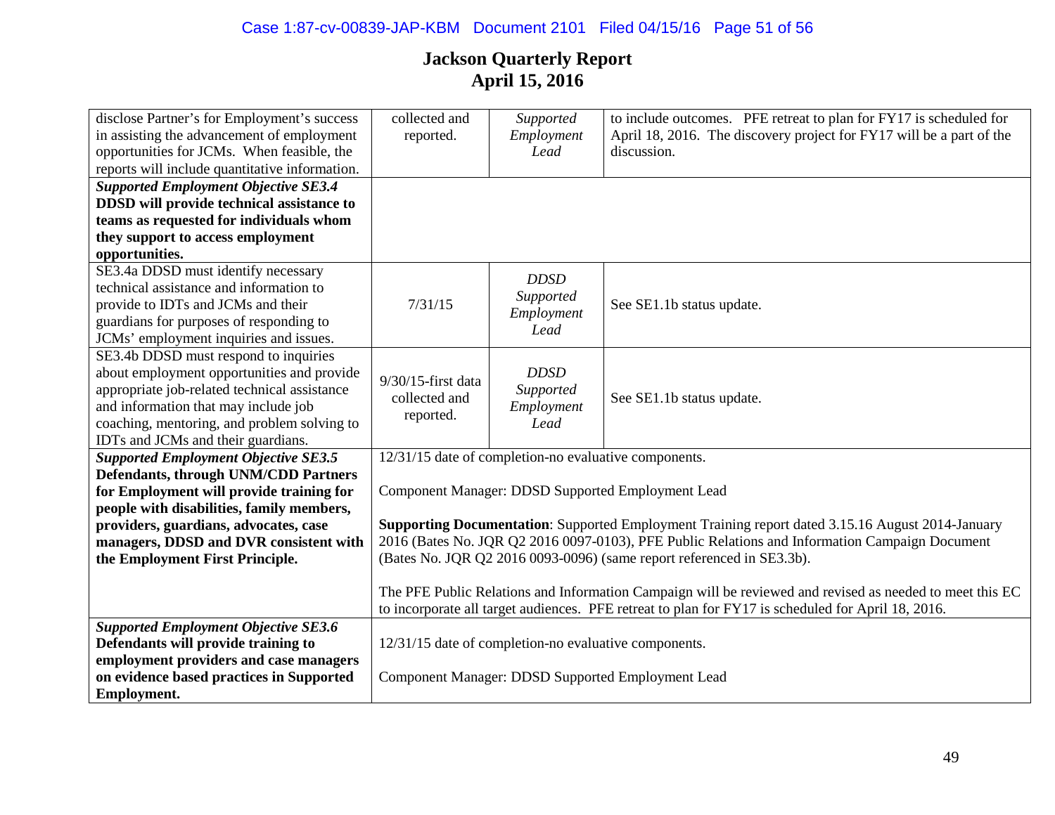# Jackson Quarterly Report
## April 15, 2016

| | | | |
|---|---|---|---|
| disclose Partner's for Employment's success in assisting the advancement of employment opportunities for JCMs. When feasible, the reports will include quantitative information. | collected and reported. | *Supported Employment Lead* | to include outcomes. PFE retreat to plan for FY17 is scheduled for April 18, 2016. The discovery project for FY17 will be a part of the discussion. |
| ***Supported Employment Objective SE3.4*** **DDSD will provide technical assistance to teams as requested for individuals whom they support to access employment opportunities.** | | | |
| SE3.4a DDSD must identify necessary technical assistance and information to provide to IDTs and JCMs and their guardians for purposes of responding to JCMs' employment inquiries and issues. | 7/31/15 | *DDSD Supported Employment Lead* | See SE1.1b status update. |
| SE3.4b DDSD must respond to inquiries about employment opportunities and provide appropriate job-related technical assistance and information that may include job coaching, mentoring, and problem solving to IDTs and JCMs and their guardians. | 9/30/15-first data collected and reported. | *DDSD Supported Employment Lead* | See SE1.1b status update. |
| ***Supported Employment Objective SE3.5*** **Defendants, through UNM/CDD Partners for Employment will provide training for people with disabilities, family members, providers, guardians, advocates, case managers, DDSD and DVR consistent with the Employment First Principle.** | 12/31/15 date of completion-no evaluative components.<br><br>Component Manager: DDSD Supported Employment Lead<br><br>**Supporting Documentation**: Supported Employment Training report dated 3.15.16 August 2014-January 2016 (Bates No. JQR Q2 2016 0097-0103), PFE Public Relations and Information Campaign Document (Bates No. JQR Q2 2016 0093-0096) (same report referenced in SE3.3b).<br><br>The PFE Public Relations and Information Campaign will be reviewed and revised as needed to meet this EC to incorporate all target audiences. PFE retreat to plan for FY17 is scheduled for April 18, 2016. | | |
| ***Supported Employment Objective SE3.6*** **Defendants will provide training to employment providers and case managers on evidence based practices in Supported Employment.** | 12/31/15 date of completion-no evaluative components.<br><br>Component Manager: DDSD Supported Employment Lead | | |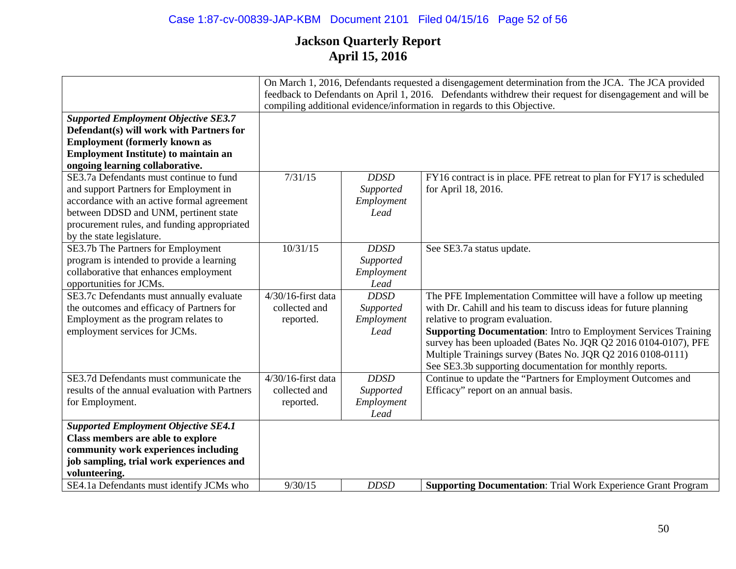# Jackson Quarterly Report
# April 15, 2016

| | | | |
|---|---|---|---|
| | On March 1, 2016, Defendants requested a disengagement determination from the JCA. The JCA provided feedback to Defendants on April 1, 2016. Defendants withdrew their request for disengagement and will be compiling additional evidence/information in regards to this Objective. | | |
| ***Supported Employment Objective SE3.7*** **Defendant(s) will work with Partners for Employment (formerly known as Employment Institute) to maintain an ongoing learning collaborative.** | | | |
| SE3.7a Defendants must continue to fund and support Partners for Employment in accordance with an active formal agreement between DDSD and UNM, pertinent state procurement rules, and funding appropriated by the state legislature. | 7/31/15 | *DDSD Supported Employment Lead* | FY16 contract is in place. PFE retreat to plan for FY17 is scheduled for April 18, 2016. |
| SE3.7b The Partners for Employment program is intended to provide a learning collaborative that enhances employment opportunities for JCMs. | 10/31/15 | *DDSD Supported Employment Lead* | See SE3.7a status update. |
| SE3.7c Defendants must annually evaluate the outcomes and efficacy of Partners for Employment as the program relates to employment services for JCMs. | 4/30/16-first data collected and reported. | *DDSD Supported Employment Lead* | The PFE Implementation Committee will have a follow up meeting with Dr. Cahill and his team to discuss ideas for future planning relative to program evaluation. **Supporting Documentation**: Intro to Employment Services Training survey has been uploaded (Bates No. JQR Q2 2016 0104-0107), PFE Multiple Trainings survey (Bates No. JQR Q2 2016 0108-0111) See SE3.3b supporting documentation for monthly reports. |
| SE3.7d Defendants must communicate the results of the annual evaluation with Partners for Employment. | 4/30/16-first data collected and reported. | *DDSD Supported Employment Lead* | Continue to update the "Partners for Employment Outcomes and Efficacy" report on an annual basis. |
| ***Supported Employment Objective SE4.1*** **Class members are able to explore community work experiences including job sampling, trial work experiences and volunteering.** | | | |
| SE4.1a Defendants must identify JCMs who | 9/30/15 | *DDSD* | **Supporting Documentation**: Trial Work Experience Grant Program |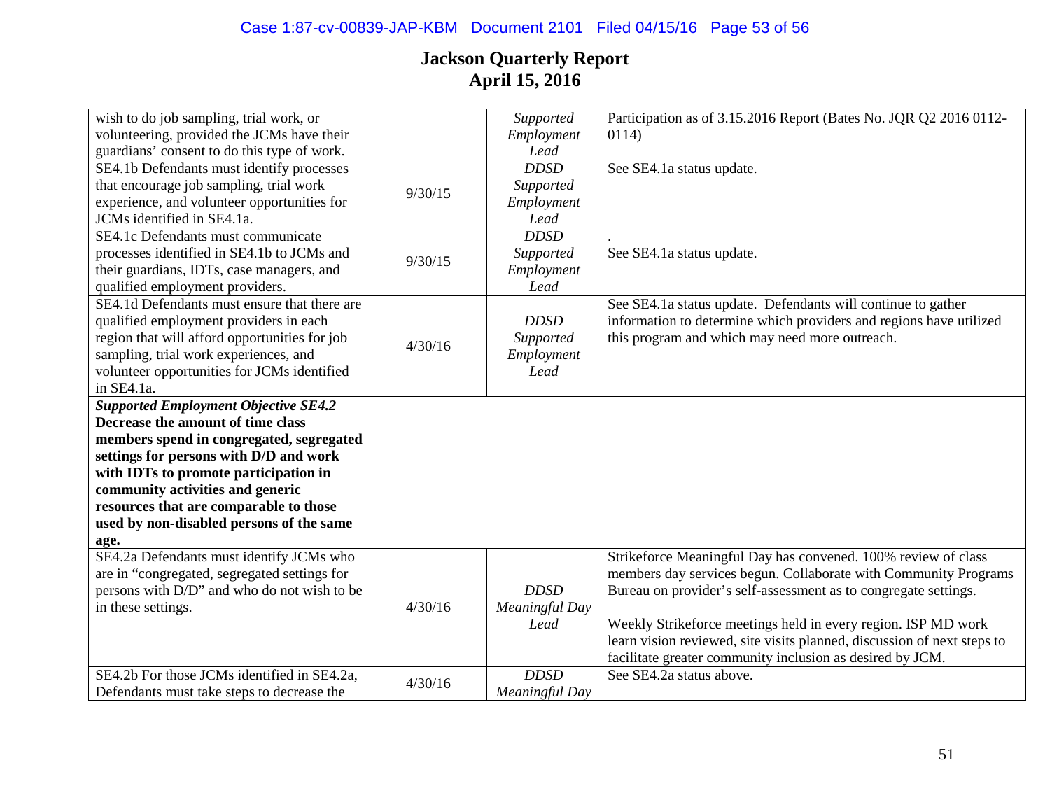# Jackson Quarterly Report
# April 15, 2016

| | | | |
|---|---|---|---|
| wish to do job sampling, trial work, or volunteering, provided the JCMs have their guardians' consent to do this type of work. | | *Supported Employment Lead* | Participation as of 3.15.2016 Report (Bates No. JQR Q2 2016 0112-0114) |
| SE4.1b Defendants must identify processes that encourage job sampling, trial work experience, and volunteer opportunities for JCMs identified in SE4.1a. | 9/30/15 | *DDSD Supported Employment Lead* | See SE4.1a status update. |
| SE4.1c Defendants must communicate processes identified in SE4.1b to JCMs and their guardians, IDTs, case managers, and qualified employment providers. | 9/30/15 | *DDSD Supported Employment Lead* | . See SE4.1a status update. |
| SE4.1d Defendants must ensure that there are qualified employment providers in each region that will afford opportunities for job sampling, trial work experiences, and volunteer opportunities for JCMs identified in SE4.1a. | 4/30/16 | *DDSD Supported Employment Lead* | See SE4.1a status update. Defendants will continue to gather information to determine which providers and regions have utilized this program and which may need more outreach. |
| ***Supported Employment Objective SE4.2*** **Decrease the amount of time class members spend in congregated, segregated settings for persons with D/D and work with IDTs to promote participation in community activities and generic resources that are comparable to those used by non-disabled persons of the same age.** | | | |
| SE4.2a Defendants must identify JCMs who are in "congregated, segregated settings for persons with D/D" and who do not wish to be in these settings. | 4/30/16 | *DDSD Meaningful Day Lead* | Strikeforce Meaningful Day has convened. 100% review of class members day services begun. Collaborate with Community Programs Bureau on provider's self-assessment as to congregate settings.<br><br>Weekly Strikeforce meetings held in every region. ISP MD work learn vision reviewed, site visits planned, discussion of next steps to facilitate greater community inclusion as desired by JCM. |
| SE4.2b For those JCMs identified in SE4.2a, Defendants must take steps to decrease the | 4/30/16 | *DDSD Meaningful Day* | See SE4.2a status above. |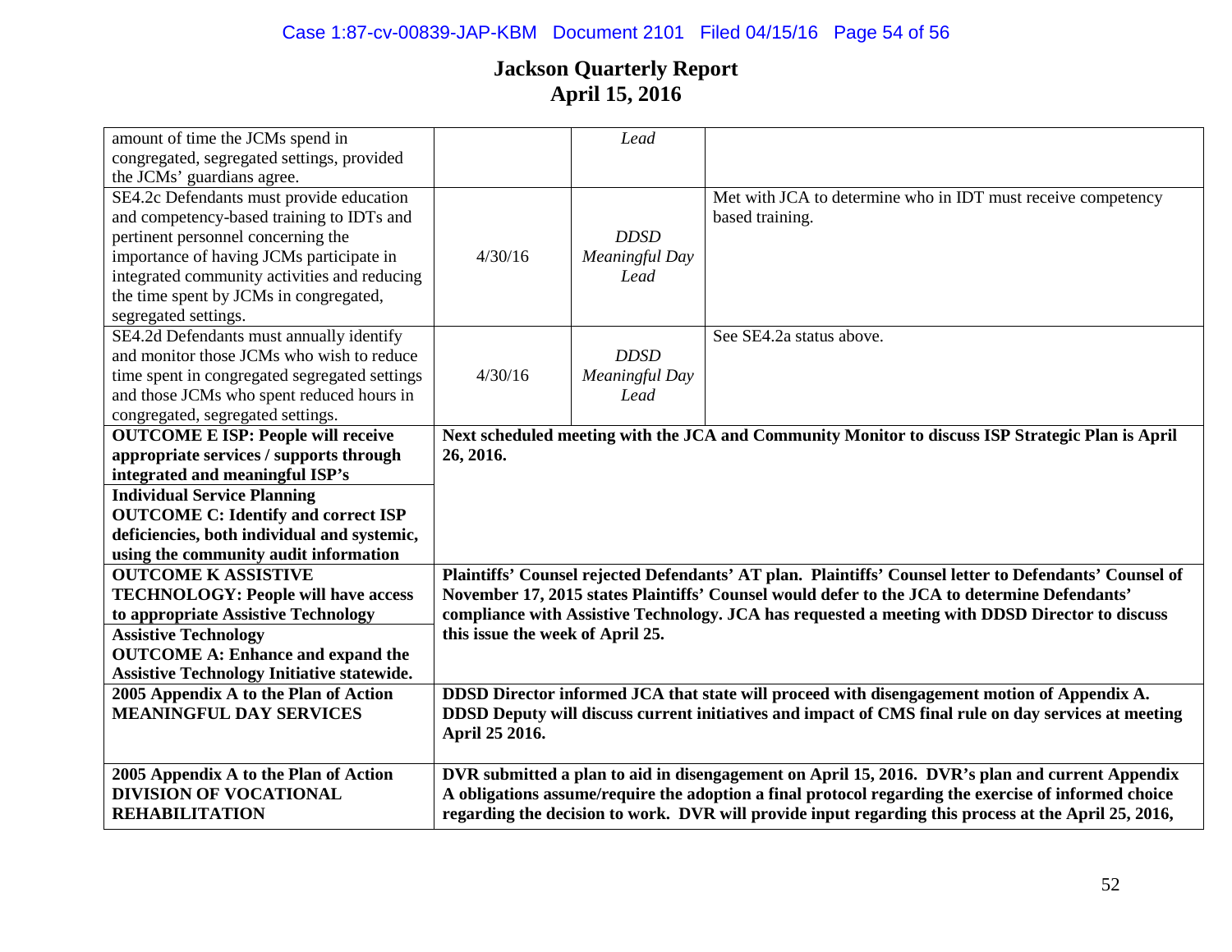# Jackson Quarterly Report
# April 15, 2016

| | | | |
|---|---|---|---|
| amount of time the JCMs spend in congregated, segregated settings, provided the JCMs' guardians agree. | | *Lead* | |
| SE4.2c Defendants must provide education and competency-based training to IDTs and pertinent personnel concerning the importance of having JCMs participate in integrated community activities and reducing the time spent by JCMs in congregated, segregated settings. | 4/30/16 | *DDSD Meaningful Day Lead* | Met with JCA to determine who in IDT must receive competency based training. |
| SE4.2d Defendants must annually identify and monitor those JCMs who wish to reduce time spent in congregated segregated settings and those JCMs who spent reduced hours in congregated, segregated settings. | 4/30/16 | *DDSD Meaningful Day Lead* | See SE4.2a status above. |
| **OUTCOME E ISP: People will receive appropriate services / supports through integrated and meaningful ISP's** **Individual Service Planning** **OUTCOME C: Identify and correct ISP deficiencies, both individual and systemic, using the community audit information** | **Next scheduled meeting with the JCA and Community Monitor to discuss ISP Strategic Plan is April 26, 2016.** | | |
| **OUTCOME K ASSISTIVE TECHNOLOGY: People will have access to appropriate Assistive Technology** **Assistive Technology** **OUTCOME A: Enhance and expand the Assistive Technology Initiative statewide.** | **Plaintiffs' Counsel rejected Defendants' AT plan. Plaintiffs' Counsel letter to Defendants' Counsel of November 17, 2015 states Plaintiffs' Counsel would defer to the JCA to determine Defendants' compliance with Assistive Technology. JCA has requested a meeting with DDSD Director to discuss this issue the week of April 25.** | | |
| **2005 Appendix A to the Plan of Action MEANINGFUL DAY SERVICES** | **DDSD Director informed JCA that state will proceed with disengagement motion of Appendix A. DDSD Deputy will discuss current initiatives and impact of CMS final rule on day services at meeting April 25 2016.** | | |
| **2005 Appendix A to the Plan of Action DIVISION OF VOCATIONAL REHABILITATION** | **DVR submitted a plan to aid in disengagement on April 15, 2016. DVR's plan and current Appendix A obligations assume/require the adoption a final protocol regarding the exercise of informed choice regarding the decision to work. DVR will provide input regarding this process at the April 25, 2016,** | | |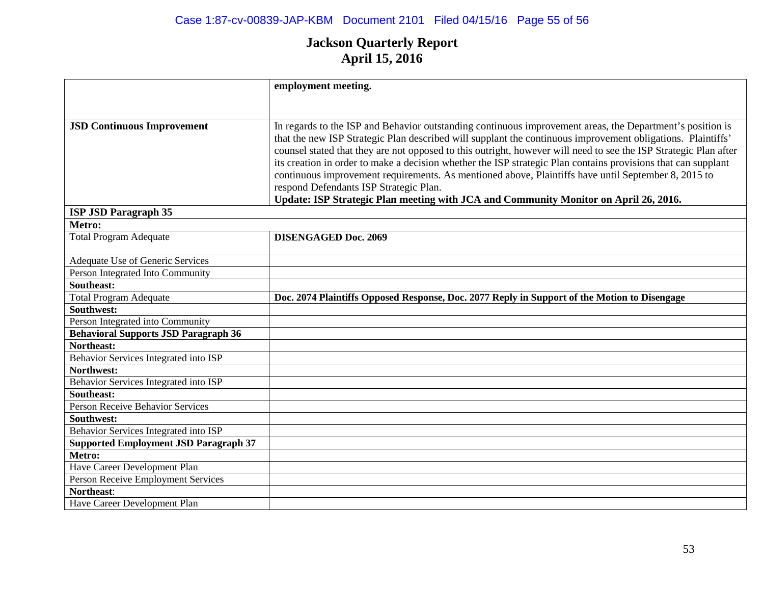# Jackson Quarterly Report
# April 15, 2016

| | |
|---|---|
| | **employment meeting.** |
| **JSD Continuous Improvement** | In regards to the ISP and Behavior outstanding continuous improvement areas, the Department's position is that the new ISP Strategic Plan described will supplant the continuous improvement obligations. Plaintiffs' counsel stated that they are not opposed to this outright, however will need to see the ISP Strategic Plan after its creation in order to make a decision whether the ISP strategic Plan contains provisions that can supplant continuous improvement requirements. As mentioned above, Plaintiffs have until September 8, 2015 to respond Defendants ISP Strategic Plan. **Update: ISP Strategic Plan meeting with JCA and Community Monitor on April 26, 2016.** |
| **ISP JSD Paragraph 35** | |
| **Metro:** | |
| Total Program Adequate | **DISENGAGED Doc. 2069** |
| Adequate Use of Generic Services | |
| Person Integrated Into Community | |
| **Southeast:** | |
| Total Program Adequate | **Doc. 2074 Plaintiffs Opposed Response, Doc. 2077 Reply in Support of the Motion to Disengage** |
| **Southwest:** | |
| Person Integrated into Community | |
| **Behavioral Supports JSD Paragraph 36** | |
| **Northeast:** | |
| Behavior Services Integrated into ISP | |
| **Northwest:** | |
| Behavior Services Integrated into ISP | |
| **Southeast:** | |
| Person Receive Behavior Services | |
| **Southwest:** | |
| Behavior Services Integrated into ISP | |
| **Supported Employment JSD Paragraph 37** | |
| **Metro:** | |
| Have Career Development Plan | |
| Person Receive Employment Services | |
| **Northeast**: | |
| Have Career Development Plan | |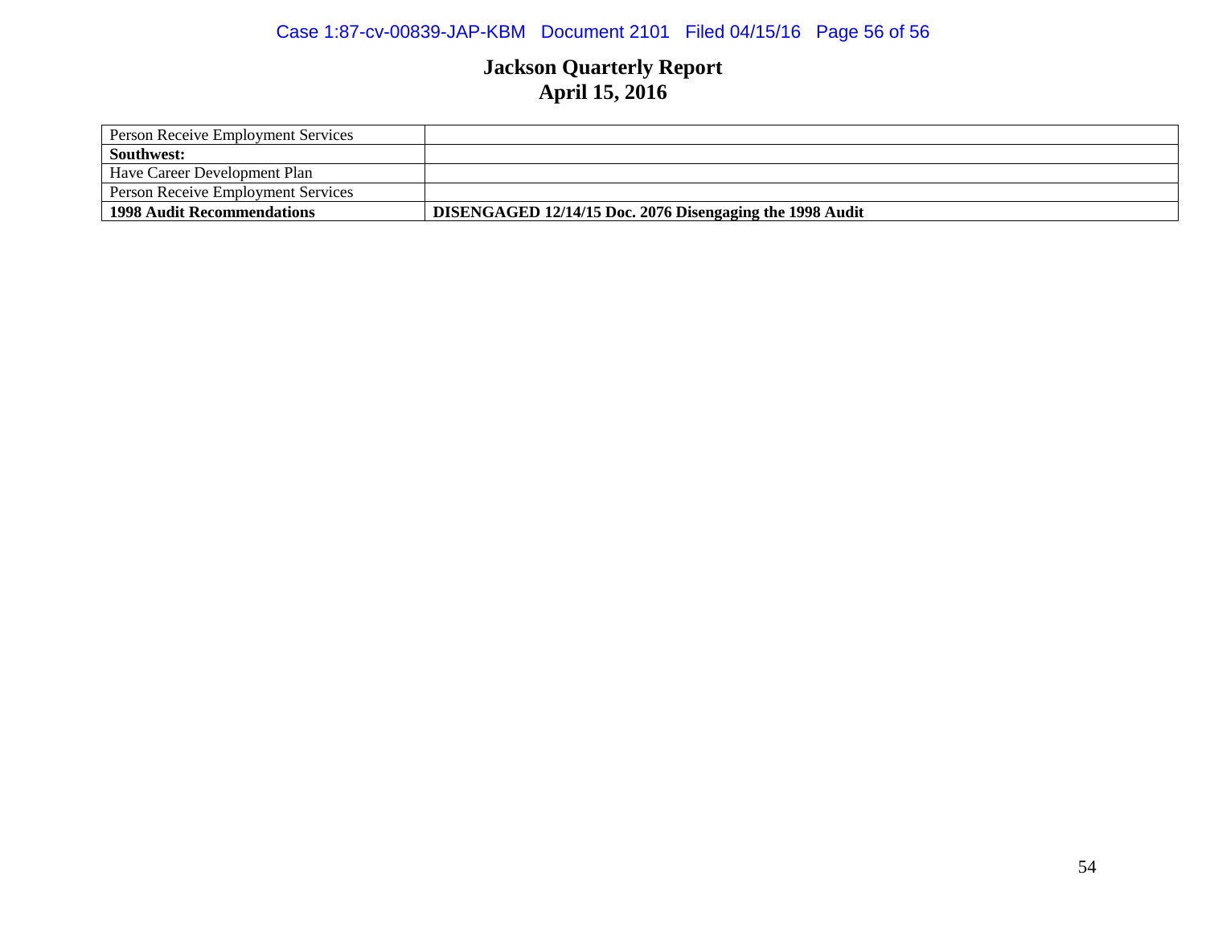**Jackson Quarterly Report**
**April 15, 2016**

| | |
|---|---|
| Person Receive Employment Services | |
| **Southwest:** | |
| Have Career Development Plan | |
| Person Receive Employment Services | |
| **1998 Audit Recommendations** | **DISENGAGED 12/14/15 Doc. 2076 Disengaging the 1998 Audit** |